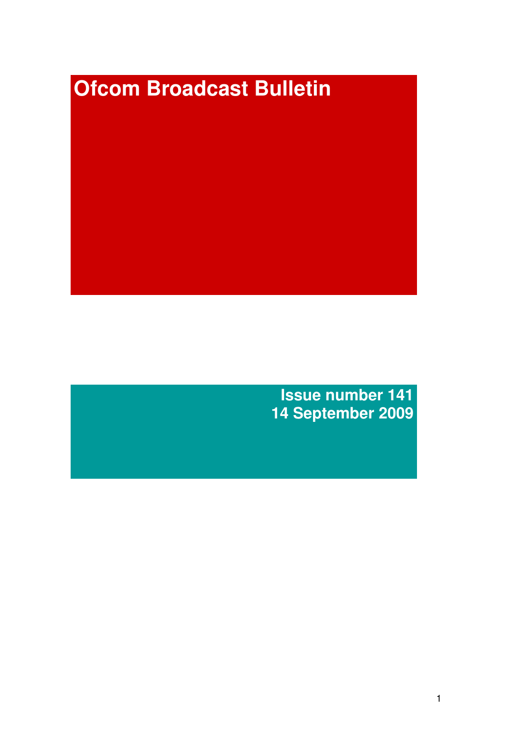# Ofcom Broadcast Bulletin

**Issue number 141**
**14 September 2009**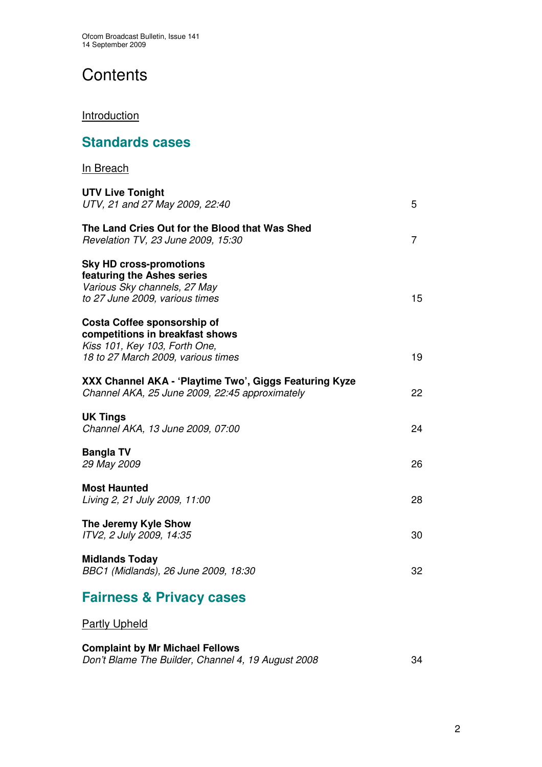# Contents

Introduction

## Standards cases

In Breach

**UTV Live Tonight**
*UTV, 21 and 27 May 2009, 22:40* 5

**The Land Cries Out for the Blood that Was Shed**
*Revelation TV, 23 June 2009, 15:30* 7

**Sky HD cross-promotions featuring the Ashes series**
*Various Sky channels, 27 May to 27 June 2009, various times* 15

**Costa Coffee sponsorship of competitions in breakfast shows**
*Kiss 101, Key 103, Forth One, 18 to 27 March 2009, various times* 19

**XXX Channel AKA - 'Playtime Two', Giggs Featuring Kyze**
*Channel AKA, 25 June 2009, 22:45 approximately* 22

**UK Tings**
*Channel AKA, 13 June 2009, 07:00* 24

**Bangla TV**
*29 May 2009* 26

**Most Haunted**
*Living 2, 21 July 2009, 11:00* 28

**The Jeremy Kyle Show**
*ITV2, 2 July 2009, 14:35* 30

**Midlands Today**
*BBC1 (Midlands), 26 June 2009, 18:30* 32

## Fairness & Privacy cases

Partly Upheld

**Complaint by Mr Michael Fellows**
*Don't Blame The Builder, Channel 4, 19 August 2008* 34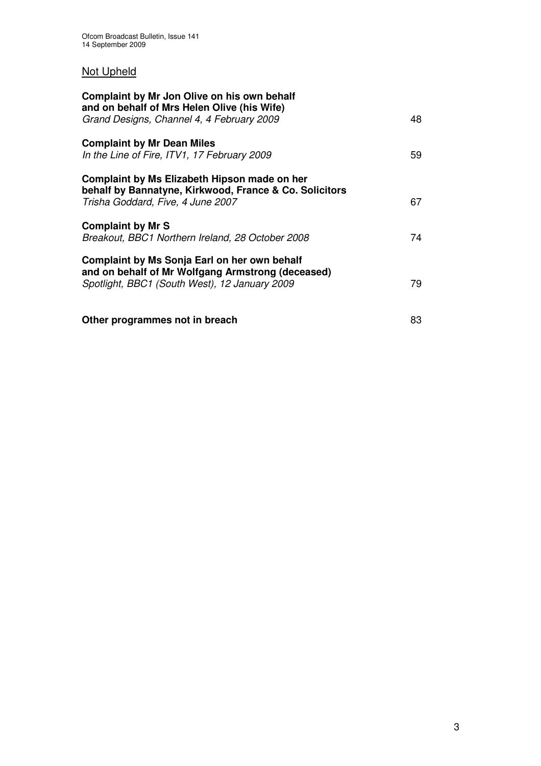## Not Upheld

| | |
|---|---|
| **Complaint by Mr Jon Olive on his own behalf and on behalf of Mrs Helen Olive (his Wife)**<br>*Grand Designs, Channel 4, 4 February 2009* | 48 |
| **Complaint by Mr Dean Miles**<br>*In the Line of Fire, ITV1, 17 February 2009* | 59 |
| **Complaint by Ms Elizabeth Hipson made on her behalf by Bannatyne, Kirkwood, France & Co. Solicitors**<br>*Trisha Goddard, Five, 4 June 2007* | 67 |
| **Complaint by Mr S**<br>*Breakout, BBC1 Northern Ireland, 28 October 2008* | 74 |
| **Complaint by Ms Sonja Earl on her own behalf and on behalf of Mr Wolfgang Armstrong (deceased)**<br>*Spotlight, BBC1 (South West), 12 January 2009* | 79 |
| **Other programmes not in breach** | 83 |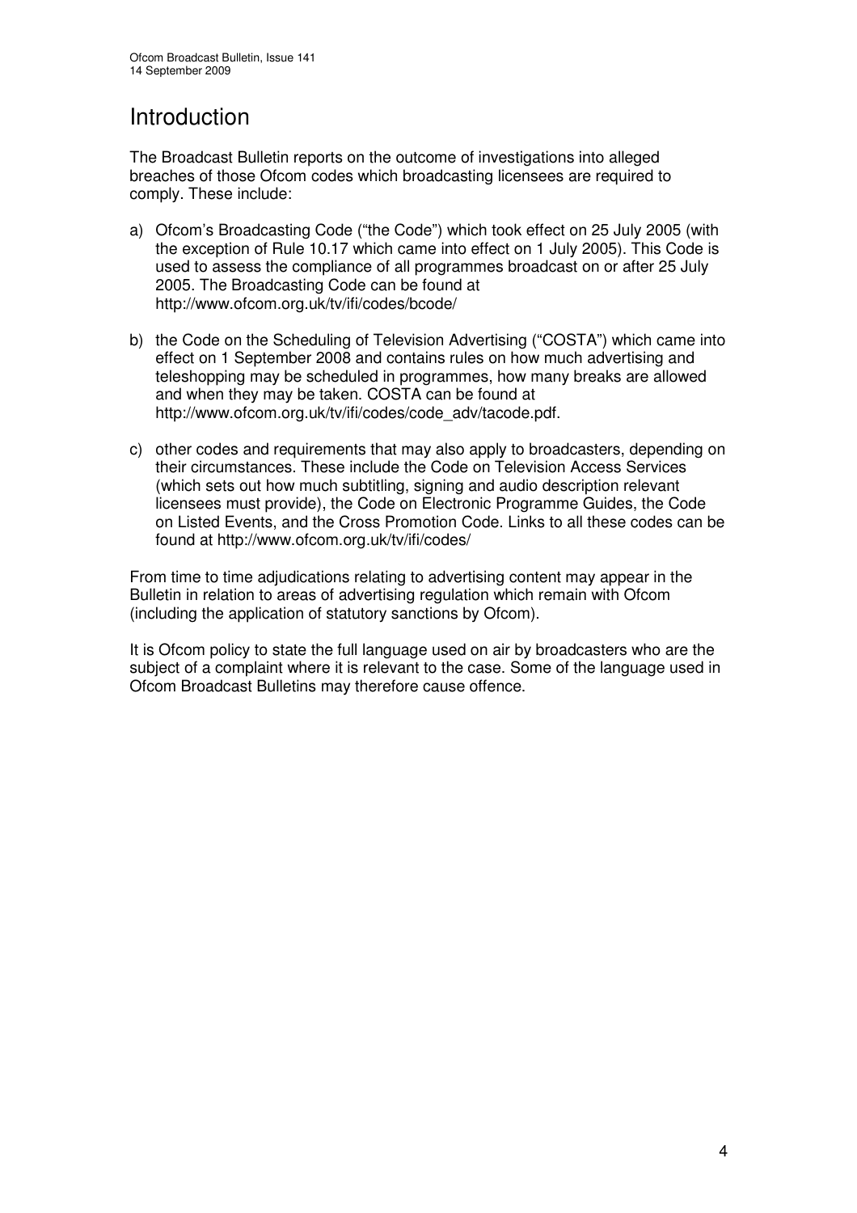# Introduction

The Broadcast Bulletin reports on the outcome of investigations into alleged breaches of those Ofcom codes which broadcasting licensees are required to comply. These include:

a) Ofcom's Broadcasting Code ("the Code") which took effect on 25 July 2005 (with the exception of Rule 10.17 which came into effect on 1 July 2005). This Code is used to assess the compliance of all programmes broadcast on or after 25 July 2005. The Broadcasting Code can be found at http://www.ofcom.org.uk/tv/ifi/codes/bcode/

b) the Code on the Scheduling of Television Advertising ("COSTA") which came into effect on 1 September 2008 and contains rules on how much advertising and teleshopping may be scheduled in programmes, how many breaks are allowed and when they may be taken. COSTA can be found at http://www.ofcom.org.uk/tv/ifi/codes/code_adv/tacode.pdf.

c) other codes and requirements that may also apply to broadcasters, depending on their circumstances. These include the Code on Television Access Services (which sets out how much subtitling, signing and audio description relevant licensees must provide), the Code on Electronic Programme Guides, the Code on Listed Events, and the Cross Promotion Code. Links to all these codes can be found at http://www.ofcom.org.uk/tv/ifi/codes/

From time to time adjudications relating to advertising content may appear in the Bulletin in relation to areas of advertising regulation which remain with Ofcom (including the application of statutory sanctions by Ofcom).

It is Ofcom policy to state the full language used on air by broadcasters who are the subject of a complaint where it is relevant to the case. Some of the language used in Ofcom Broadcast Bulletins may therefore cause offence.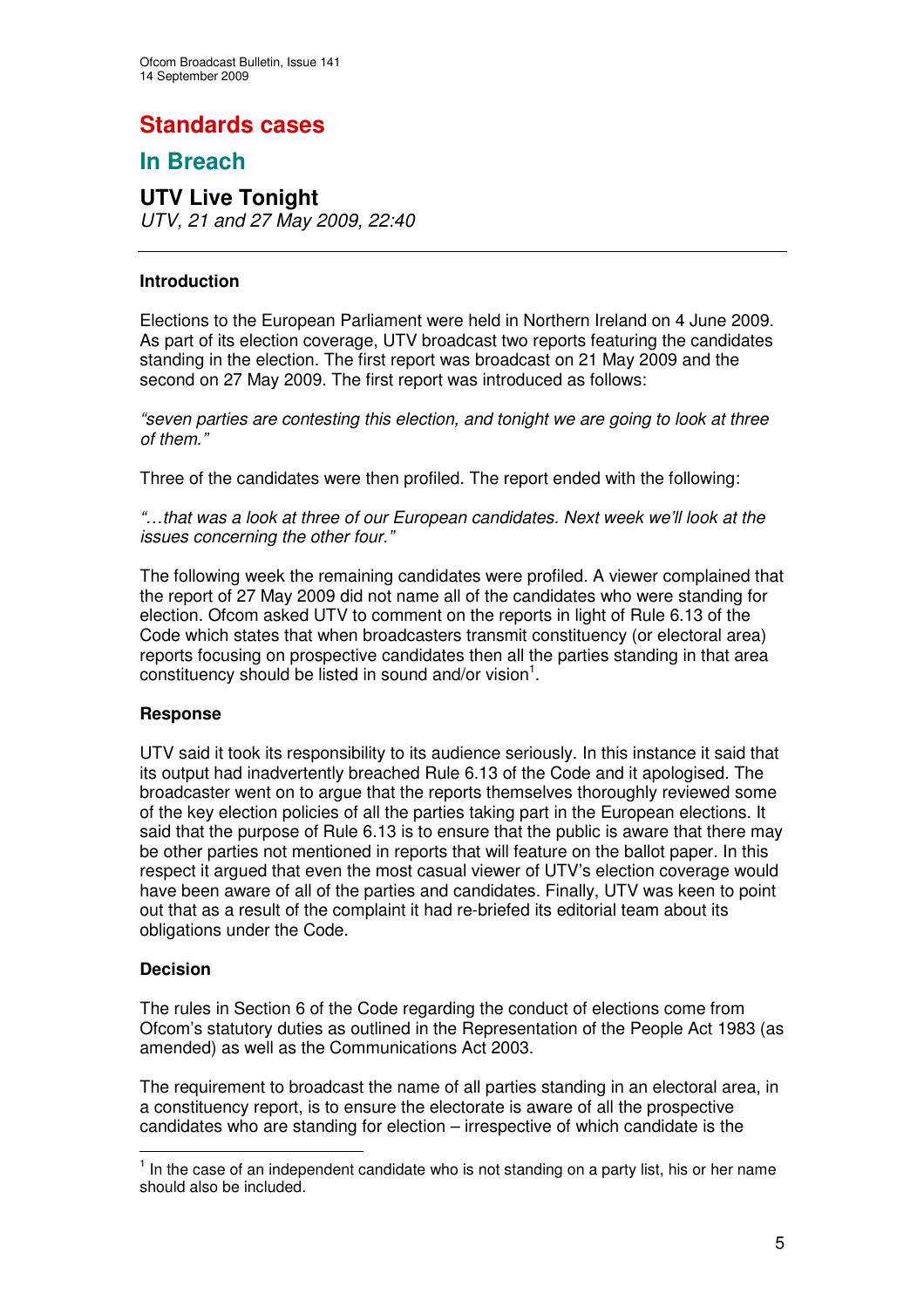# Standards cases

## In Breach

### UTV Live Tonight

*UTV, 21 and 27 May 2009, 22:40*

---

**Introduction**

Elections to the European Parliament were held in Northern Ireland on 4 June 2009. As part of its election coverage, UTV broadcast two reports featuring the candidates standing in the election. The first report was broadcast on 21 May 2009 and the second on 27 May 2009. The first report was introduced as follows:

*"seven parties are contesting this election, and tonight we are going to look at three of them."*

Three of the candidates were then profiled. The report ended with the following:

*"…that was a look at three of our European candidates. Next week we'll look at the issues concerning the other four."*

The following week the remaining candidates were profiled. A viewer complained that the report of 27 May 2009 did not name all of the candidates who were standing for election. Ofcom asked UTV to comment on the reports in light of Rule 6.13 of the Code which states that when broadcasters transmit constituency (or electoral area) reports focusing on prospective candidates then all the parties standing in that area constituency should be listed in sound and/or vision[1].

**Response**

UTV said it took its responsibility to its audience seriously. In this instance it said that its output had inadvertently breached Rule 6.13 of the Code and it apologised. The broadcaster went on to argue that the reports themselves thoroughly reviewed some of the key election policies of all the parties taking part in the European elections. It said that the purpose of Rule 6.13 is to ensure that the public is aware that there may be other parties not mentioned in reports that will feature on the ballot paper. In this respect it argued that even the most casual viewer of UTV's election coverage would have been aware of all of the parties and candidates. Finally, UTV was keen to point out that as a result of the complaint it had re-briefed its editorial team about its obligations under the Code.

**Decision**

The rules in Section 6 of the Code regarding the conduct of elections come from Ofcom's statutory duties as outlined in the Representation of the People Act 1983 (as amended) as well as the Communications Act 2003.

The requirement to broadcast the name of all parties standing in an electoral area, in a constituency report, is to ensure the electorate is aware of all the prospective candidates who are standing for election – irrespective of which candidate is the

[1] In the case of an independent candidate who is not standing on a party list, his or her name should also be included.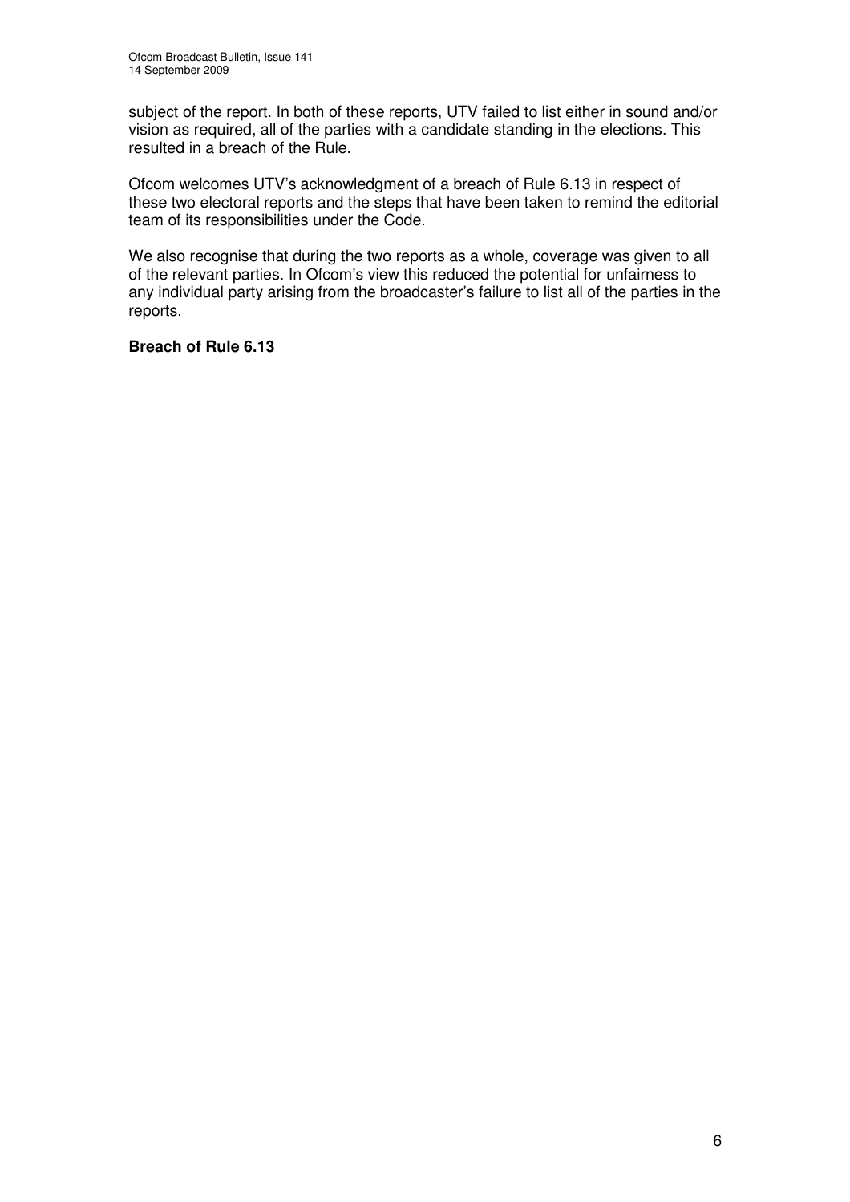subject of the report. In both of these reports, UTV failed to list either in sound and/or vision as required, all of the parties with a candidate standing in the elections. This resulted in a breach of the Rule.

Ofcom welcomes UTV's acknowledgment of a breach of Rule 6.13 in respect of these two electoral reports and the steps that have been taken to remind the editorial team of its responsibilities under the Code.

We also recognise that during the two reports as a whole, coverage was given to all of the relevant parties. In Ofcom's view this reduced the potential for unfairness to any individual party arising from the broadcaster's failure to list all of the parties in the reports.

**Breach of Rule 6.13**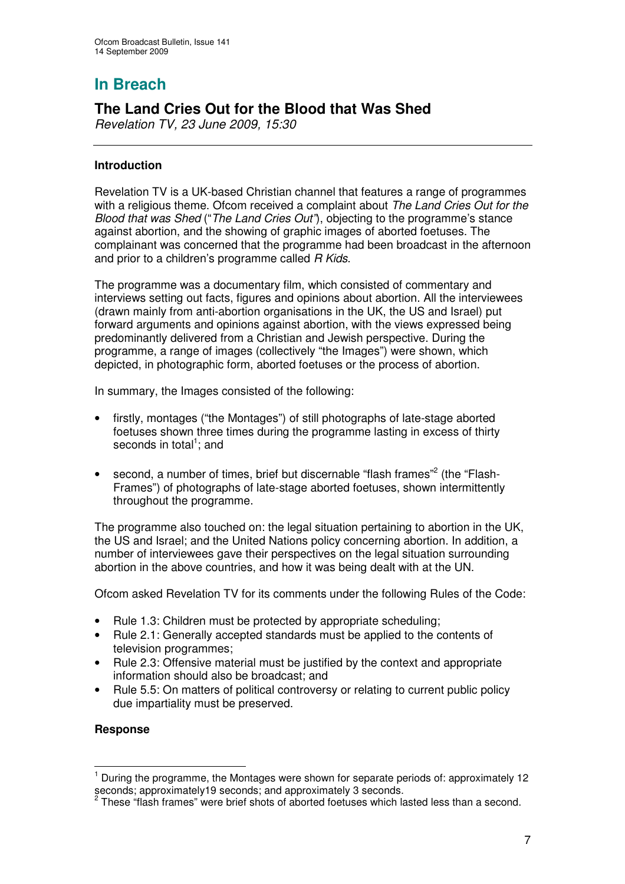# In Breach

## The Land Cries Out for the Blood that Was Shed

*Revelation TV, 23 June 2009, 15:30*

### Introduction

Revelation TV is a UK-based Christian channel that features a range of programmes with a religious theme. Ofcom received a complaint about *The Land Cries Out for the Blood that was Shed* ("*The Land Cries Out*"), objecting to the programme's stance against abortion, and the showing of graphic images of aborted foetuses. The complainant was concerned that the programme had been broadcast in the afternoon and prior to a children's programme called *R Kids*.

The programme was a documentary film, which consisted of commentary and interviews setting out facts, figures and opinions about abortion. All the interviewees (drawn mainly from anti-abortion organisations in the UK, the US and Israel) put forward arguments and opinions against abortion, with the views expressed being predominantly delivered from a Christian and Jewish perspective. During the programme, a range of images (collectively "the Images") were shown, which depicted, in photographic form, aborted foetuses or the process of abortion.

In summary, the Images consisted of the following:

- firstly, montages ("the Montages") of still photographs of late-stage aborted foetuses shown three times during the programme lasting in excess of thirty seconds in total[1]; and
- second, a number of times, brief but discernable "flash frames"[2] (the "Flash-Frames") of photographs of late-stage aborted foetuses, shown intermittently throughout the programme.

The programme also touched on: the legal situation pertaining to abortion in the UK, the US and Israel; and the United Nations policy concerning abortion. In addition, a number of interviewees gave their perspectives on the legal situation surrounding abortion in the above countries, and how it was being dealt with at the UN.

Ofcom asked Revelation TV for its comments under the following Rules of the Code:

- Rule 1.3: Children must be protected by appropriate scheduling;
- Rule 2.1: Generally accepted standards must be applied to the contents of television programmes;
- Rule 2.3: Offensive material must be justified by the context and appropriate information should also be broadcast; and
- Rule 5.5: On matters of political controversy or relating to current public policy due impartiality must be preserved.

### Response

[1] During the programme, the Montages were shown for separate periods of: approximately 12 seconds; approximately19 seconds; and approximately 3 seconds.

[2] These "flash frames" were brief shots of aborted foetuses which lasted less than a second.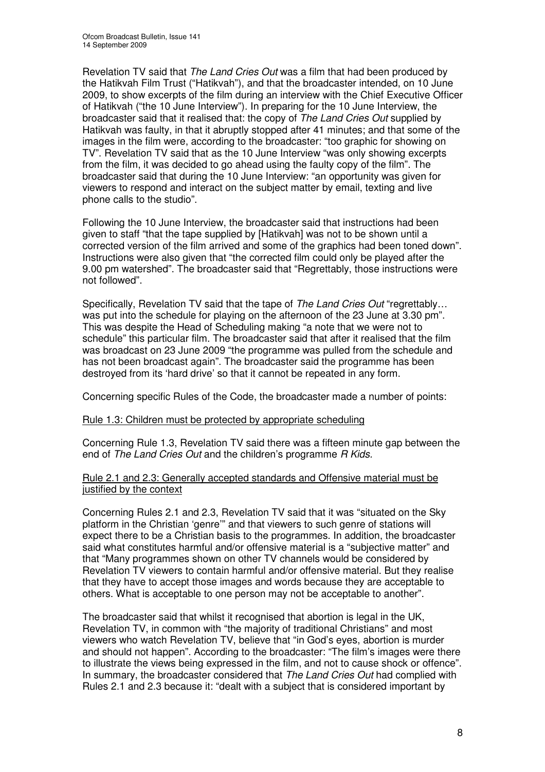Revelation TV said that *The Land Cries Out* was a film that had been produced by the Hatikvah Film Trust ("Hatikvah"), and that the broadcaster intended, on 10 June 2009, to show excerpts of the film during an interview with the Chief Executive Officer of Hatikvah ("the 10 June Interview"). In preparing for the 10 June Interview, the broadcaster said that it realised that: the copy of *The Land Cries Out* supplied by Hatikvah was faulty, in that it abruptly stopped after 41 minutes; and that some of the images in the film were, according to the broadcaster: "too graphic for showing on TV". Revelation TV said that as the 10 June Interview "was only showing excerpts from the film, it was decided to go ahead using the faulty copy of the film". The broadcaster said that during the 10 June Interview: "an opportunity was given for viewers to respond and interact on the subject matter by email, texting and live phone calls to the studio".

Following the 10 June Interview, the broadcaster said that instructions had been given to staff "that the tape supplied by [Hatikvah] was not to be shown until a corrected version of the film arrived and some of the graphics had been toned down". Instructions were also given that "the corrected film could only be played after the 9.00 pm watershed". The broadcaster said that "Regrettably, those instructions were not followed".

Specifically, Revelation TV said that the tape of *The Land Cries Out* "regrettably… was put into the schedule for playing on the afternoon of the 23 June at 3.30 pm". This was despite the Head of Scheduling making "a note that we were not to schedule" this particular film. The broadcaster said that after it realised that the film was broadcast on 23 June 2009 "the programme was pulled from the schedule and has not been broadcast again". The broadcaster said the programme has been destroyed from its 'hard drive' so that it cannot be repeated in any form.

Concerning specific Rules of the Code, the broadcaster made a number of points:

<u>Rule 1.3: Children must be protected by appropriate scheduling</u>

Concerning Rule 1.3, Revelation TV said there was a fifteen minute gap between the end of *The Land Cries Out* and the children's programme *R Kids.*

<u>Rule 2.1 and 2.3: Generally accepted standards and Offensive material must be justified by the context</u>

Concerning Rules 2.1 and 2.3, Revelation TV said that it was "situated on the Sky platform in the Christian 'genre'" and that viewers to such genre of stations will expect there to be a Christian basis to the programmes. In addition, the broadcaster said what constitutes harmful and/or offensive material is a "subjective matter" and that "Many programmes shown on other TV channels would be considered by Revelation TV viewers to contain harmful and/or offensive material. But they realise that they have to accept those images and words because they are acceptable to others. What is acceptable to one person may not be acceptable to another".

The broadcaster said that whilst it recognised that abortion is legal in the UK, Revelation TV, in common with "the majority of traditional Christians" and most viewers who watch Revelation TV, believe that "in God's eyes, abortion is murder and should not happen". According to the broadcaster: "The film's images were there to illustrate the views being expressed in the film, and not to cause shock or offence". In summary, the broadcaster considered that *The Land Cries Out* had complied with Rules 2.1 and 2.3 because it: "dealt with a subject that is considered important by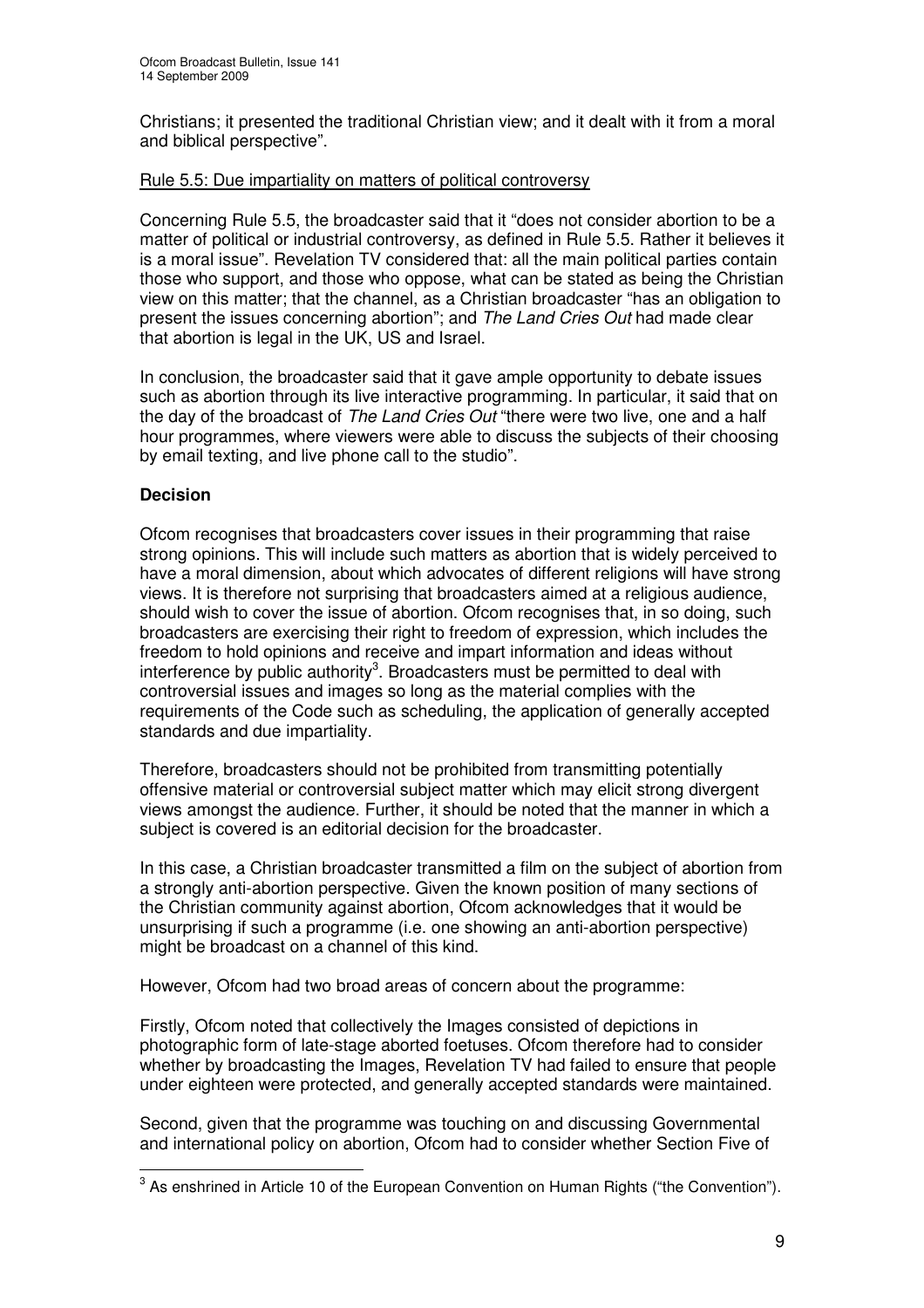Christians; it presented the traditional Christian view; and it dealt with it from a moral and biblical perspective".

Rule 5.5: Due impartiality on matters of political controversy

Concerning Rule 5.5, the broadcaster said that it "does not consider abortion to be a matter of political or industrial controversy, as defined in Rule 5.5. Rather it believes it is a moral issue". Revelation TV considered that: all the main political parties contain those who support, and those who oppose, what can be stated as being the Christian view on this matter; that the channel, as a Christian broadcaster "has an obligation to present the issues concerning abortion"; and *The Land Cries Out* had made clear that abortion is legal in the UK, US and Israel.

In conclusion, the broadcaster said that it gave ample opportunity to debate issues such as abortion through its live interactive programming. In particular, it said that on the day of the broadcast of *The Land Cries Out* "there were two live, one and a half hour programmes, where viewers were able to discuss the subjects of their choosing by email texting, and live phone call to the studio".

**Decision**

Ofcom recognises that broadcasters cover issues in their programming that raise strong opinions. This will include such matters as abortion that is widely perceived to have a moral dimension, about which advocates of different religions will have strong views. It is therefore not surprising that broadcasters aimed at a religious audience, should wish to cover the issue of abortion. Ofcom recognises that, in so doing, such broadcasters are exercising their right to freedom of expression, which includes the freedom to hold opinions and receive and impart information and ideas without interference by public authority[3]. Broadcasters must be permitted to deal with controversial issues and images so long as the material complies with the requirements of the Code such as scheduling, the application of generally accepted standards and due impartiality.

Therefore, broadcasters should not be prohibited from transmitting potentially offensive material or controversial subject matter which may elicit strong divergent views amongst the audience. Further, it should be noted that the manner in which a subject is covered is an editorial decision for the broadcaster.

In this case, a Christian broadcaster transmitted a film on the subject of abortion from a strongly anti-abortion perspective. Given the known position of many sections of the Christian community against abortion, Ofcom acknowledges that it would be unsurprising if such a programme (i.e. one showing an anti-abortion perspective) might be broadcast on a channel of this kind.

However, Ofcom had two broad areas of concern about the programme:

Firstly, Ofcom noted that collectively the Images consisted of depictions in photographic form of late-stage aborted foetuses. Ofcom therefore had to consider whether by broadcasting the Images, Revelation TV had failed to ensure that people under eighteen were protected, and generally accepted standards were maintained.

Second, given that the programme was touching on and discussing Governmental and international policy on abortion, Ofcom had to consider whether Section Five of

[3] As enshrined in Article 10 of the European Convention on Human Rights ("the Convention").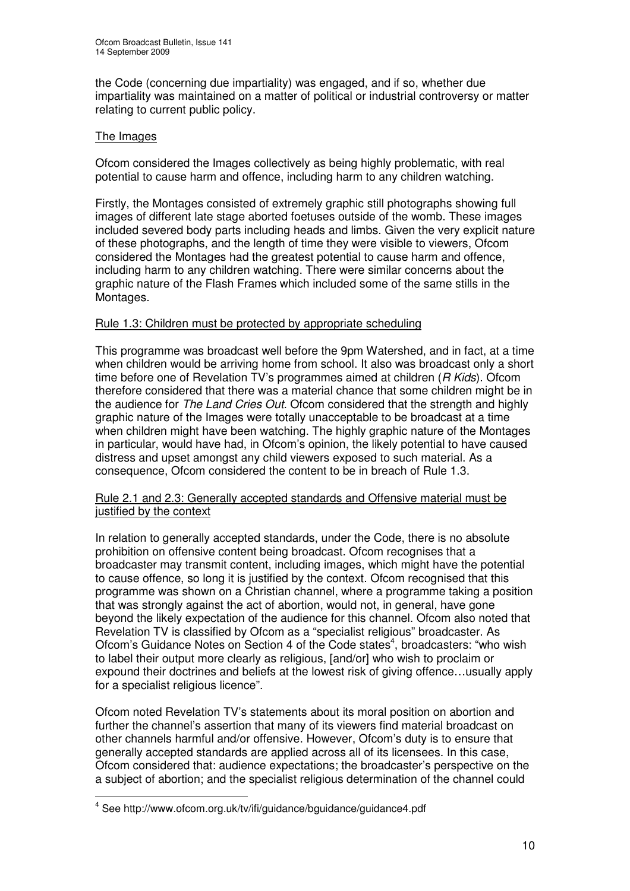the Code (concerning due impartiality) was engaged, and if so, whether due impartiality was maintained on a matter of political or industrial controversy or matter relating to current public policy.

The Images

Ofcom considered the Images collectively as being highly problematic, with real potential to cause harm and offence, including harm to any children watching.

Firstly, the Montages consisted of extremely graphic still photographs showing full images of different late stage aborted foetuses outside of the womb. These images included severed body parts including heads and limbs. Given the very explicit nature of these photographs, and the length of time they were visible to viewers, Ofcom considered the Montages had the greatest potential to cause harm and offence, including harm to any children watching. There were similar concerns about the graphic nature of the Flash Frames which included some of the same stills in the Montages.

Rule 1.3: Children must be protected by appropriate scheduling

This programme was broadcast well before the 9pm Watershed, and in fact, at a time when children would be arriving home from school. It also was broadcast only a short time before one of Revelation TV's programmes aimed at children (*R Kids*). Ofcom therefore considered that there was a material chance that some children might be in the audience for *The Land Cries Out*. Ofcom considered that the strength and highly graphic nature of the Images were totally unacceptable to be broadcast at a time when children might have been watching. The highly graphic nature of the Montages in particular, would have had, in Ofcom's opinion, the likely potential to have caused distress and upset amongst any child viewers exposed to such material. As a consequence, Ofcom considered the content to be in breach of Rule 1.3.

Rule 2.1 and 2.3: Generally accepted standards and Offensive material must be justified by the context

In relation to generally accepted standards, under the Code, there is no absolute prohibition on offensive content being broadcast. Ofcom recognises that a broadcaster may transmit content, including images, which might have the potential to cause offence, so long it is justified by the context. Ofcom recognised that this programme was shown on a Christian channel, where a programme taking a position that was strongly against the act of abortion, would not, in general, have gone beyond the likely expectation of the audience for this channel. Ofcom also noted that Revelation TV is classified by Ofcom as a "specialist religious" broadcaster. As Ofcom's Guidance Notes on Section 4 of the Code states[4], broadcasters: "who wish to label their output more clearly as religious, [and/or] who wish to proclaim or expound their doctrines and beliefs at the lowest risk of giving offence…usually apply for a specialist religious licence".

Ofcom noted Revelation TV's statements about its moral position on abortion and further the channel's assertion that many of its viewers find material broadcast on other channels harmful and/or offensive. However, Ofcom's duty is to ensure that generally accepted standards are applied across all of its licensees. In this case, Ofcom considered that: audience expectations; the broadcaster's perspective on the a subject of abortion; and the specialist religious determination of the channel could

[4] See http://www.ofcom.org.uk/tv/ifi/guidance/bguidance/guidance4.pdf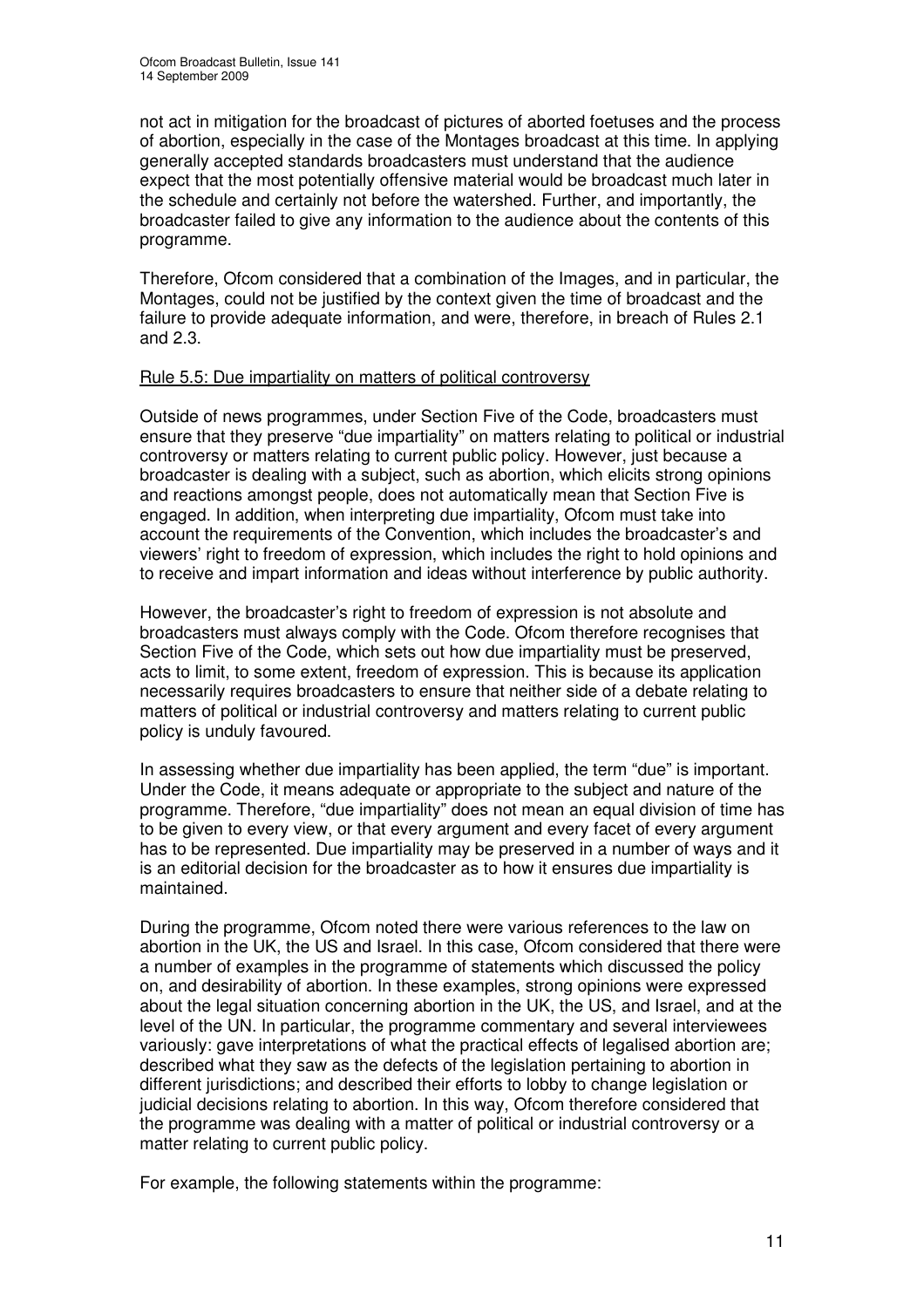not act in mitigation for the broadcast of pictures of aborted foetuses and the process of abortion, especially in the case of the Montages broadcast at this time. In applying generally accepted standards broadcasters must understand that the audience expect that the most potentially offensive material would be broadcast much later in the schedule and certainly not before the watershed. Further, and importantly, the broadcaster failed to give any information to the audience about the contents of this programme.

Therefore, Ofcom considered that a combination of the Images, and in particular, the Montages, could not be justified by the context given the time of broadcast and the failure to provide adequate information, and were, therefore, in breach of Rules 2.1 and 2.3.

Rule 5.5: Due impartiality on matters of political controversy

Outside of news programmes, under Section Five of the Code, broadcasters must ensure that they preserve "due impartiality" on matters relating to political or industrial controversy or matters relating to current public policy. However, just because a broadcaster is dealing with a subject, such as abortion, which elicits strong opinions and reactions amongst people, does not automatically mean that Section Five is engaged. In addition, when interpreting due impartiality, Ofcom must take into account the requirements of the Convention, which includes the broadcaster's and viewers' right to freedom of expression, which includes the right to hold opinions and to receive and impart information and ideas without interference by public authority.

However, the broadcaster's right to freedom of expression is not absolute and broadcasters must always comply with the Code. Ofcom therefore recognises that Section Five of the Code, which sets out how due impartiality must be preserved, acts to limit, to some extent, freedom of expression. This is because its application necessarily requires broadcasters to ensure that neither side of a debate relating to matters of political or industrial controversy and matters relating to current public policy is unduly favoured.

In assessing whether due impartiality has been applied, the term "due" is important. Under the Code, it means adequate or appropriate to the subject and nature of the programme. Therefore, "due impartiality" does not mean an equal division of time has to be given to every view, or that every argument and every facet of every argument has to be represented. Due impartiality may be preserved in a number of ways and it is an editorial decision for the broadcaster as to how it ensures due impartiality is maintained.

During the programme, Ofcom noted there were various references to the law on abortion in the UK, the US and Israel. In this case, Ofcom considered that there were a number of examples in the programme of statements which discussed the policy on, and desirability of abortion. In these examples, strong opinions were expressed about the legal situation concerning abortion in the UK, the US, and Israel, and at the level of the UN. In particular, the programme commentary and several interviewees variously: gave interpretations of what the practical effects of legalised abortion are; described what they saw as the defects of the legislation pertaining to abortion in different jurisdictions; and described their efforts to lobby to change legislation or judicial decisions relating to abortion. In this way, Ofcom therefore considered that the programme was dealing with a matter of political or industrial controversy or a matter relating to current public policy.

For example, the following statements within the programme: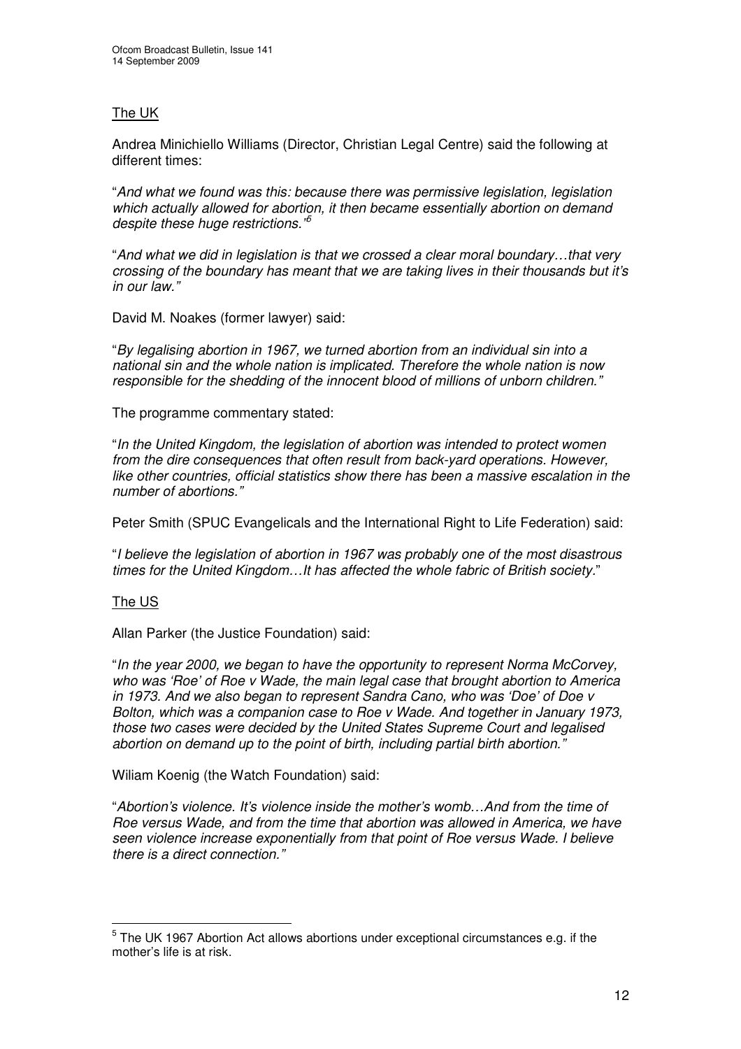The UK

Andrea Minichiello Williams (Director, Christian Legal Centre) said the following at different times:

"*And what we found was this: because there was permissive legislation, legislation which actually allowed for abortion, it then became essentially abortion on demand despite these huge restrictions.*"[5]

"*And what we did in legislation is that we crossed a clear moral boundary…that very crossing of the boundary has meant that we are taking lives in their thousands but it's in our law.*"

David M. Noakes (former lawyer) said:

"*By legalising abortion in 1967, we turned abortion from an individual sin into a national sin and the whole nation is implicated. Therefore the whole nation is now responsible for the shedding of the innocent blood of millions of unborn children.*"

The programme commentary stated:

"*In the United Kingdom, the legislation of abortion was intended to protect women from the dire consequences that often result from back-yard operations. However, like other countries, official statistics show there has been a massive escalation in the number of abortions.*"

Peter Smith (SPUC Evangelicals and the International Right to Life Federation) said:

"*I believe the legislation of abortion in 1967 was probably one of the most disastrous times for the United Kingdom…It has affected the whole fabric of British society.*"

The US

Allan Parker (the Justice Foundation) said:

"*In the year 2000, we began to have the opportunity to represent Norma McCorvey, who was 'Roe' of Roe v Wade, the main legal case that brought abortion to America in 1973. And we also began to represent Sandra Cano, who was 'Doe' of Doe v Bolton, which was a companion case to Roe v Wade. And together in January 1973, those two cases were decided by the United States Supreme Court and legalised abortion on demand up to the point of birth, including partial birth abortion.*"

Wiliam Koenig (the Watch Foundation) said:

"*Abortion's violence. It's violence inside the mother's womb…And from the time of Roe versus Wade, and from the time that abortion was allowed in America, we have seen violence increase exponentially from that point of Roe versus Wade. I believe there is a direct connection.*"

---

[5] The UK 1967 Abortion Act allows abortions under exceptional circumstances e.g. if the mother's life is at risk.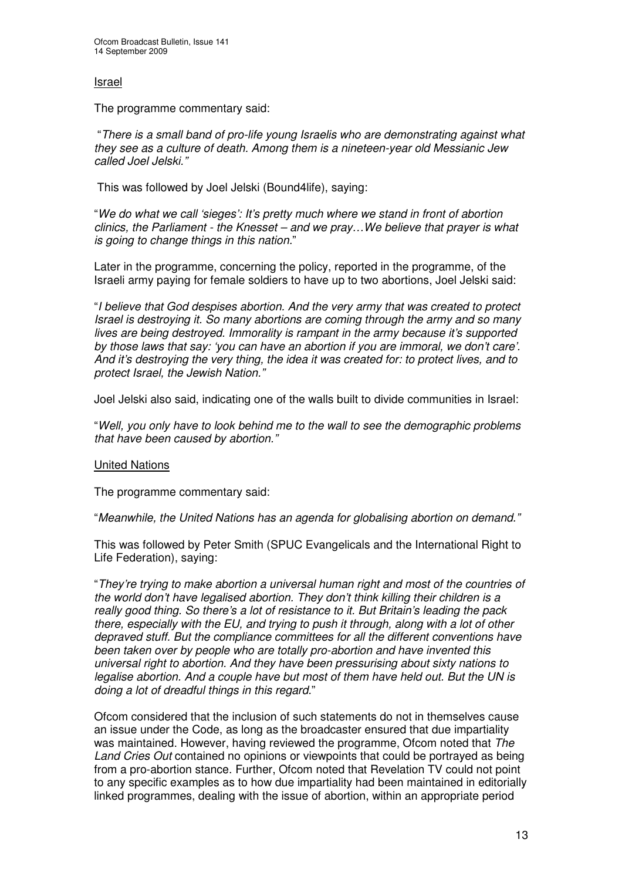Israel

The programme commentary said:

"*There is a small band of pro-life young Israelis who are demonstrating against what they see as a culture of death. Among them is a nineteen-year old Messianic Jew called Joel Jelski.*"

This was followed by Joel Jelski (Bound4life), saying:

"*We do what we call 'sieges': It's pretty much where we stand in front of abortion clinics, the Parliament - the Knesset – and we pray…We believe that prayer is what is going to change things in this nation.*"

Later in the programme, concerning the policy, reported in the programme, of the Israeli army paying for female soldiers to have up to two abortions, Joel Jelski said:

"*I believe that God despises abortion. And the very army that was created to protect Israel is destroying it. So many abortions are coming through the army and so many lives are being destroyed. Immorality is rampant in the army because it's supported by those laws that say: 'you can have an abortion if you are immoral, we don't care'. And it's destroying the very thing, the idea it was created for: to protect lives, and to protect Israel, the Jewish Nation.*"

Joel Jelski also said, indicating one of the walls built to divide communities in Israel:

"*Well, you only have to look behind me to the wall to see the demographic problems that have been caused by abortion.*"

United Nations

The programme commentary said:

"*Meanwhile, the United Nations has an agenda for globalising abortion on demand.*"

This was followed by Peter Smith (SPUC Evangelicals and the International Right to Life Federation), saying:

"*They're trying to make abortion a universal human right and most of the countries of the world don't have legalised abortion. They don't think killing their children is a really good thing. So there's a lot of resistance to it. But Britain's leading the pack there, especially with the EU, and trying to push it through, along with a lot of other depraved stuff. But the compliance committees for all the different conventions have been taken over by people who are totally pro-abortion and have invented this universal right to abortion. And they have been pressurising about sixty nations to legalise abortion. And a couple have but most of them have held out. But the UN is doing a lot of dreadful things in this regard.*"

Ofcom considered that the inclusion of such statements do not in themselves cause an issue under the Code, as long as the broadcaster ensured that due impartiality was maintained. However, having reviewed the programme, Ofcom noted that *The Land Cries Out* contained no opinions or viewpoints that could be portrayed as being from a pro-abortion stance. Further, Ofcom noted that Revelation TV could not point to any specific examples as to how due impartiality had been maintained in editorially linked programmes, dealing with the issue of abortion, within an appropriate period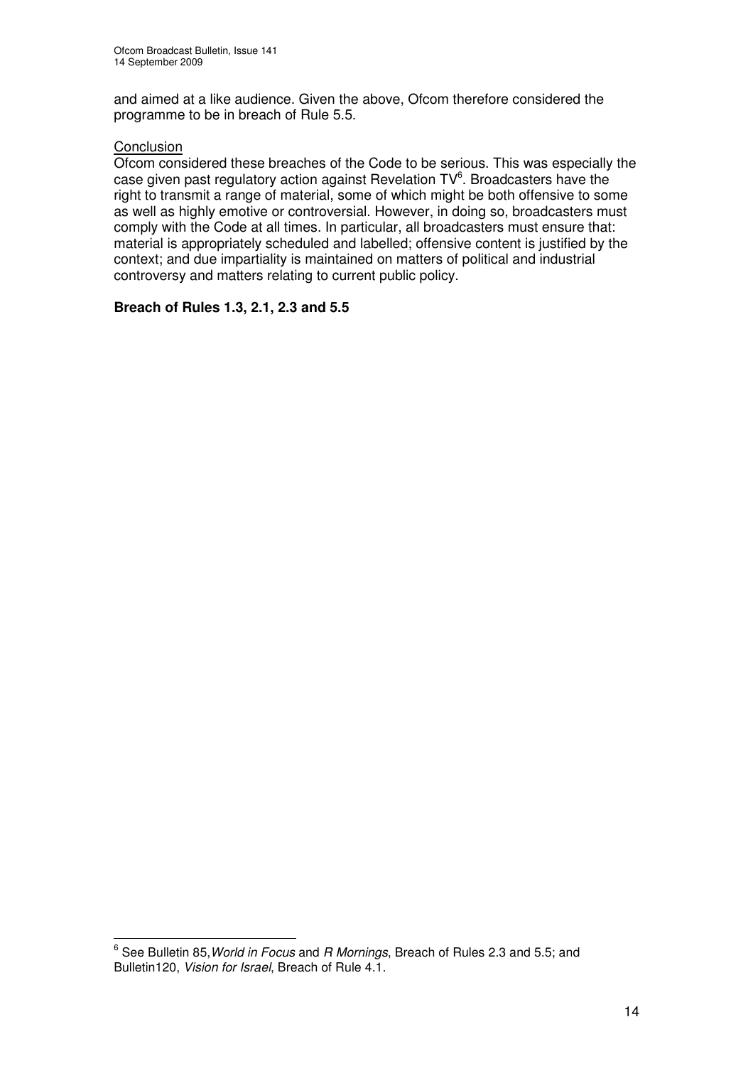and aimed at a like audience. Given the above, Ofcom therefore considered the programme to be in breach of Rule 5.5.

Conclusion

Ofcom considered these breaches of the Code to be serious. This was especially the case given past regulatory action against Revelation TV[6]. Broadcasters have the right to transmit a range of material, some of which might be both offensive to some as well as highly emotive or controversial. However, in doing so, broadcasters must comply with the Code at all times. In particular, all broadcasters must ensure that: material is appropriately scheduled and labelled; offensive content is justified by the context; and due impartiality is maintained on matters of political and industrial controversy and matters relating to current public policy.

**Breach of Rules 1.3, 2.1, 2.3 and 5.5**

[6] See Bulletin 85, *World in Focus* and *R Mornings*, Breach of Rules 2.3 and 5.5; and Bulletin120, *Vision for Israel*, Breach of Rule 4.1.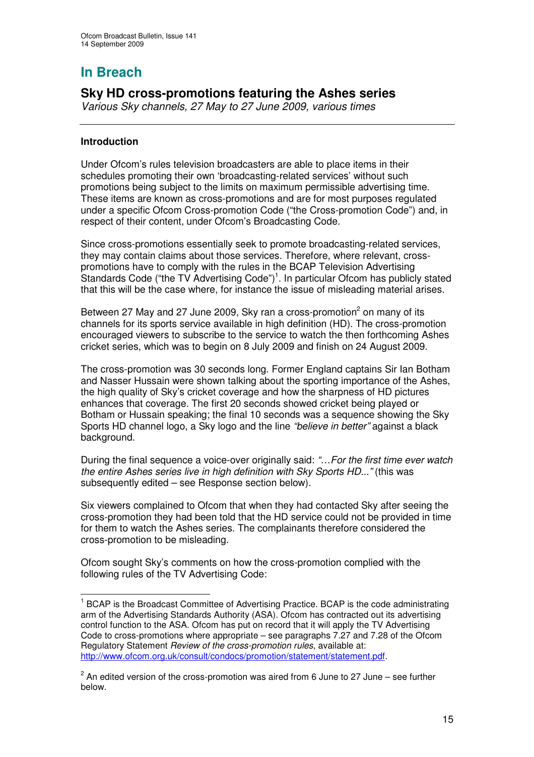# In Breach

## Sky HD cross-promotions featuring the Ashes series

*Various Sky channels, 27 May to 27 June 2009, various times*

---

**Introduction**

Under Ofcom's rules television broadcasters are able to place items in their schedules promoting their own 'broadcasting-related services' without such promotions being subject to the limits on maximum permissible advertising time. These items are known as cross-promotions and are for most purposes regulated under a specific Ofcom Cross-promotion Code ("the Cross-promotion Code") and, in respect of their content, under Ofcom's Broadcasting Code.

Since cross-promotions essentially seek to promote broadcasting-related services, they may contain claims about those services. Therefore, where relevant, cross-promotions have to comply with the rules in the BCAP Television Advertising Standards Code ("the TV Advertising Code")[1]. In particular Ofcom has publicly stated that this will be the case where, for instance the issue of misleading material arises.

Between 27 May and 27 June 2009, Sky ran a cross-promotion[2] on many of its channels for its sports service available in high definition (HD). The cross-promotion encouraged viewers to subscribe to the service to watch the then forthcoming Ashes cricket series, which was to begin on 8 July 2009 and finish on 24 August 2009.

The cross-promotion was 30 seconds long. Former England captains Sir Ian Botham and Nasser Hussain were shown talking about the sporting importance of the Ashes, the high quality of Sky's cricket coverage and how the sharpness of HD pictures enhances that coverage. The first 20 seconds showed cricket being played or Botham or Hussain speaking; the final 10 seconds was a sequence showing the Sky Sports HD channel logo, a Sky logo and the line *"believe in better"* against a black background.

During the final sequence a voice-over originally said: *"…For the first time ever watch the entire Ashes series live in high definition with Sky Sports HD..."* (this was subsequently edited – see Response section below).

Six viewers complained to Ofcom that when they had contacted Sky after seeing the cross-promotion they had been told that the HD service could not be provided in time for them to watch the Ashes series. The complainants therefore considered the cross-promotion to be misleading.

Ofcom sought Sky's comments on how the cross-promotion complied with the following rules of the TV Advertising Code:

---

[1] BCAP is the Broadcast Committee of Advertising Practice. BCAP is the code administrating arm of the Advertising Standards Authority (ASA). Ofcom has contracted out its advertising control function to the ASA. Ofcom has put on record that it will apply the TV Advertising Code to cross-promotions where appropriate – see paragraphs 7.27 and 7.28 of the Ofcom Regulatory Statement *Review of the cross-promotion rules*, available at: http://www.ofcom.org.uk/consult/condocs/promotion/statement/statement.pdf.

[2] An edited version of the cross-promotion was aired from 6 June to 27 June – see further below.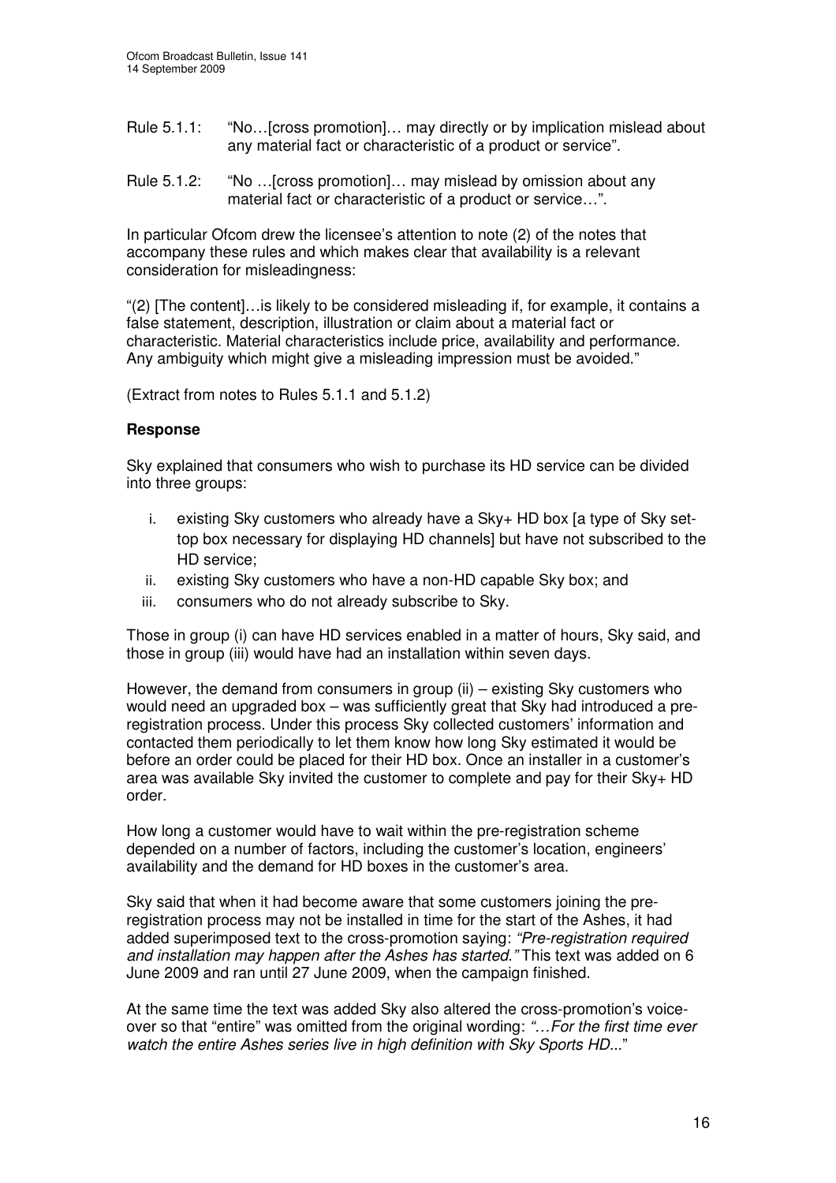Rule 5.1.1: "No…[cross promotion]… may directly or by implication mislead about any material fact or characteristic of a product or service".

Rule 5.1.2: "No …[cross promotion]… may mislead by omission about any material fact or characteristic of a product or service…".

In particular Ofcom drew the licensee's attention to note (2) of the notes that accompany these rules and which makes clear that availability is a relevant consideration for misleadingness:

"(2) [The content]…is likely to be considered misleading if, for example, it contains a false statement, description, illustration or claim about a material fact or characteristic. Material characteristics include price, availability and performance. Any ambiguity which might give a misleading impression must be avoided."

(Extract from notes to Rules 5.1.1 and 5.1.2)

**Response**

Sky explained that consumers who wish to purchase its HD service can be divided into three groups:

i. existing Sky customers who already have a Sky+ HD box [a type of Sky set-top box necessary for displaying HD channels] but have not subscribed to the HD service;
ii. existing Sky customers who have a non-HD capable Sky box; and
iii. consumers who do not already subscribe to Sky.

Those in group (i) can have HD services enabled in a matter of hours, Sky said, and those in group (iii) would have had an installation within seven days.

However, the demand from consumers in group (ii) – existing Sky customers who would need an upgraded box – was sufficiently great that Sky had introduced a pre-registration process. Under this process Sky collected customers' information and contacted them periodically to let them know how long Sky estimated it would be before an order could be placed for their HD box. Once an installer in a customer's area was available Sky invited the customer to complete and pay for their Sky+ HD order.

How long a customer would have to wait within the pre-registration scheme depended on a number of factors, including the customer's location, engineers' availability and the demand for HD boxes in the customer's area.

Sky said that when it had become aware that some customers joining the pre-registration process may not be installed in time for the start of the Ashes, it had added superimposed text to the cross-promotion saying: *"Pre-registration required and installation may happen after the Ashes has started."* This text was added on 6 June 2009 and ran until 27 June 2009, when the campaign finished.

At the same time the text was added Sky also altered the cross-promotion's voice-over so that "entire" was omitted from the original wording: *"…For the first time ever watch the entire Ashes series live in high definition with Sky Sports HD...*"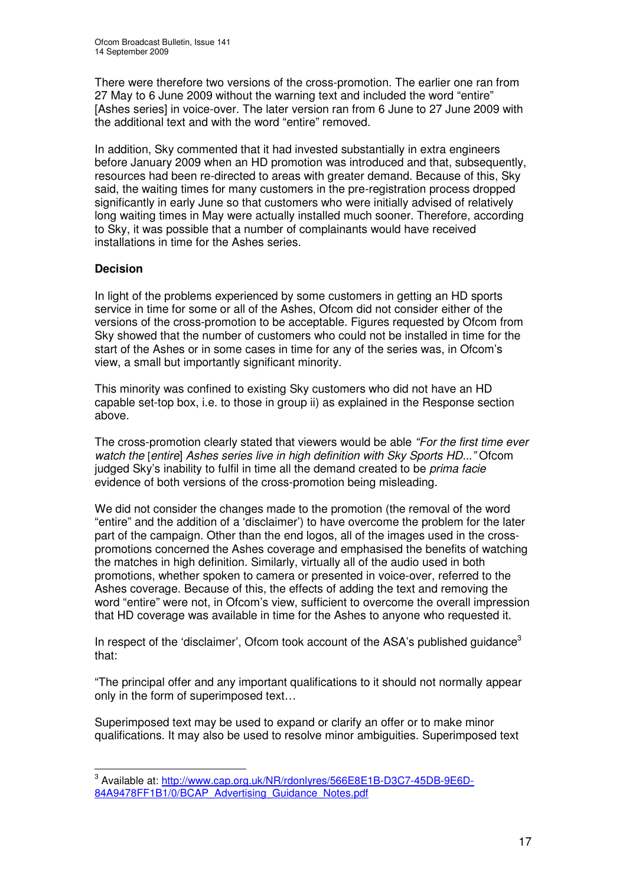There were therefore two versions of the cross-promotion. The earlier one ran from 27 May to 6 June 2009 without the warning text and included the word "entire" [Ashes series] in voice-over. The later version ran from 6 June to 27 June 2009 with the additional text and with the word "entire" removed.

In addition, Sky commented that it had invested substantially in extra engineers before January 2009 when an HD promotion was introduced and that, subsequently, resources had been re-directed to areas with greater demand. Because of this, Sky said, the waiting times for many customers in the pre-registration process dropped significantly in early June so that customers who were initially advised of relatively long waiting times in May were actually installed much sooner. Therefore, according to Sky, it was possible that a number of complainants would have received installations in time for the Ashes series.

**Decision**

In light of the problems experienced by some customers in getting an HD sports service in time for some or all of the Ashes, Ofcom did not consider either of the versions of the cross-promotion to be acceptable. Figures requested by Ofcom from Sky showed that the number of customers who could not be installed in time for the start of the Ashes or in some cases in time for any of the series was, in Ofcom's view, a small but importantly significant minority.

This minority was confined to existing Sky customers who did not have an HD capable set-top box, i.e. to those in group ii) as explained in the Response section above.

The cross-promotion clearly stated that viewers would be able *"For the first time ever watch the* [*entire*] *Ashes series live in high definition with Sky Sports HD..."* Ofcom judged Sky's inability to fulfil in time all the demand created to be *prima facie* evidence of both versions of the cross-promotion being misleading.

We did not consider the changes made to the promotion (the removal of the word "entire" and the addition of a 'disclaimer') to have overcome the problem for the later part of the campaign. Other than the end logos, all of the images used in the cross-promotions concerned the Ashes coverage and emphasised the benefits of watching the matches in high definition. Similarly, virtually all of the audio used in both promotions, whether spoken to camera or presented in voice-over, referred to the Ashes coverage. Because of this, the effects of adding the text and removing the word "entire" were not, in Ofcom's view, sufficient to overcome the overall impression that HD coverage was available in time for the Ashes to anyone who requested it.

In respect of the 'disclaimer', Ofcom took account of the ASA's published guidance[3] that:

"The principal offer and any important qualifications to it should not normally appear only in the form of superimposed text…

Superimposed text may be used to expand or clarify an offer or to make minor qualifications. It may also be used to resolve minor ambiguities. Superimposed text

---

[3] Available at: http://www.cap.org.uk/NR/rdonlyres/566E8E1B-D3C7-45DB-9E6D-84A9478FF1B1/0/BCAP_Advertising_Guidance_Notes.pdf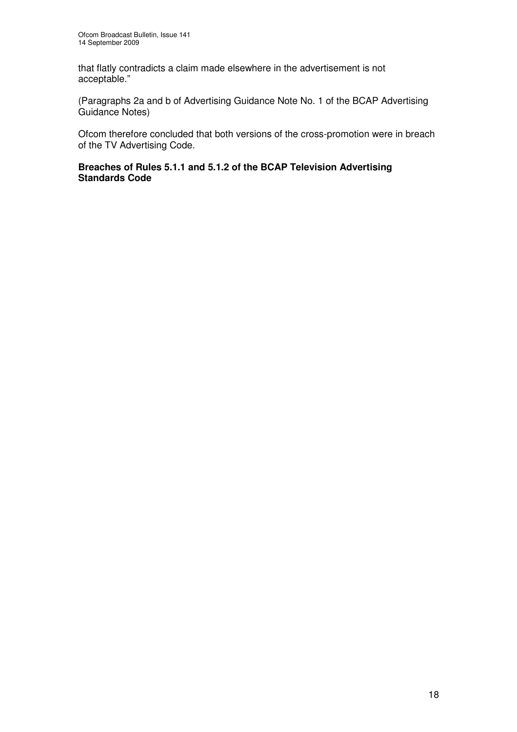that flatly contradicts a claim made elsewhere in the advertisement is not acceptable."

(Paragraphs 2a and b of Advertising Guidance Note No. 1 of the BCAP Advertising Guidance Notes)

Ofcom therefore concluded that both versions of the cross-promotion were in breach of the TV Advertising Code.

**Breaches of Rules 5.1.1 and 5.1.2 of the BCAP Television Advertising Standards Code**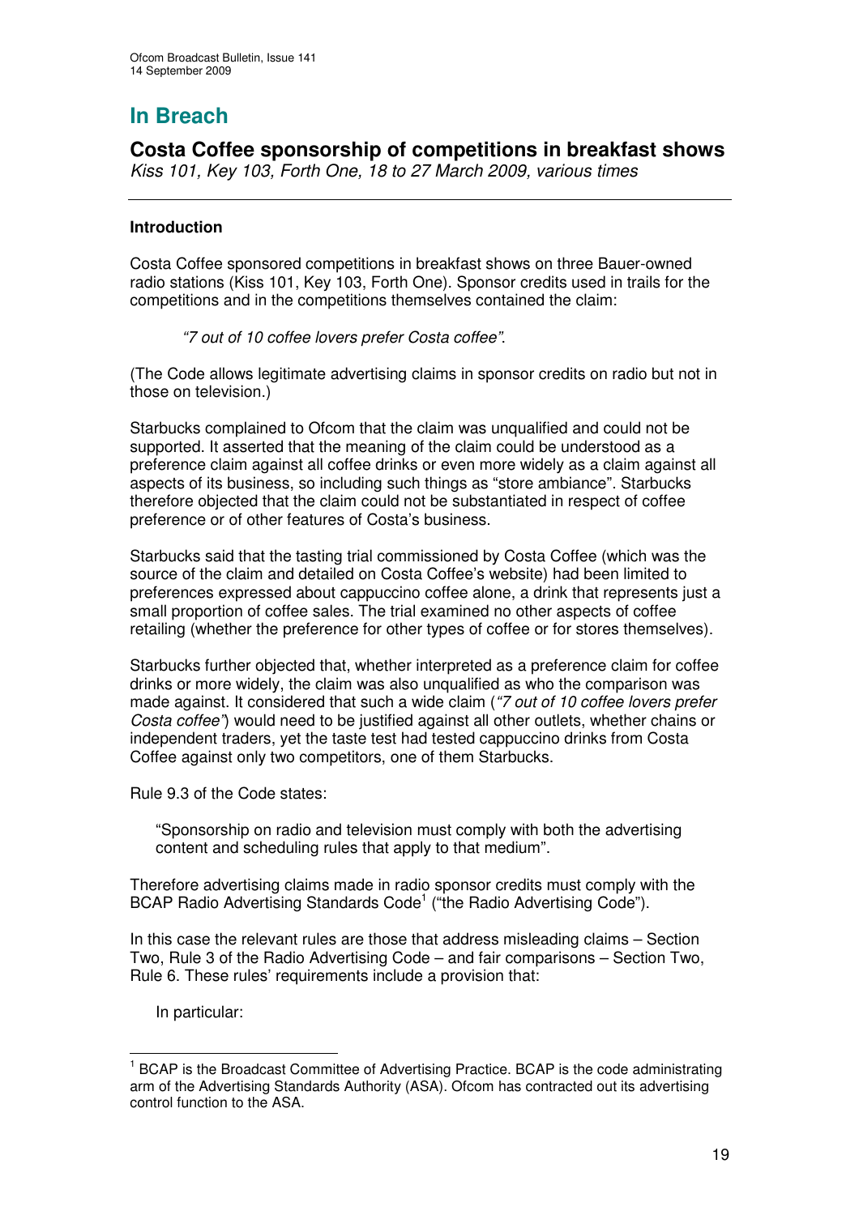# In Breach

## Costa Coffee sponsorship of competitions in breakfast shows

*Kiss 101, Key 103, Forth One, 18 to 27 March 2009, various times*

---

**Introduction**

Costa Coffee sponsored competitions in breakfast shows on three Bauer-owned radio stations (Kiss 101, Key 103, Forth One). Sponsor credits used in trails for the competitions and in the competitions themselves contained the claim:

> *"7 out of 10 coffee lovers prefer Costa coffee"*.

(The Code allows legitimate advertising claims in sponsor credits on radio but not in those on television.)

Starbucks complained to Ofcom that the claim was unqualified and could not be supported. It asserted that the meaning of the claim could be understood as a preference claim against all coffee drinks or even more widely as a claim against all aspects of its business, so including such things as "store ambiance". Starbucks therefore objected that the claim could not be substantiated in respect of coffee preference or of other features of Costa's business.

Starbucks said that the tasting trial commissioned by Costa Coffee (which was the source of the claim and detailed on Costa Coffee's website) had been limited to preferences expressed about cappuccino coffee alone, a drink that represents just a small proportion of coffee sales. The trial examined no other aspects of coffee retailing (whether the preference for other types of coffee or for stores themselves).

Starbucks further objected that, whether interpreted as a preference claim for coffee drinks or more widely, the claim was also unqualified as who the comparison was made against. It considered that such a wide claim (*"7 out of 10 coffee lovers prefer Costa coffee"*) would need to be justified against all other outlets, whether chains or independent traders, yet the taste test had tested cappuccino drinks from Costa Coffee against only two competitors, one of them Starbucks.

Rule 9.3 of the Code states:

> "Sponsorship on radio and television must comply with both the advertising content and scheduling rules that apply to that medium".

Therefore advertising claims made in radio sponsor credits must comply with the BCAP Radio Advertising Standards Code[1] ("the Radio Advertising Code").

In this case the relevant rules are those that address misleading claims – Section Two, Rule 3 of the Radio Advertising Code – and fair comparisons – Section Two, Rule 6. These rules' requirements include a provision that:

> In particular:

---

[1] BCAP is the Broadcast Committee of Advertising Practice. BCAP is the code administrating arm of the Advertising Standards Authority (ASA). Ofcom has contracted out its advertising control function to the ASA.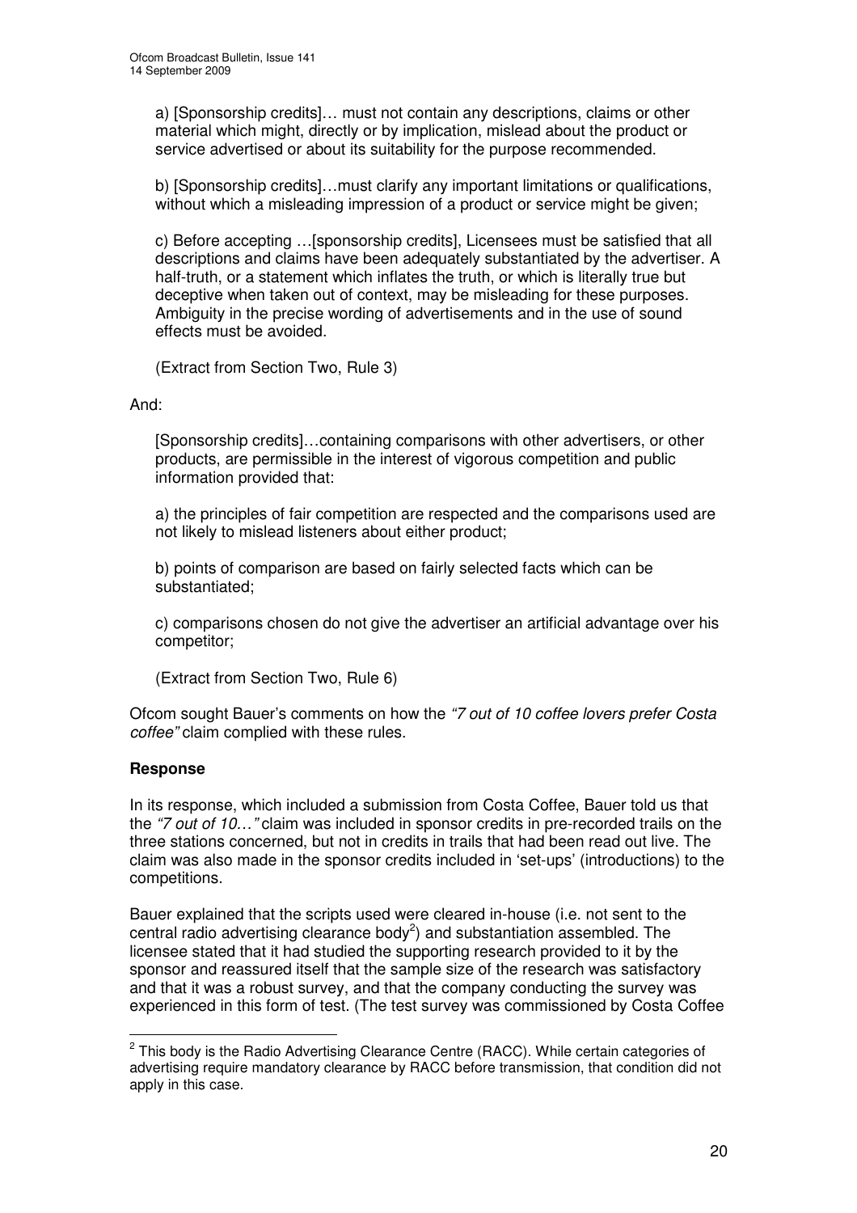> a) [Sponsorship credits]… must not contain any descriptions, claims or other material which might, directly or by implication, mislead about the product or service advertised or about its suitability for the purpose recommended.
>
> b) [Sponsorship credits]…must clarify any important limitations or qualifications, without which a misleading impression of a product or service might be given;
>
> c) Before accepting …[sponsorship credits], Licensees must be satisfied that all descriptions and claims have been adequately substantiated by the advertiser. A half-truth, or a statement which inflates the truth, or which is literally true but deceptive when taken out of context, may be misleading for these purposes. Ambiguity in the precise wording of advertisements and in the use of sound effects must be avoided.
>
> (Extract from Section Two, Rule 3)

And:

> [Sponsorship credits]…containing comparisons with other advertisers, or other products, are permissible in the interest of vigorous competition and public information provided that:
>
> a) the principles of fair competition are respected and the comparisons used are not likely to mislead listeners about either product;
>
> b) points of comparison are based on fairly selected facts which can be substantiated;
>
> c) comparisons chosen do not give the advertiser an artificial advantage over his competitor;
>
> (Extract from Section Two, Rule 6)

Ofcom sought Bauer's comments on how the *"7 out of 10 coffee lovers prefer Costa coffee"* claim complied with these rules.

**Response**

In its response, which included a submission from Costa Coffee, Bauer told us that the *"7 out of 10…"* claim was included in sponsor credits in pre-recorded trails on the three stations concerned, but not in credits in trails that had been read out live. The claim was also made in the sponsor credits included in 'set-ups' (introductions) to the competitions.

Bauer explained that the scripts used were cleared in-house (i.e. not sent to the central radio advertising clearance body[2]) and substantiation assembled. The licensee stated that it had studied the supporting research provided to it by the sponsor and reassured itself that the sample size of the research was satisfactory and that it was a robust survey, and that the company conducting the survey was experienced in this form of test. (The test survey was commissioned by Costa Coffee

[2] This body is the Radio Advertising Clearance Centre (RACC). While certain categories of advertising require mandatory clearance by RACC before transmission, that condition did not apply in this case.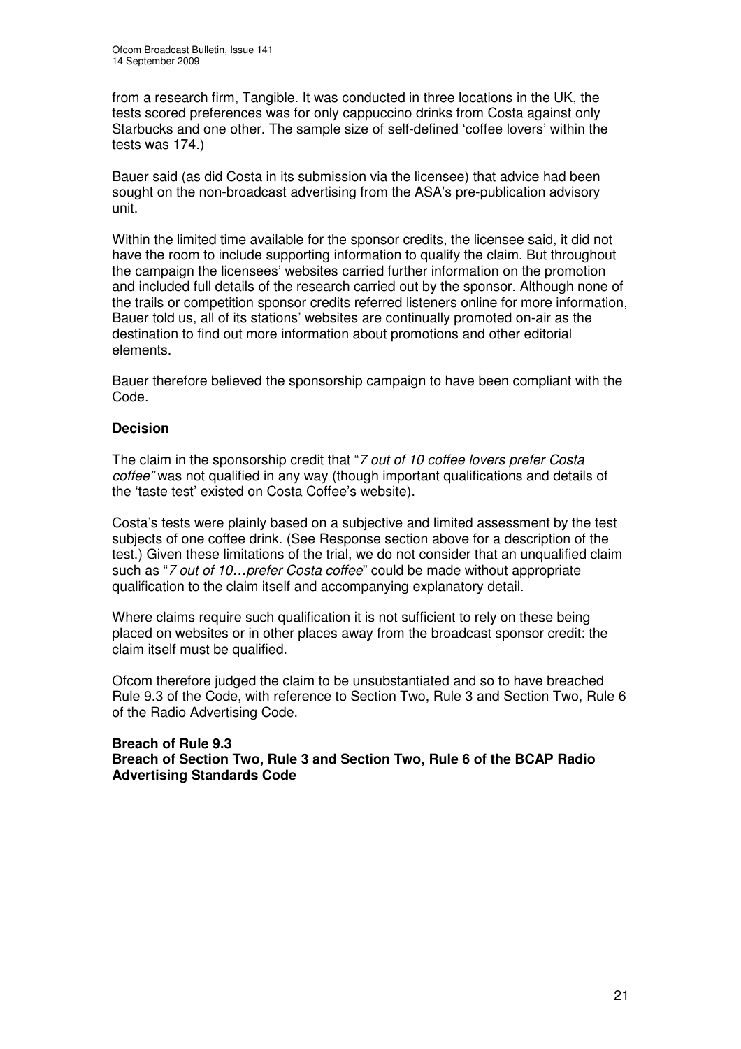from a research firm, Tangible. It was conducted in three locations in the UK, the tests scored preferences was for only cappuccino drinks from Costa against only Starbucks and one other. The sample size of self-defined 'coffee lovers' within the tests was 174.)

Bauer said (as did Costa in its submission via the licensee) that advice had been sought on the non-broadcast advertising from the ASA's pre-publication advisory unit.

Within the limited time available for the sponsor credits, the licensee said, it did not have the room to include supporting information to qualify the claim. But throughout the campaign the licensees' websites carried further information on the promotion and included full details of the research carried out by the sponsor. Although none of the trails or competition sponsor credits referred listeners online for more information, Bauer told us, all of its stations' websites are continually promoted on-air as the destination to find out more information about promotions and other editorial elements.

Bauer therefore believed the sponsorship campaign to have been compliant with the Code.

**Decision**

The claim in the sponsorship credit that "*7 out of 10 coffee lovers prefer Costa coffee"* was not qualified in any way (though important qualifications and details of the 'taste test' existed on Costa Coffee's website).

Costa's tests were plainly based on a subjective and limited assessment by the test subjects of one coffee drink. (See Response section above for a description of the test.) Given these limitations of the trial, we do not consider that an unqualified claim such as "*7 out of 10…prefer Costa coffee*" could be made without appropriate qualification to the claim itself and accompanying explanatory detail.

Where claims require such qualification it is not sufficient to rely on these being placed on websites or in other places away from the broadcast sponsor credit: the claim itself must be qualified.

Ofcom therefore judged the claim to be unsubstantiated and so to have breached Rule 9.3 of the Code, with reference to Section Two, Rule 3 and Section Two, Rule 6 of the Radio Advertising Code.

**Breach of Rule 9.3**
**Breach of Section Two, Rule 3 and Section Two, Rule 6 of the BCAP Radio Advertising Standards Code**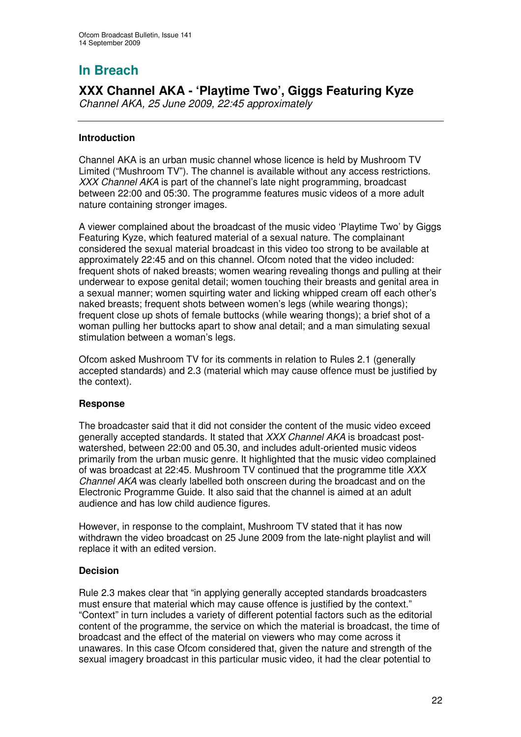# In Breach

## XXX Channel AKA - 'Playtime Two', Giggs Featuring Kyze

*Channel AKA, 25 June 2009, 22:45 approximately*

---

### Introduction

Channel AKA is an urban music channel whose licence is held by Mushroom TV Limited ("Mushroom TV"). The channel is available without any access restrictions. *XXX Channel AKA* is part of the channel's late night programming, broadcast between 22:00 and 05:30. The programme features music videos of a more adult nature containing stronger images.

A viewer complained about the broadcast of the music video 'Playtime Two' by Giggs Featuring Kyze, which featured material of a sexual nature. The complainant considered the sexual material broadcast in this video too strong to be available at approximately 22:45 and on this channel. Ofcom noted that the video included: frequent shots of naked breasts; women wearing revealing thongs and pulling at their underwear to expose genital detail; women touching their breasts and genital area in a sexual manner; women squirting water and licking whipped cream off each other's naked breasts; frequent shots between women's legs (while wearing thongs); frequent close up shots of female buttocks (while wearing thongs); a brief shot of a woman pulling her buttocks apart to show anal detail; and a man simulating sexual stimulation between a woman's legs.

Ofcom asked Mushroom TV for its comments in relation to Rules 2.1 (generally accepted standards) and 2.3 (material which may cause offence must be justified by the context).

### Response

The broadcaster said that it did not consider the content of the music video exceed generally accepted standards. It stated that *XXX Channel AKA* is broadcast post-watershed, between 22:00 and 05.30, and includes adult-oriented music videos primarily from the urban music genre. It highlighted that the music video complained of was broadcast at 22:45. Mushroom TV continued that the programme title *XXX Channel AKA* was clearly labelled both onscreen during the broadcast and on the Electronic Programme Guide. It also said that the channel is aimed at an adult audience and has low child audience figures.

However, in response to the complaint, Mushroom TV stated that it has now withdrawn the video broadcast on 25 June 2009 from the late-night playlist and will replace it with an edited version.

### Decision

Rule 2.3 makes clear that "in applying generally accepted standards broadcasters must ensure that material which may cause offence is justified by the context." "Context" in turn includes a variety of different potential factors such as the editorial content of the programme, the service on which the material is broadcast, the time of broadcast and the effect of the material on viewers who may come across it unawares. In this case Ofcom considered that, given the nature and strength of the sexual imagery broadcast in this particular music video, it had the clear potential to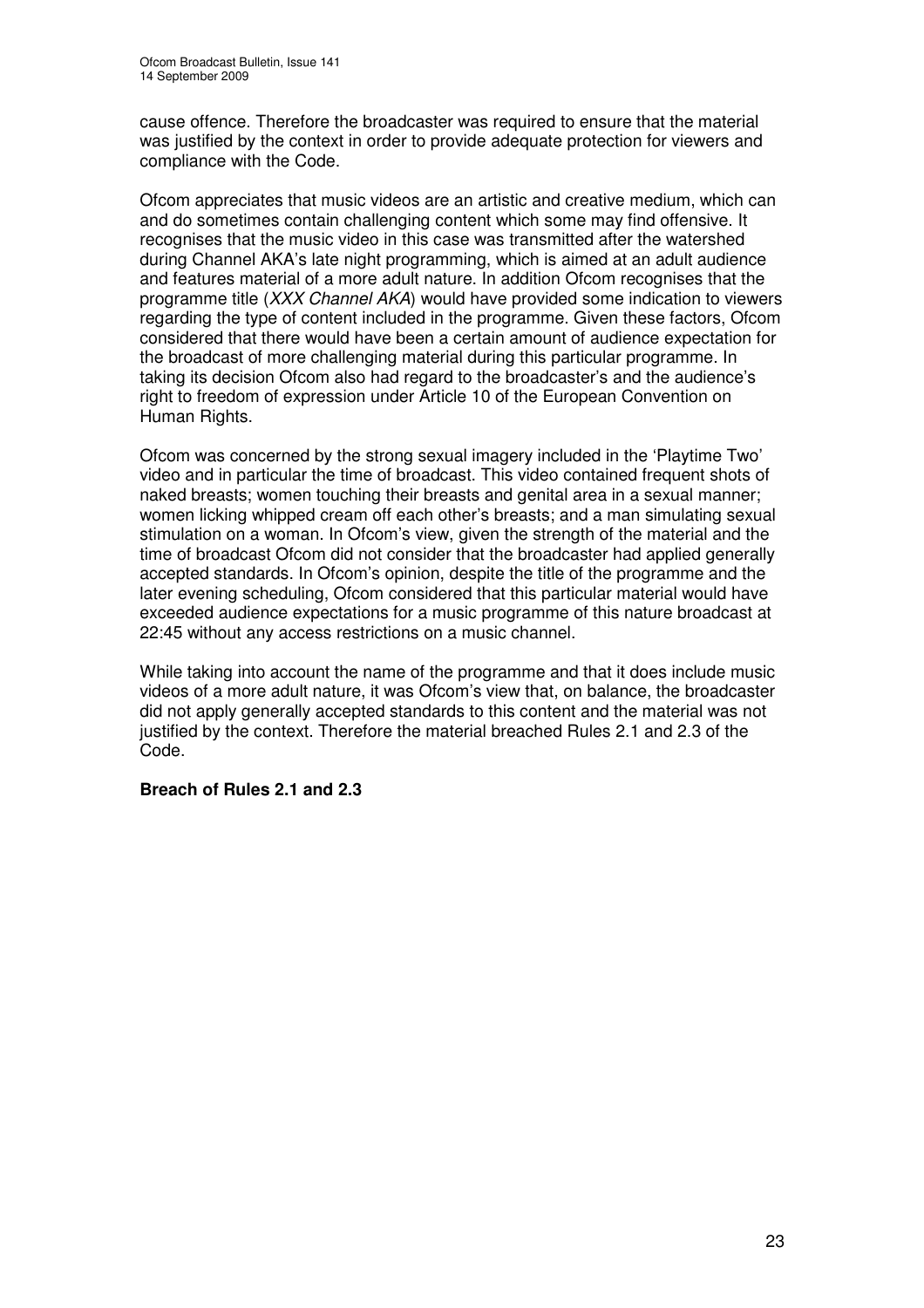cause offence. Therefore the broadcaster was required to ensure that the material was justified by the context in order to provide adequate protection for viewers and compliance with the Code.

Ofcom appreciates that music videos are an artistic and creative medium, which can and do sometimes contain challenging content which some may find offensive. It recognises that the music video in this case was transmitted after the watershed during Channel AKA's late night programming, which is aimed at an adult audience and features material of a more adult nature. In addition Ofcom recognises that the programme title (*XXX Channel AKA*) would have provided some indication to viewers regarding the type of content included in the programme. Given these factors, Ofcom considered that there would have been a certain amount of audience expectation for the broadcast of more challenging material during this particular programme. In taking its decision Ofcom also had regard to the broadcaster's and the audience's right to freedom of expression under Article 10 of the European Convention on Human Rights.

Ofcom was concerned by the strong sexual imagery included in the 'Playtime Two' video and in particular the time of broadcast. This video contained frequent shots of naked breasts; women touching their breasts and genital area in a sexual manner; women licking whipped cream off each other's breasts; and a man simulating sexual stimulation on a woman. In Ofcom's view, given the strength of the material and the time of broadcast Ofcom did not consider that the broadcaster had applied generally accepted standards. In Ofcom's opinion, despite the title of the programme and the later evening scheduling, Ofcom considered that this particular material would have exceeded audience expectations for a music programme of this nature broadcast at 22:45 without any access restrictions on a music channel.

While taking into account the name of the programme and that it does include music videos of a more adult nature, it was Ofcom's view that, on balance, the broadcaster did not apply generally accepted standards to this content and the material was not justified by the context. Therefore the material breached Rules 2.1 and 2.3 of the Code.

**Breach of Rules 2.1 and 2.3**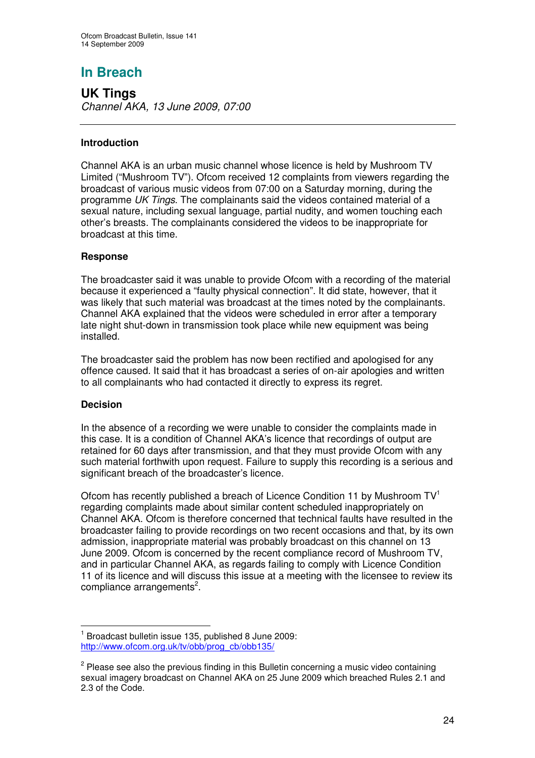# In Breach

## UK Tings

*Channel AKA, 13 June 2009, 07:00*

---

### Introduction

Channel AKA is an urban music channel whose licence is held by Mushroom TV Limited ("Mushroom TV"). Ofcom received 12 complaints from viewers regarding the broadcast of various music videos from 07:00 on a Saturday morning, during the programme *UK Tings*. The complainants said the videos contained material of a sexual nature, including sexual language, partial nudity, and women touching each other's breasts. The complainants considered the videos to be inappropriate for broadcast at this time.

### Response

The broadcaster said it was unable to provide Ofcom with a recording of the material because it experienced a "faulty physical connection". It did state, however, that it was likely that such material was broadcast at the times noted by the complainants. Channel AKA explained that the videos were scheduled in error after a temporary late night shut-down in transmission took place while new equipment was being installed.

The broadcaster said the problem has now been rectified and apologised for any offence caused. It said that it has broadcast a series of on-air apologies and written to all complainants who had contacted it directly to express its regret.

### Decision

In the absence of a recording we were unable to consider the complaints made in this case. It is a condition of Channel AKA's licence that recordings of output are retained for 60 days after transmission, and that they must provide Ofcom with any such material forthwith upon request. Failure to supply this recording is a serious and significant breach of the broadcaster's licence.

Ofcom has recently published a breach of Licence Condition 11 by Mushroom TV[1] regarding complaints made about similar content scheduled inappropriately on Channel AKA. Ofcom is therefore concerned that technical faults have resulted in the broadcaster failing to provide recordings on two recent occasions and that, by its own admission, inappropriate material was probably broadcast on this channel on 13 June 2009. Ofcom is concerned by the recent compliance record of Mushroom TV, and in particular Channel AKA, as regards failing to comply with Licence Condition 11 of its licence and will discuss this issue at a meeting with the licensee to review its compliance arrangements[2].

---

[1] Broadcast bulletin issue 135, published 8 June 2009: http://www.ofcom.org.uk/tv/obb/prog_cb/obb135/

[2] Please see also the previous finding in this Bulletin concerning a music video containing sexual imagery broadcast on Channel AKA on 25 June 2009 which breached Rules 2.1 and 2.3 of the Code.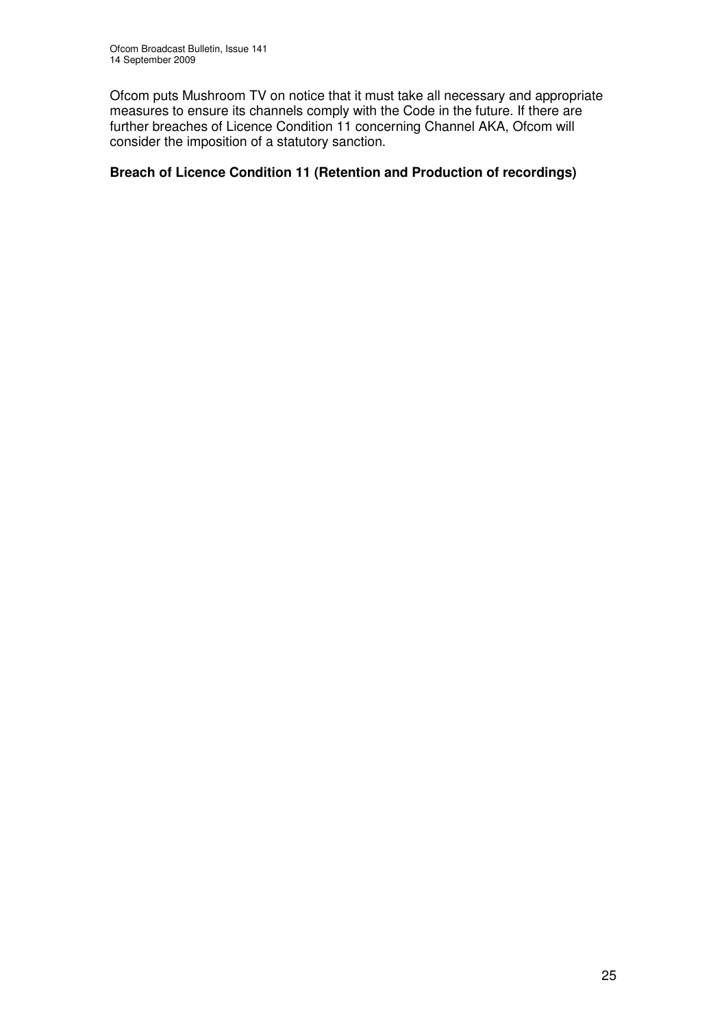Ofcom puts Mushroom TV on notice that it must take all necessary and appropriate measures to ensure its channels comply with the Code in the future. If there are further breaches of Licence Condition 11 concerning Channel AKA, Ofcom will consider the imposition of a statutory sanction.

**Breach of Licence Condition 11 (Retention and Production of recordings)**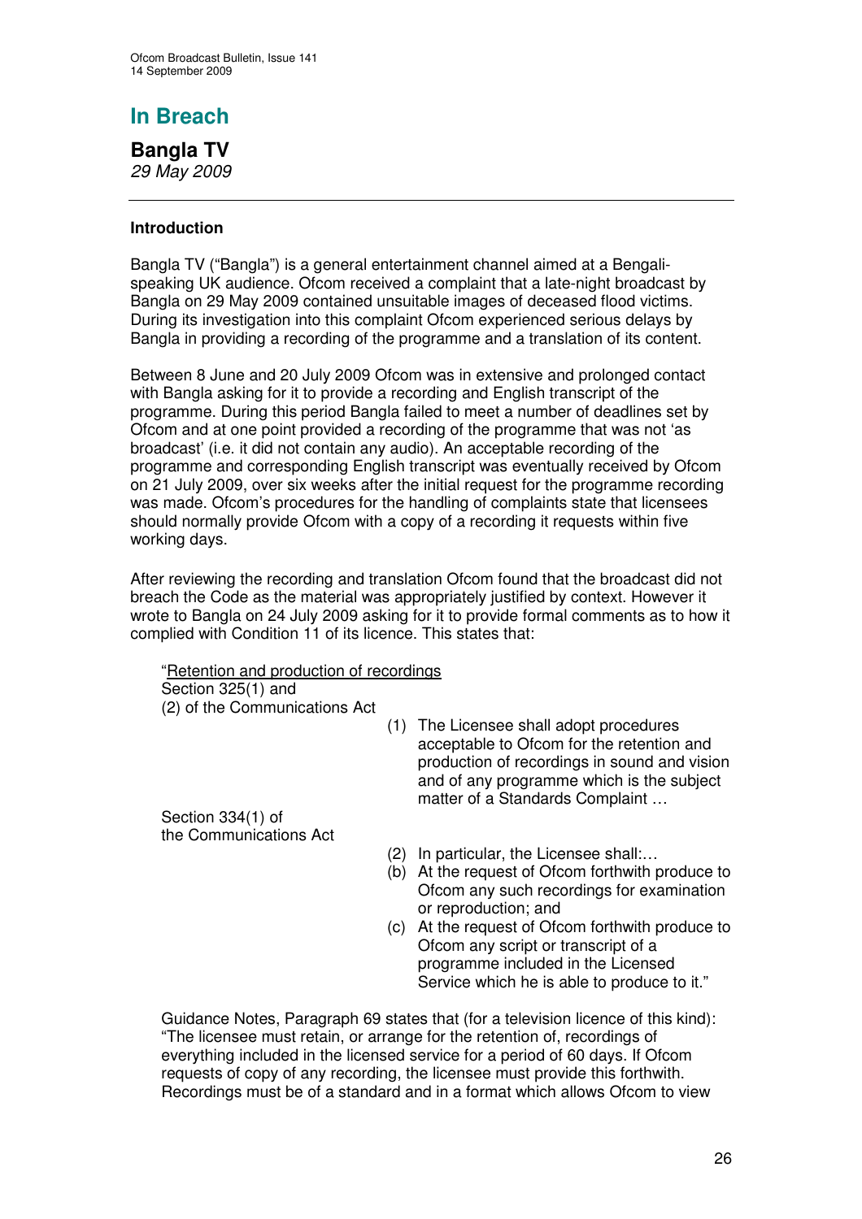## In Breach

### Bangla TV
*29 May 2009*

---

**Introduction**

Bangla TV ("Bangla") is a general entertainment channel aimed at a Bengali-speaking UK audience. Ofcom received a complaint that a late-night broadcast by Bangla on 29 May 2009 contained unsuitable images of deceased flood victims. During its investigation into this complaint Ofcom experienced serious delays by Bangla in providing a recording of the programme and a translation of its content.

Between 8 June and 20 July 2009 Ofcom was in extensive and prolonged contact with Bangla asking for it to provide a recording and English transcript of the programme. During this period Bangla failed to meet a number of deadlines set by Ofcom and at one point provided a recording of the programme that was not 'as broadcast' (i.e. it did not contain any audio). An acceptable recording of the programme and corresponding English transcript was eventually received by Ofcom on 21 July 2009, over six weeks after the initial request for the programme recording was made. Ofcom's procedures for the handling of complaints state that licensees should normally provide Ofcom with a copy of a recording it requests within five working days.

After reviewing the recording and translation Ofcom found that the broadcast did not breach the Code as the material was appropriately justified by context. However it wrote to Bangla on 24 July 2009 asking for it to provide formal comments as to how it complied with Condition 11 of its licence. This states that:

> "Retention and production of recordings
>
> Section 325(1) and (2) of the Communications Act
>
> (1) The Licensee shall adopt procedures acceptable to Ofcom for the retention and production of recordings in sound and vision and of any programme which is the subject matter of a Standards Complaint …
>
> Section 334(1) of the Communications Act
>
> (2) In particular, the Licensee shall:…
>
> (b) At the request of Ofcom forthwith produce to Ofcom any such recordings for examination or reproduction; and
>
> (c) At the request of Ofcom forthwith produce to Ofcom any script or transcript of a programme included in the Licensed Service which he is able to produce to it."
>
> Guidance Notes, Paragraph 69 states that (for a television licence of this kind): "The licensee must retain, or arrange for the retention of, recordings of everything included in the licensed service for a period of 60 days. If Ofcom requests of copy of any recording, the licensee must provide this forthwith. Recordings must be of a standard and in a format which allows Ofcom to view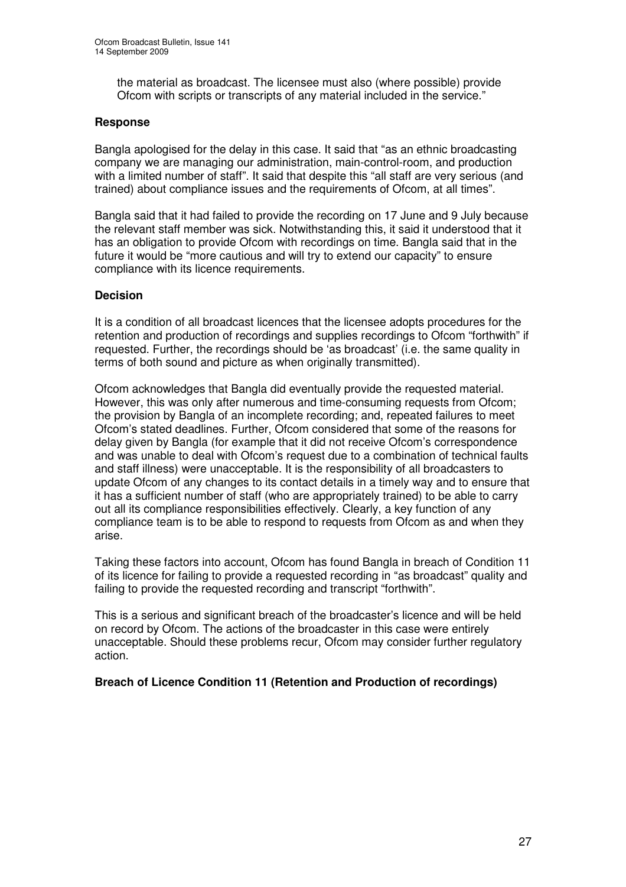the material as broadcast. The licensee must also (where possible) provide Ofcom with scripts or transcripts of any material included in the service."

**Response**

Bangla apologised for the delay in this case. It said that "as an ethnic broadcasting company we are managing our administration, main-control-room, and production with a limited number of staff". It said that despite this "all staff are very serious (and trained) about compliance issues and the requirements of Ofcom, at all times".

Bangla said that it had failed to provide the recording on 17 June and 9 July because the relevant staff member was sick. Notwithstanding this, it said it understood that it has an obligation to provide Ofcom with recordings on time. Bangla said that in the future it would be "more cautious and will try to extend our capacity" to ensure compliance with its licence requirements.

**Decision**

It is a condition of all broadcast licences that the licensee adopts procedures for the retention and production of recordings and supplies recordings to Ofcom "forthwith" if requested. Further, the recordings should be 'as broadcast' (i.e. the same quality in terms of both sound and picture as when originally transmitted).

Ofcom acknowledges that Bangla did eventually provide the requested material. However, this was only after numerous and time-consuming requests from Ofcom; the provision by Bangla of an incomplete recording; and, repeated failures to meet Ofcom's stated deadlines. Further, Ofcom considered that some of the reasons for delay given by Bangla (for example that it did not receive Ofcom's correspondence and was unable to deal with Ofcom's request due to a combination of technical faults and staff illness) were unacceptable. It is the responsibility of all broadcasters to update Ofcom of any changes to its contact details in a timely way and to ensure that it has a sufficient number of staff (who are appropriately trained) to be able to carry out all its compliance responsibilities effectively. Clearly, a key function of any compliance team is to be able to respond to requests from Ofcom as and when they arise.

Taking these factors into account, Ofcom has found Bangla in breach of Condition 11 of its licence for failing to provide a requested recording in "as broadcast" quality and failing to provide the requested recording and transcript "forthwith".

This is a serious and significant breach of the broadcaster's licence and will be held on record by Ofcom. The actions of the broadcaster in this case were entirely unacceptable. Should these problems recur, Ofcom may consider further regulatory action.

**Breach of Licence Condition 11 (Retention and Production of recordings)**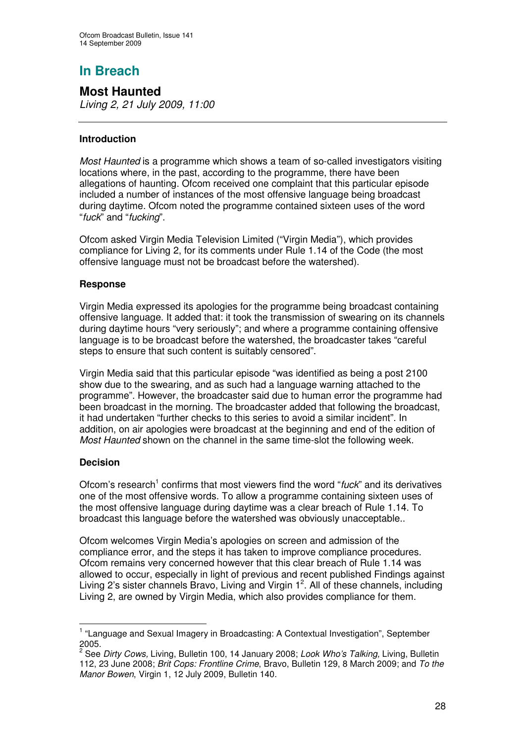# In Breach

## Most Haunted

*Living 2, 21 July 2009, 11:00*

### Introduction

*Most Haunted* is a programme which shows a team of so-called investigators visiting locations where, in the past, according to the programme, there have been allegations of haunting. Ofcom received one complaint that this particular episode included a number of instances of the most offensive language being broadcast during daytime. Ofcom noted the programme contained sixteen uses of the word "*fuck*" and "*fucking*".

Ofcom asked Virgin Media Television Limited ("Virgin Media"), which provides compliance for Living 2, for its comments under Rule 1.14 of the Code (the most offensive language must not be broadcast before the watershed).

### Response

Virgin Media expressed its apologies for the programme being broadcast containing offensive language. It added that: it took the transmission of swearing on its channels during daytime hours "very seriously"; and where a programme containing offensive language is to be broadcast before the watershed, the broadcaster takes "careful steps to ensure that such content is suitably censored".

Virgin Media said that this particular episode "was identified as being a post 2100 show due to the swearing, and as such had a language warning attached to the programme". However, the broadcaster said due to human error the programme had been broadcast in the morning. The broadcaster added that following the broadcast, it had undertaken "further checks to this series to avoid a similar incident". In addition, on air apologies were broadcast at the beginning and end of the edition of *Most Haunted* shown on the channel in the same time-slot the following week.

### Decision

Ofcom's research[1] confirms that most viewers find the word "*fuck*" and its derivatives one of the most offensive words. To allow a programme containing sixteen uses of the most offensive language during daytime was a clear breach of Rule 1.14. To broadcast this language before the watershed was obviously unacceptable..

Ofcom welcomes Virgin Media's apologies on screen and admission of the compliance error, and the steps it has taken to improve compliance procedures. Ofcom remains very concerned however that this clear breach of Rule 1.14 was allowed to occur, especially in light of previous and recent published Findings against Living 2's sister channels Bravo, Living and Virgin 1[2]. All of these channels, including Living 2, are owned by Virgin Media, which also provides compliance for them.

---

[1] "Language and Sexual Imagery in Broadcasting: A Contextual Investigation", September 2005.

[2] See *Dirty Cows,* Living, Bulletin 100, 14 January 2008; *Look Who's Talking,* Living, Bulletin 112, 23 June 2008; *Brit Cops: Frontline Crime*, Bravo, Bulletin 129, 8 March 2009; and *To the Manor Bowen*, Virgin 1, 12 July 2009, Bulletin 140.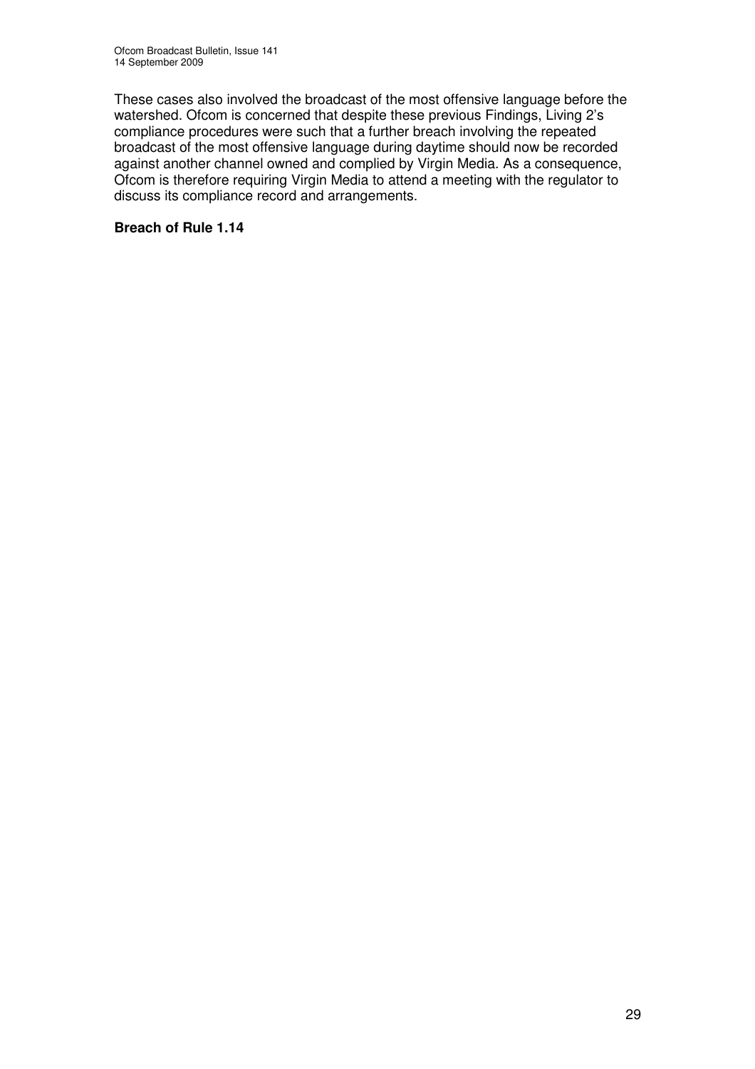These cases also involved the broadcast of the most offensive language before the watershed. Ofcom is concerned that despite these previous Findings, Living 2's compliance procedures were such that a further breach involving the repeated broadcast of the most offensive language during daytime should now be recorded against another channel owned and complied by Virgin Media. As a consequence, Ofcom is therefore requiring Virgin Media to attend a meeting with the regulator to discuss its compliance record and arrangements.

**Breach of Rule 1.14**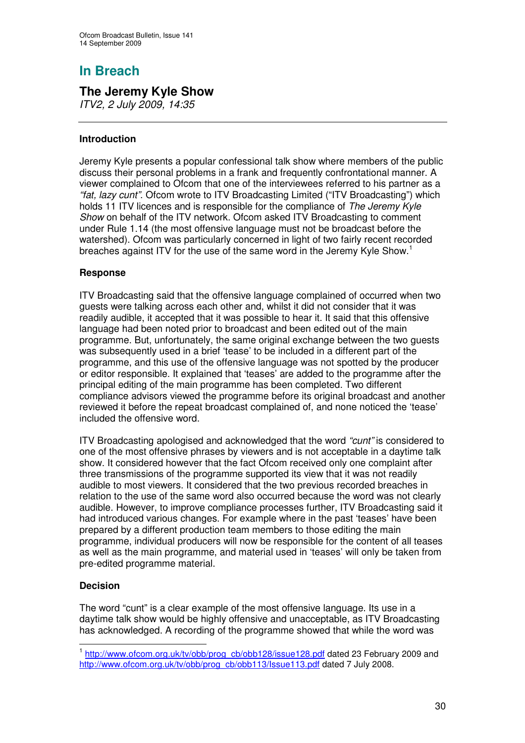# In Breach

## The Jeremy Kyle Show

*ITV2, 2 July 2009, 14:35*

---

### Introduction

Jeremy Kyle presents a popular confessional talk show where members of the public discuss their personal problems in a frank and frequently confrontational manner. A viewer complained to Ofcom that one of the interviewees referred to his partner as a *"fat, lazy cunt"*. Ofcom wrote to ITV Broadcasting Limited ("ITV Broadcasting") which holds 11 ITV licences and is responsible for the compliance of *The Jeremy Kyle Show* on behalf of the ITV network. Ofcom asked ITV Broadcasting to comment under Rule 1.14 (the most offensive language must not be broadcast before the watershed). Ofcom was particularly concerned in light of two fairly recent recorded breaches against ITV for the use of the same word in the Jeremy Kyle Show.[1]

### Response

ITV Broadcasting said that the offensive language complained of occurred when two guests were talking across each other and, whilst it did not consider that it was readily audible, it accepted that it was possible to hear it. It said that this offensive language had been noted prior to broadcast and been edited out of the main programme. But, unfortunately, the same original exchange between the two guests was subsequently used in a brief 'tease' to be included in a different part of the programme, and this use of the offensive language was not spotted by the producer or editor responsible. It explained that 'teases' are added to the programme after the principal editing of the main programme has been completed. Two different compliance advisors viewed the programme before its original broadcast and another reviewed it before the repeat broadcast complained of, and none noticed the 'tease' included the offensive word.

ITV Broadcasting apologised and acknowledged that the word *"cunt"* is considered to one of the most offensive phrases by viewers and is not acceptable in a daytime talk show. It considered however that the fact Ofcom received only one complaint after three transmissions of the programme supported its view that it was not readily audible to most viewers. It considered that the two previous recorded breaches in relation to the use of the same word also occurred because the word was not clearly audible. However, to improve compliance processes further, ITV Broadcasting said it had introduced various changes. For example where in the past 'teases' have been prepared by a different production team members to those editing the main programme, individual producers will now be responsible for the content of all teases as well as the main programme, and material used in 'teases' will only be taken from pre-edited programme material.

### Decision

The word "cunt" is a clear example of the most offensive language. Its use in a daytime talk show would be highly offensive and unacceptable, as ITV Broadcasting has acknowledged. A recording of the programme showed that while the word was

---

[1] http://www.ofcom.org.uk/tv/obb/prog_cb/obb128/issue128.pdf dated 23 February 2009 and http://www.ofcom.org.uk/tv/obb/prog_cb/obb113/Issue113.pdf dated 7 July 2008.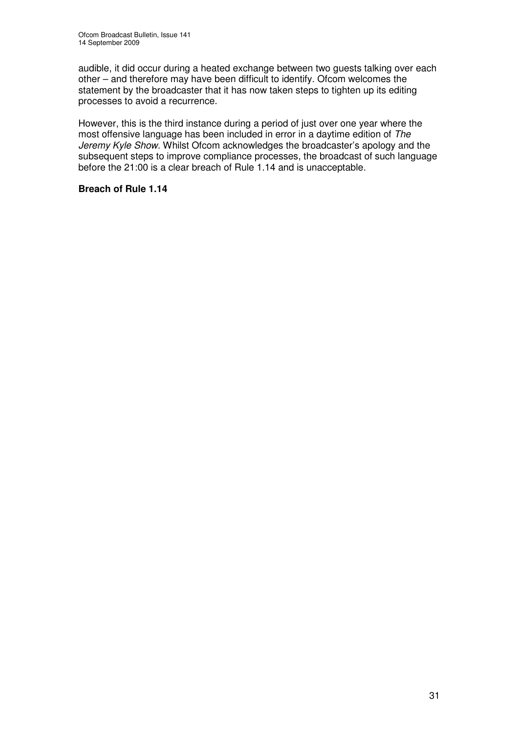audible, it did occur during a heated exchange between two guests talking over each other – and therefore may have been difficult to identify. Ofcom welcomes the statement by the broadcaster that it has now taken steps to tighten up its editing processes to avoid a recurrence.

However, this is the third instance during a period of just over one year where the most offensive language has been included in error in a daytime edition of *The Jeremy Kyle Show*. Whilst Ofcom acknowledges the broadcaster's apology and the subsequent steps to improve compliance processes, the broadcast of such language before the 21:00 is a clear breach of Rule 1.14 and is unacceptable.

**Breach of Rule 1.14**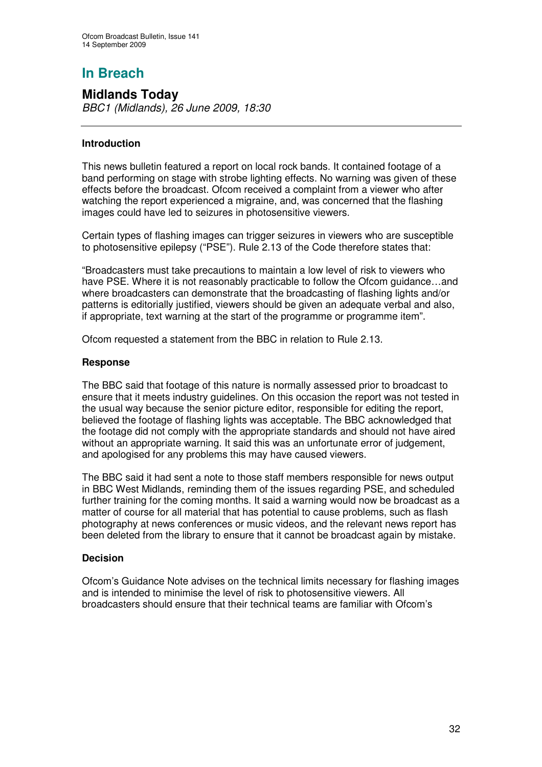# In Breach

## Midlands Today

*BBC1 (Midlands), 26 June 2009, 18:30*

---

### Introduction

This news bulletin featured a report on local rock bands. It contained footage of a band performing on stage with strobe lighting effects. No warning was given of these effects before the broadcast. Ofcom received a complaint from a viewer who after watching the report experienced a migraine, and, was concerned that the flashing images could have led to seizures in photosensitive viewers.

Certain types of flashing images can trigger seizures in viewers who are susceptible to photosensitive epilepsy ("PSE"). Rule 2.13 of the Code therefore states that:

"Broadcasters must take precautions to maintain a low level of risk to viewers who have PSE. Where it is not reasonably practicable to follow the Ofcom guidance…and where broadcasters can demonstrate that the broadcasting of flashing lights and/or patterns is editorially justified, viewers should be given an adequate verbal and also, if appropriate, text warning at the start of the programme or programme item".

Ofcom requested a statement from the BBC in relation to Rule 2.13.

### Response

The BBC said that footage of this nature is normally assessed prior to broadcast to ensure that it meets industry guidelines. On this occasion the report was not tested in the usual way because the senior picture editor, responsible for editing the report, believed the footage of flashing lights was acceptable. The BBC acknowledged that the footage did not comply with the appropriate standards and should not have aired without an appropriate warning. It said this was an unfortunate error of judgement, and apologised for any problems this may have caused viewers.

The BBC said it had sent a note to those staff members responsible for news output in BBC West Midlands, reminding them of the issues regarding PSE, and scheduled further training for the coming months. It said a warning would now be broadcast as a matter of course for all material that has potential to cause problems, such as flash photography at news conferences or music videos, and the relevant news report has been deleted from the library to ensure that it cannot be broadcast again by mistake.

### Decision

Ofcom's Guidance Note advises on the technical limits necessary for flashing images and is intended to minimise the level of risk to photosensitive viewers. All broadcasters should ensure that their technical teams are familiar with Ofcom's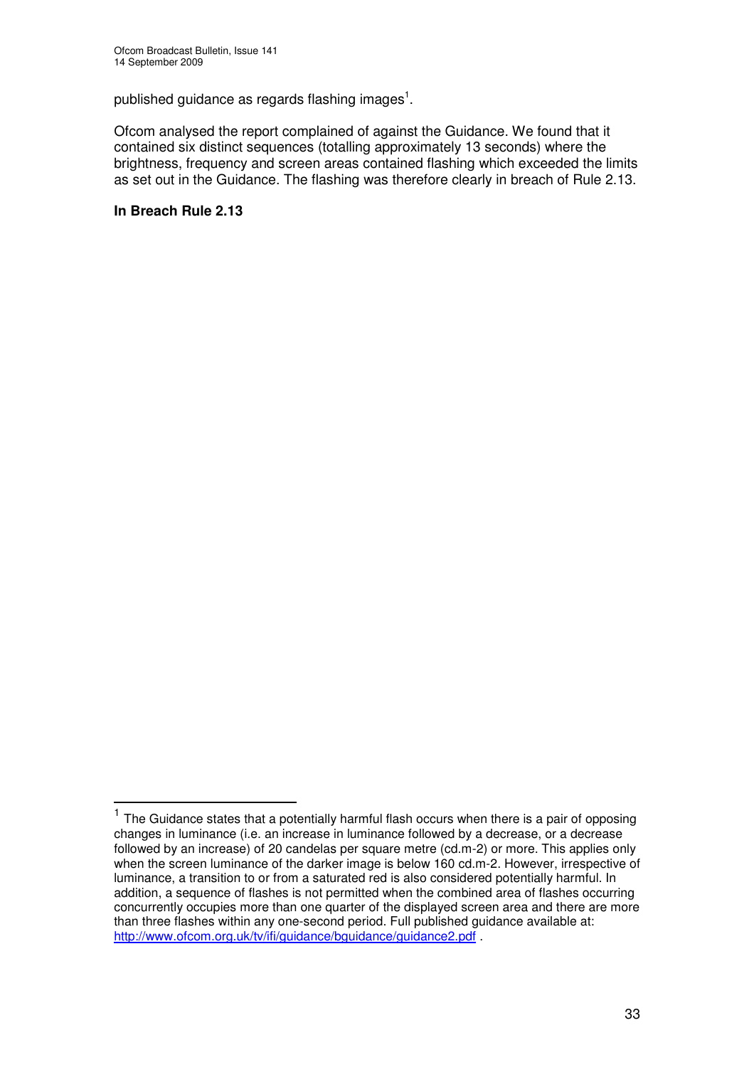published guidance as regards flashing images[1].

Ofcom analysed the report complained of against the Guidance. We found that it contained six distinct sequences (totalling approximately 13 seconds) where the brightness, frequency and screen areas contained flashing which exceeded the limits as set out in the Guidance. The flashing was therefore clearly in breach of Rule 2.13.

**In Breach Rule 2.13**

[1] The Guidance states that a potentially harmful flash occurs when there is a pair of opposing changes in luminance (i.e. an increase in luminance followed by a decrease, or a decrease followed by an increase) of 20 candelas per square metre (cd.m-2) or more. This applies only when the screen luminance of the darker image is below 160 cd.m-2. However, irrespective of luminance, a transition to or from a saturated red is also considered potentially harmful. In addition, a sequence of flashes is not permitted when the combined area of flashes occurring concurrently occupies more than one quarter of the displayed screen area and there are more than three flashes within any one-second period. Full published guidance available at: http://www.ofcom.org.uk/tv/ifi/guidance/bguidance/guidance2.pdf .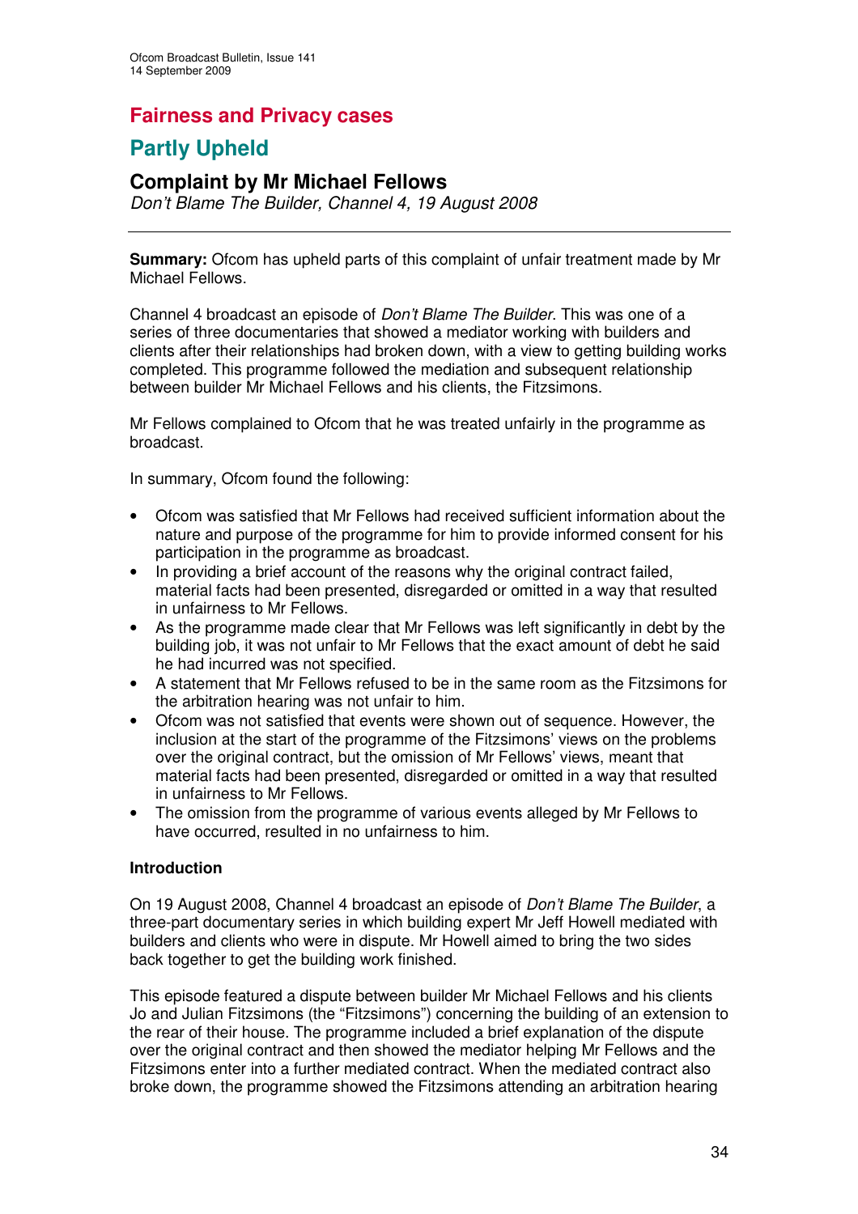# Fairness and Privacy cases

# Partly Upheld

## Complaint by Mr Michael Fellows

*Don't Blame The Builder, Channel 4, 19 August 2008*

---

**Summary:** Ofcom has upheld parts of this complaint of unfair treatment made by Mr Michael Fellows.

Channel 4 broadcast an episode of *Don't Blame The Builder*. This was one of a series of three documentaries that showed a mediator working with builders and clients after their relationships had broken down, with a view to getting building works completed. This programme followed the mediation and subsequent relationship between builder Mr Michael Fellows and his clients, the Fitzsimons.

Mr Fellows complained to Ofcom that he was treated unfairly in the programme as broadcast.

In summary, Ofcom found the following:

- Ofcom was satisfied that Mr Fellows had received sufficient information about the nature and purpose of the programme for him to provide informed consent for his participation in the programme as broadcast.
- In providing a brief account of the reasons why the original contract failed, material facts had been presented, disregarded or omitted in a way that resulted in unfairness to Mr Fellows.
- As the programme made clear that Mr Fellows was left significantly in debt by the building job, it was not unfair to Mr Fellows that the exact amount of debt he said he had incurred was not specified.
- A statement that Mr Fellows refused to be in the same room as the Fitzsimons for the arbitration hearing was not unfair to him.
- Ofcom was not satisfied that events were shown out of sequence. However, the inclusion at the start of the programme of the Fitzsimons' views on the problems over the original contract, but the omission of Mr Fellows' views, meant that material facts had been presented, disregarded or omitted in a way that resulted in unfairness to Mr Fellows.
- The omission from the programme of various events alleged by Mr Fellows to have occurred, resulted in no unfairness to him.

**Introduction**

On 19 August 2008, Channel 4 broadcast an episode of *Don't Blame The Builder*, a three-part documentary series in which building expert Mr Jeff Howell mediated with builders and clients who were in dispute. Mr Howell aimed to bring the two sides back together to get the building work finished.

This episode featured a dispute between builder Mr Michael Fellows and his clients Jo and Julian Fitzsimons (the "Fitzsimons") concerning the building of an extension to the rear of their house. The programme included a brief explanation of the dispute over the original contract and then showed the mediator helping Mr Fellows and the Fitzsimons enter into a further mediated contract. When the mediated contract also broke down, the programme showed the Fitzsimons attending an arbitration hearing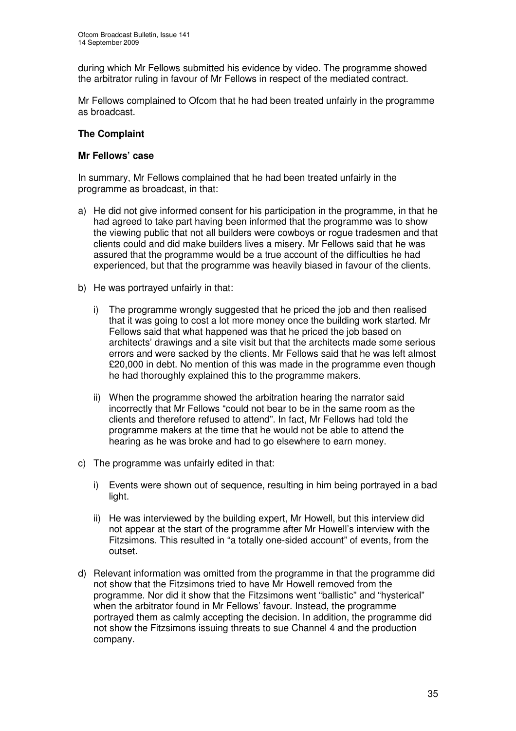during which Mr Fellows submitted his evidence by video. The programme showed the arbitrator ruling in favour of Mr Fellows in respect of the mediated contract.

Mr Fellows complained to Ofcom that he had been treated unfairly in the programme as broadcast.

### The Complaint

#### Mr Fellows' case

In summary, Mr Fellows complained that he had been treated unfairly in the programme as broadcast, in that:

a) He did not give informed consent for his participation in the programme, in that he had agreed to take part having been informed that the programme was to show the viewing public that not all builders were cowboys or rogue tradesmen and that clients could and did make builders lives a misery. Mr Fellows said that he was assured that the programme would be a true account of the difficulties he had experienced, but that the programme was heavily biased in favour of the clients.

b) He was portrayed unfairly in that:

   i) The programme wrongly suggested that he priced the job and then realised that it was going to cost a lot more money once the building work started. Mr Fellows said that what happened was that he priced the job based on architects' drawings and a site visit but that the architects made some serious errors and were sacked by the clients. Mr Fellows said that he was left almost £20,000 in debt. No mention of this was made in the programme even though he had thoroughly explained this to the programme makers.

   ii) When the programme showed the arbitration hearing the narrator said incorrectly that Mr Fellows "could not bear to be in the same room as the clients and therefore refused to attend". In fact, Mr Fellows had told the programme makers at the time that he would not be able to attend the hearing as he was broke and had to go elsewhere to earn money.

c) The programme was unfairly edited in that:

   i) Events were shown out of sequence, resulting in him being portrayed in a bad light.

   ii) He was interviewed by the building expert, Mr Howell, but this interview did not appear at the start of the programme after Mr Howell's interview with the Fitzsimons. This resulted in "a totally one-sided account" of events, from the outset.

d) Relevant information was omitted from the programme in that the programme did not show that the Fitzsimons tried to have Mr Howell removed from the programme. Nor did it show that the Fitzsimons went "ballistic" and "hysterical" when the arbitrator found in Mr Fellows' favour. Instead, the programme portrayed them as calmly accepting the decision. In addition, the programme did not show the Fitzsimons issuing threats to sue Channel 4 and the production company.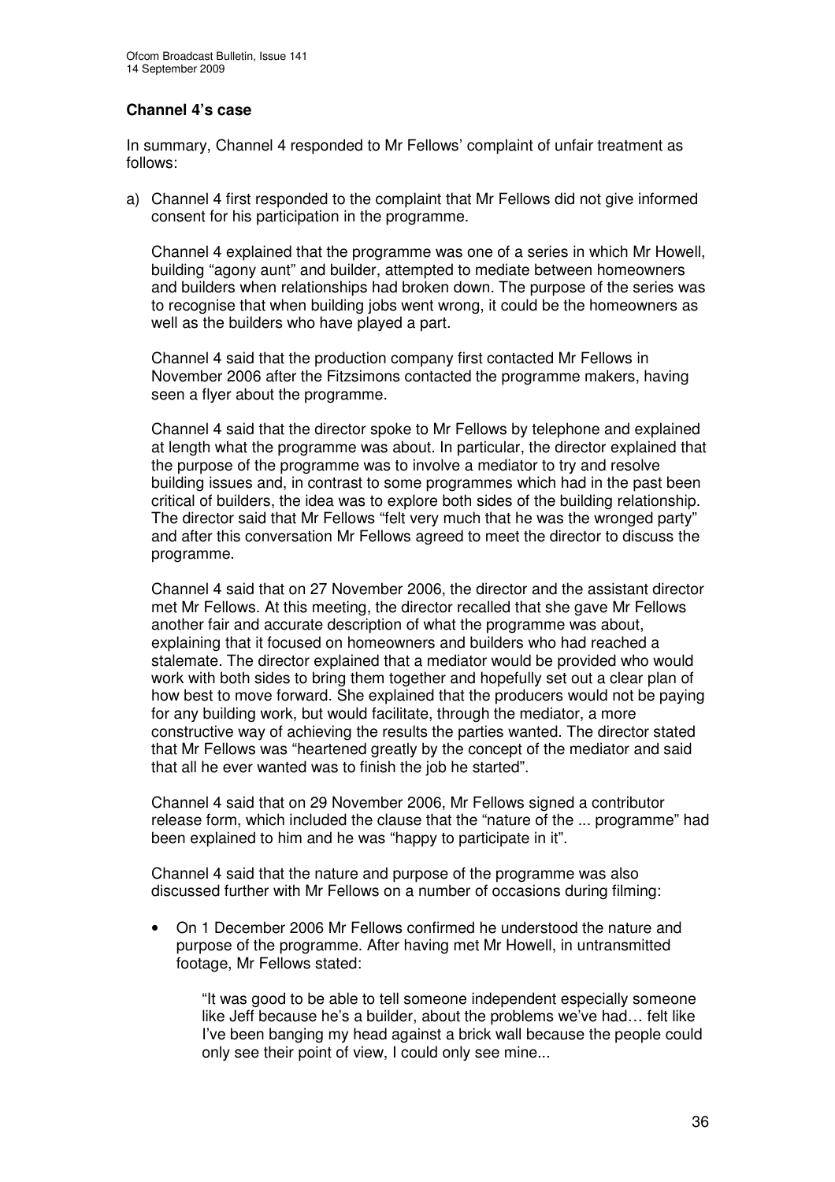**Channel 4's case**

In summary, Channel 4 responded to Mr Fellows' complaint of unfair treatment as follows:

a) Channel 4 first responded to the complaint that Mr Fellows did not give informed consent for his participation in the programme.

   Channel 4 explained that the programme was one of a series in which Mr Howell, building "agony aunt" and builder, attempted to mediate between homeowners and builders when relationships had broken down. The purpose of the series was to recognise that when building jobs went wrong, it could be the homeowners as well as the builders who have played a part.

   Channel 4 said that the production company first contacted Mr Fellows in November 2006 after the Fitzsimons contacted the programme makers, having seen a flyer about the programme.

   Channel 4 said that the director spoke to Mr Fellows by telephone and explained at length what the programme was about. In particular, the director explained that the purpose of the programme was to involve a mediator to try and resolve building issues and, in contrast to some programmes which had in the past been critical of builders, the idea was to explore both sides of the building relationship. The director said that Mr Fellows "felt very much that he was the wronged party" and after this conversation Mr Fellows agreed to meet the director to discuss the programme.

   Channel 4 said that on 27 November 2006, the director and the assistant director met Mr Fellows. At this meeting, the director recalled that she gave Mr Fellows another fair and accurate description of what the programme was about, explaining that it focused on homeowners and builders who had reached a stalemate. The director explained that a mediator would be provided who would work with both sides to bring them together and hopefully set out a clear plan of how best to move forward. She explained that the producers would not be paying for any building work, but would facilitate, through the mediator, a more constructive way of achieving the results the parties wanted. The director stated that Mr Fellows was "heartened greatly by the concept of the mediator and said that all he ever wanted was to finish the job he started".

   Channel 4 said that on 29 November 2006, Mr Fellows signed a contributor release form, which included the clause that the "nature of the ... programme" had been explained to him and he was "happy to participate in it".

   Channel 4 said that the nature and purpose of the programme was also discussed further with Mr Fellows on a number of occasions during filming:

   - On 1 December 2006 Mr Fellows confirmed he understood the nature and purpose of the programme. After having met Mr Howell, in untransmitted footage, Mr Fellows stated:

     "It was good to be able to tell someone independent especially someone like Jeff because he's a builder, about the problems we've had… felt like I've been banging my head against a brick wall because the people could only see their point of view, I could only see mine...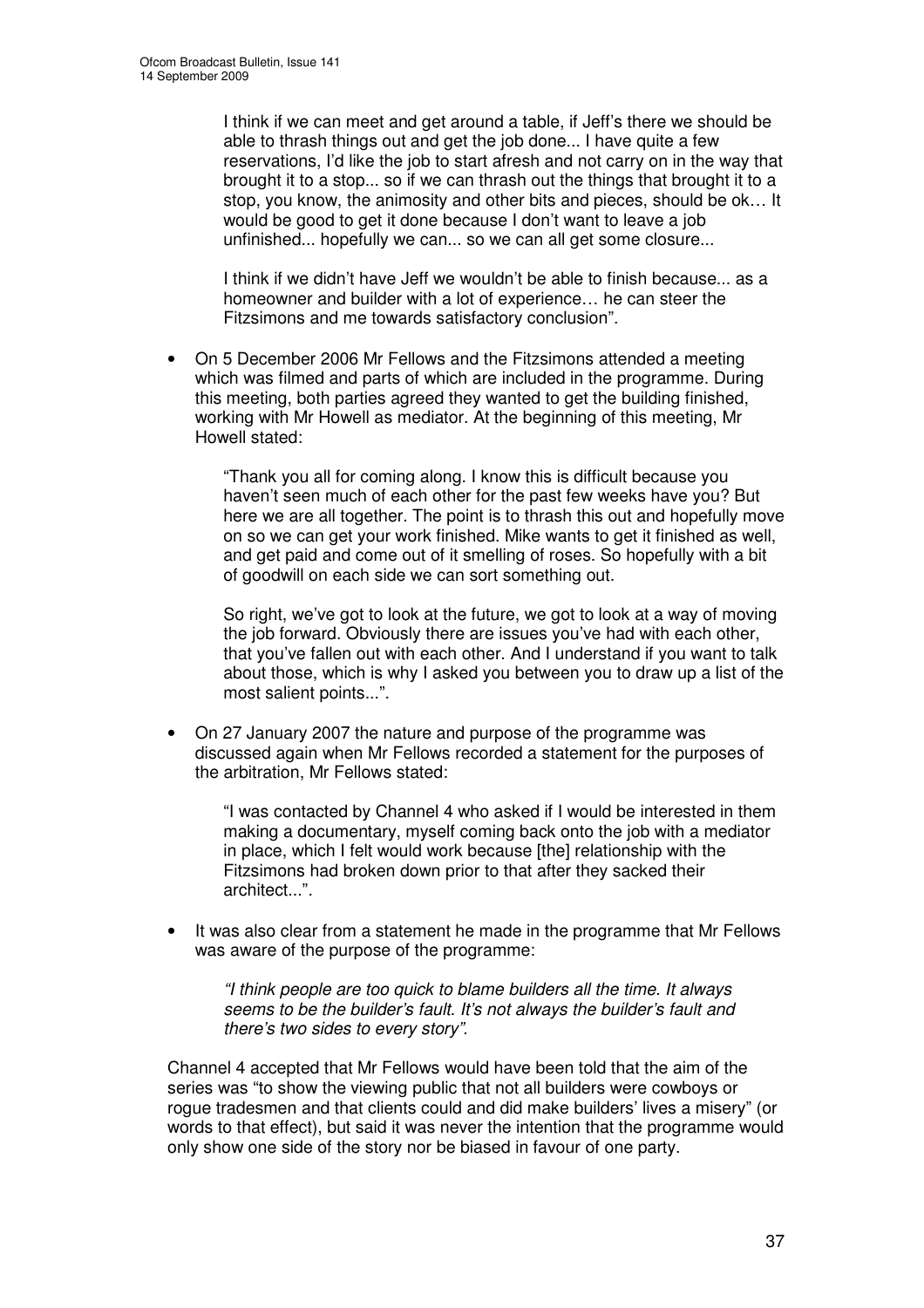> I think if we can meet and get around a table, if Jeff's there we should be able to thrash things out and get the job done... I have quite a few reservations, I'd like the job to start afresh and not carry on in the way that brought it to a stop... so if we can thrash out the things that brought it to a stop, you know, the animosity and other bits and pieces, should be ok… It would be good to get it done because I don't want to leave a job unfinished... hopefully we can... so we can all get some closure...
>
> I think if we didn't have Jeff we wouldn't be able to finish because... as a homeowner and builder with a lot of experience… he can steer the Fitzsimons and me towards satisfactory conclusion".

- On 5 December 2006 Mr Fellows and the Fitzsimons attended a meeting which was filmed and parts of which are included in the programme. During this meeting, both parties agreed they wanted to get the building finished, working with Mr Howell as mediator. At the beginning of this meeting, Mr Howell stated:

  > "Thank you all for coming along. I know this is difficult because you haven't seen much of each other for the past few weeks have you? But here we are all together. The point is to thrash this out and hopefully move on so we can get your work finished. Mike wants to get it finished as well, and get paid and come out of it smelling of roses. So hopefully with a bit of goodwill on each side we can sort something out.
  >
  > So right, we've got to look at the future, we got to look at a way of moving the job forward. Obviously there are issues you've had with each other, that you've fallen out with each other. And I understand if you want to talk about those, which is why I asked you between you to draw up a list of the most salient points...".

- On 27 January 2007 the nature and purpose of the programme was discussed again when Mr Fellows recorded a statement for the purposes of the arbitration, Mr Fellows stated:

  > "I was contacted by Channel 4 who asked if I would be interested in them making a documentary, myself coming back onto the job with a mediator in place, which I felt would work because [the] relationship with the Fitzsimons had broken down prior to that after they sacked their architect...".

- It was also clear from a statement he made in the programme that Mr Fellows was aware of the purpose of the programme:

  > *"I think people are too quick to blame builders all the time. It always seems to be the builder's fault. It's not always the builder's fault and there's two sides to every story".*

Channel 4 accepted that Mr Fellows would have been told that the aim of the series was "to show the viewing public that not all builders were cowboys or rogue tradesmen and that clients could and did make builders' lives a misery" (or words to that effect), but said it was never the intention that the programme would only show one side of the story nor be biased in favour of one party.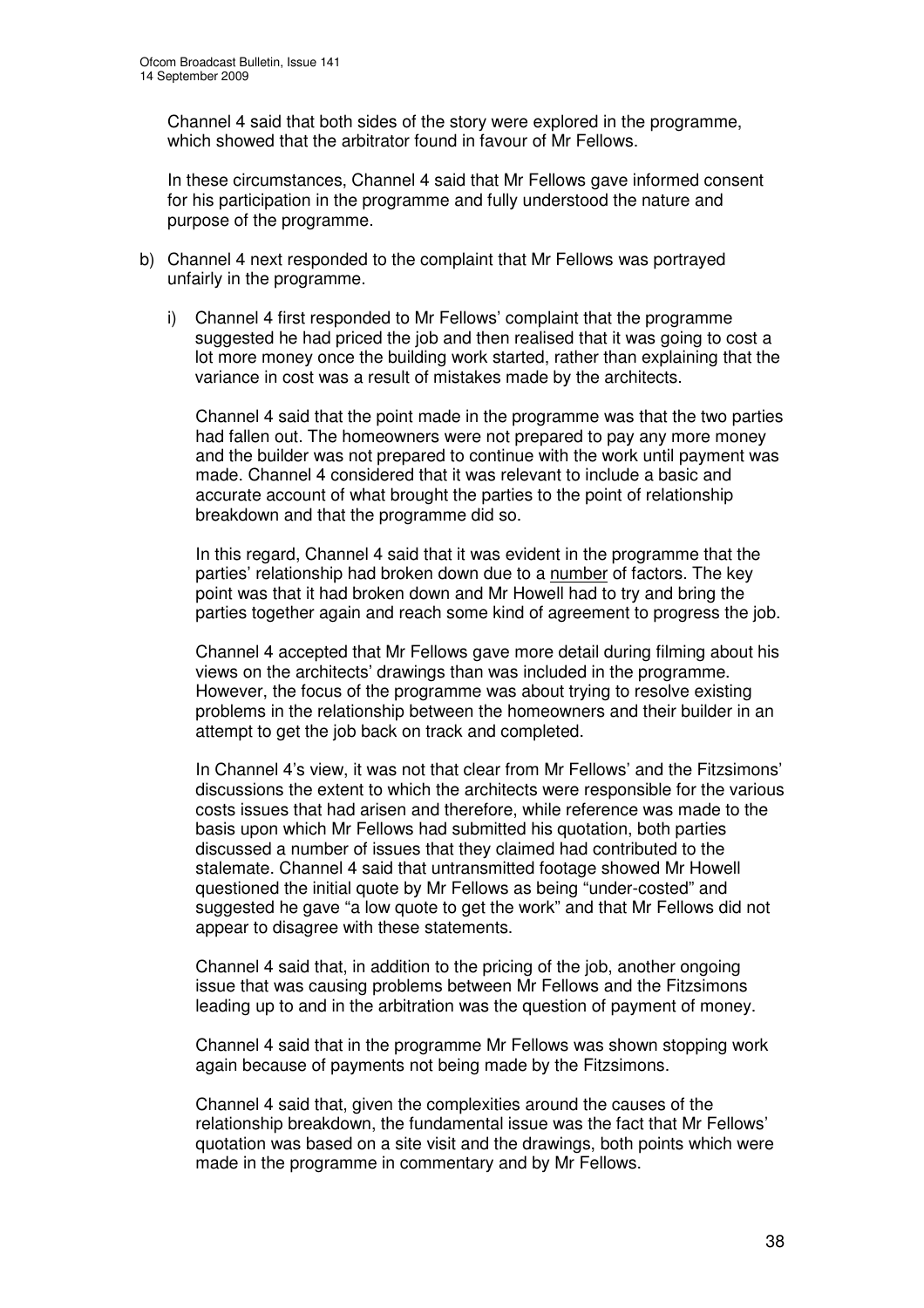Channel 4 said that both sides of the story were explored in the programme, which showed that the arbitrator found in favour of Mr Fellows.

In these circumstances, Channel 4 said that Mr Fellows gave informed consent for his participation in the programme and fully understood the nature and purpose of the programme.

b) Channel 4 next responded to the complaint that Mr Fellows was portrayed unfairly in the programme.

   i) Channel 4 first responded to Mr Fellows' complaint that the programme suggested he had priced the job and then realised that it was going to cost a lot more money once the building work started, rather than explaining that the variance in cost was a result of mistakes made by the architects.

   Channel 4 said that the point made in the programme was that the two parties had fallen out. The homeowners were not prepared to pay any more money and the builder was not prepared to continue with the work until payment was made. Channel 4 considered that it was relevant to include a basic and accurate account of what brought the parties to the point of relationship breakdown and that the programme did so.

   In this regard, Channel 4 said that it was evident in the programme that the parties' relationship had broken down due to a <u>number</u> of factors. The key point was that it had broken down and Mr Howell had to try and bring the parties together again and reach some kind of agreement to progress the job.

   Channel 4 accepted that Mr Fellows gave more detail during filming about his views on the architects' drawings than was included in the programme. However, the focus of the programme was about trying to resolve existing problems in the relationship between the homeowners and their builder in an attempt to get the job back on track and completed.

   In Channel 4's view, it was not that clear from Mr Fellows' and the Fitzsimons' discussions the extent to which the architects were responsible for the various costs issues that had arisen and therefore, while reference was made to the basis upon which Mr Fellows had submitted his quotation, both parties discussed a number of issues that they claimed had contributed to the stalemate. Channel 4 said that untransmitted footage showed Mr Howell questioned the initial quote by Mr Fellows as being "under-costed" and suggested he gave "a low quote to get the work" and that Mr Fellows did not appear to disagree with these statements.

   Channel 4 said that, in addition to the pricing of the job, another ongoing issue that was causing problems between Mr Fellows and the Fitzsimons leading up to and in the arbitration was the question of payment of money.

   Channel 4 said that in the programme Mr Fellows was shown stopping work again because of payments not being made by the Fitzsimons.

   Channel 4 said that, given the complexities around the causes of the relationship breakdown, the fundamental issue was the fact that Mr Fellows' quotation was based on a site visit and the drawings, both points which were made in the programme in commentary and by Mr Fellows.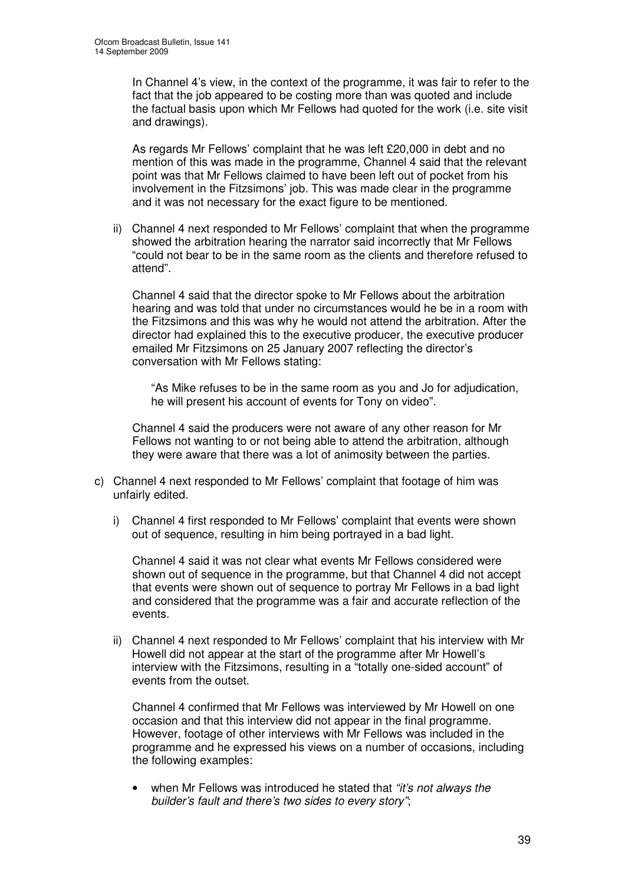In Channel 4's view, in the context of the programme, it was fair to refer to the fact that the job appeared to be costing more than was quoted and include the factual basis upon which Mr Fellows had quoted for the work (i.e. site visit and drawings).

As regards Mr Fellows' complaint that he was left £20,000 in debt and no mention of this was made in the programme, Channel 4 said that the relevant point was that Mr Fellows claimed to have been left out of pocket from his involvement in the Fitzsimons' job. This was made clear in the programme and it was not necessary for the exact figure to be mentioned.

ii) Channel 4 next responded to Mr Fellows' complaint that when the programme showed the arbitration hearing the narrator said incorrectly that Mr Fellows "could not bear to be in the same room as the clients and therefore refused to attend".

Channel 4 said that the director spoke to Mr Fellows about the arbitration hearing and was told that under no circumstances would he be in a room with the Fitzsimons and this was why he would not attend the arbitration. After the director had explained this to the executive producer, the executive producer emailed Mr Fitzsimons on 25 January 2007 reflecting the director's conversation with Mr Fellows stating:

> "As Mike refuses to be in the same room as you and Jo for adjudication, he will present his account of events for Tony on video".

Channel 4 said the producers were not aware of any other reason for Mr Fellows not wanting to or not being able to attend the arbitration, although they were aware that there was a lot of animosity between the parties.

c) Channel 4 next responded to Mr Fellows' complaint that footage of him was unfairly edited.

i) Channel 4 first responded to Mr Fellows' complaint that events were shown out of sequence, resulting in him being portrayed in a bad light.

Channel 4 said it was not clear what events Mr Fellows considered were shown out of sequence in the programme, but that Channel 4 did not accept that events were shown out of sequence to portray Mr Fellows in a bad light and considered that the programme was a fair and accurate reflection of the events.

ii) Channel 4 next responded to Mr Fellows' complaint that his interview with Mr Howell did not appear at the start of the programme after Mr Howell's interview with the Fitzsimons, resulting in a "totally one-sided account" of events from the outset.

Channel 4 confirmed that Mr Fellows was interviewed by Mr Howell on one occasion and that this interview did not appear in the final programme. However, footage of other interviews with Mr Fellows was included in the programme and he expressed his views on a number of occasions, including the following examples:

- when Mr Fellows was introduced he stated that *"it's not always the builder's fault and there's two sides to every story"*;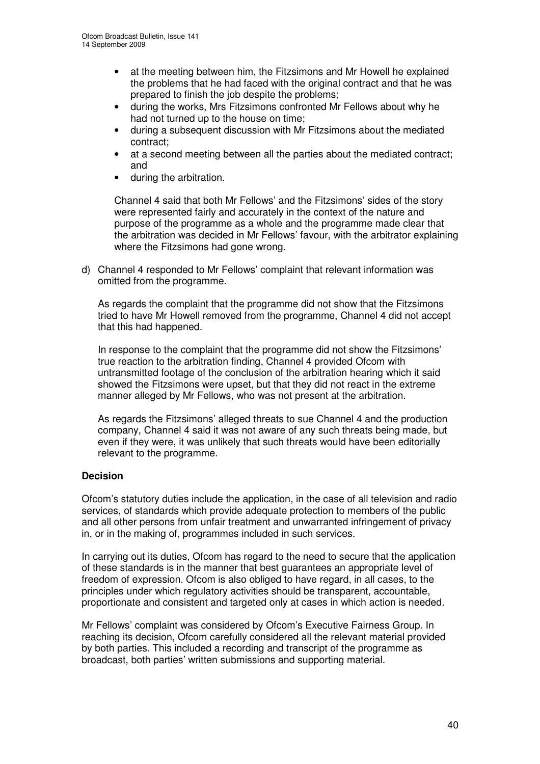- at the meeting between him, the Fitzsimons and Mr Howell he explained the problems that he had faced with the original contract and that he was prepared to finish the job despite the problems;
- during the works, Mrs Fitzsimons confronted Mr Fellows about why he had not turned up to the house on time;
- during a subsequent discussion with Mr Fitzsimons about the mediated contract;
- at a second meeting between all the parties about the mediated contract; and
- during the arbitration.

Channel 4 said that both Mr Fellows' and the Fitzsimons' sides of the story were represented fairly and accurately in the context of the nature and purpose of the programme as a whole and the programme made clear that the arbitration was decided in Mr Fellows' favour, with the arbitrator explaining where the Fitzsimons had gone wrong.

d) Channel 4 responded to Mr Fellows' complaint that relevant information was omitted from the programme.

As regards the complaint that the programme did not show that the Fitzsimons tried to have Mr Howell removed from the programme, Channel 4 did not accept that this had happened.

In response to the complaint that the programme did not show the Fitzsimons' true reaction to the arbitration finding, Channel 4 provided Ofcom with untransmitted footage of the conclusion of the arbitration hearing which it said showed the Fitzsimons were upset, but that they did not react in the extreme manner alleged by Mr Fellows, who was not present at the arbitration.

As regards the Fitzsimons' alleged threats to sue Channel 4 and the production company, Channel 4 said it was not aware of any such threats being made, but even if they were, it was unlikely that such threats would have been editorially relevant to the programme.

**Decision**

Ofcom's statutory duties include the application, in the case of all television and radio services, of standards which provide adequate protection to members of the public and all other persons from unfair treatment and unwarranted infringement of privacy in, or in the making of, programmes included in such services.

In carrying out its duties, Ofcom has regard to the need to secure that the application of these standards is in the manner that best guarantees an appropriate level of freedom of expression. Ofcom is also obliged to have regard, in all cases, to the principles under which regulatory activities should be transparent, accountable, proportionate and consistent and targeted only at cases in which action is needed.

Mr Fellows' complaint was considered by Ofcom's Executive Fairness Group. In reaching its decision, Ofcom carefully considered all the relevant material provided by both parties. This included a recording and transcript of the programme as broadcast, both parties' written submissions and supporting material.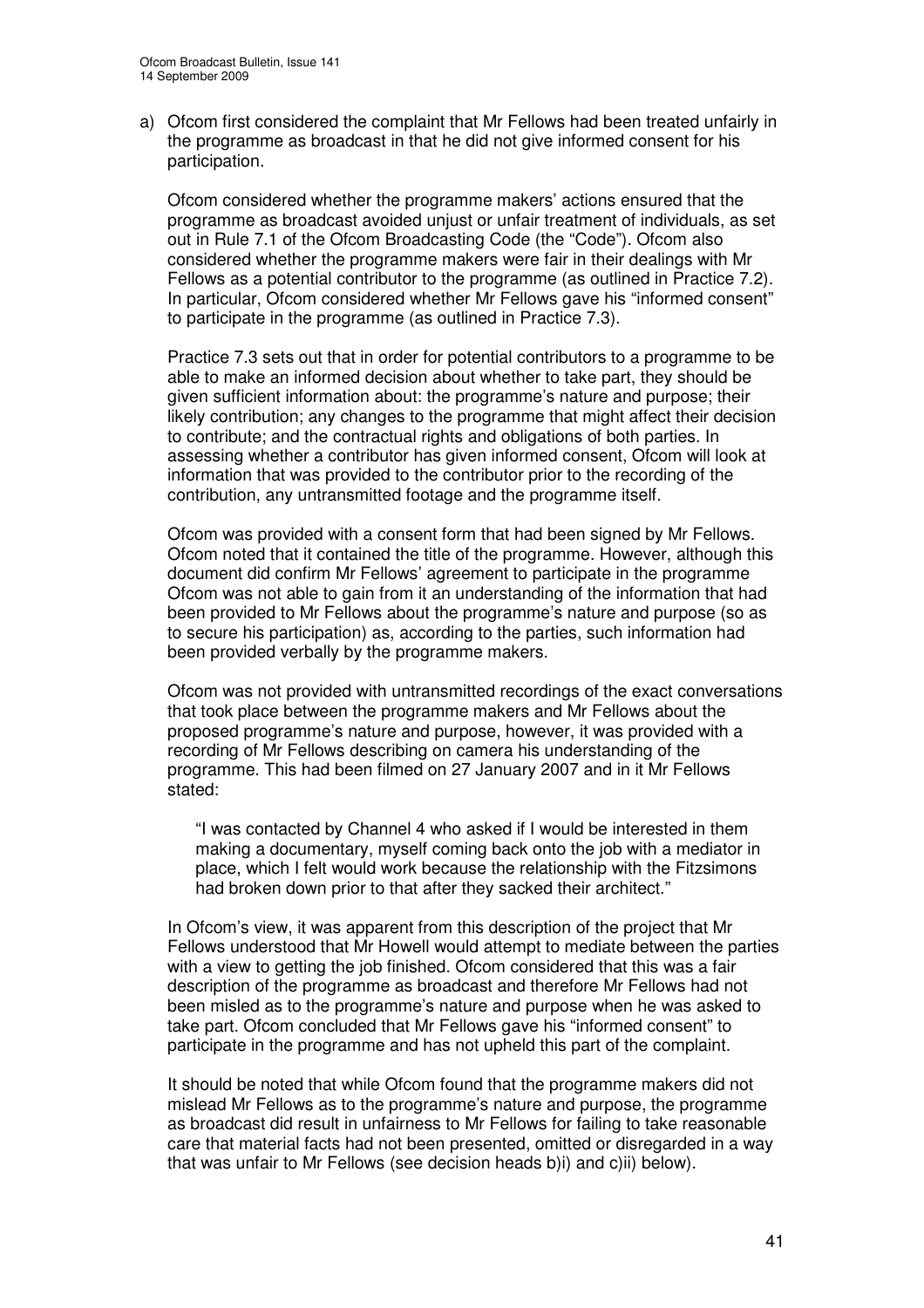a) Ofcom first considered the complaint that Mr Fellows had been treated unfairly in the programme as broadcast in that he did not give informed consent for his participation.

   Ofcom considered whether the programme makers' actions ensured that the programme as broadcast avoided unjust or unfair treatment of individuals, as set out in Rule 7.1 of the Ofcom Broadcasting Code (the "Code"). Ofcom also considered whether the programme makers were fair in their dealings with Mr Fellows as a potential contributor to the programme (as outlined in Practice 7.2). In particular, Ofcom considered whether Mr Fellows gave his "informed consent" to participate in the programme (as outlined in Practice 7.3).

   Practice 7.3 sets out that in order for potential contributors to a programme to be able to make an informed decision about whether to take part, they should be given sufficient information about: the programme's nature and purpose; their likely contribution; any changes to the programme that might affect their decision to contribute; and the contractual rights and obligations of both parties. In assessing whether a contributor has given informed consent, Ofcom will look at information that was provided to the contributor prior to the recording of the contribution, any untransmitted footage and the programme itself.

   Ofcom was provided with a consent form that had been signed by Mr Fellows. Ofcom noted that it contained the title of the programme. However, although this document did confirm Mr Fellows' agreement to participate in the programme Ofcom was not able to gain from it an understanding of the information that had been provided to Mr Fellows about the programme's nature and purpose (so as to secure his participation) as, according to the parties, such information had been provided verbally by the programme makers.

   Ofcom was not provided with untransmitted recordings of the exact conversations that took place between the programme makers and Mr Fellows about the proposed programme's nature and purpose, however, it was provided with a recording of Mr Fellows describing on camera his understanding of the programme. This had been filmed on 27 January 2007 and in it Mr Fellows stated:

   > "I was contacted by Channel 4 who asked if I would be interested in them making a documentary, myself coming back onto the job with a mediator in place, which I felt would work because the relationship with the Fitzsimons had broken down prior to that after they sacked their architect."

   In Ofcom's view, it was apparent from this description of the project that Mr Fellows understood that Mr Howell would attempt to mediate between the parties with a view to getting the job finished. Ofcom considered that this was a fair description of the programme as broadcast and therefore Mr Fellows had not been misled as to the programme's nature and purpose when he was asked to take part. Ofcom concluded that Mr Fellows gave his "informed consent" to participate in the programme and has not upheld this part of the complaint.

   It should be noted that while Ofcom found that the programme makers did not mislead Mr Fellows as to the programme's nature and purpose, the programme as broadcast did result in unfairness to Mr Fellows for failing to take reasonable care that material facts had not been presented, omitted or disregarded in a way that was unfair to Mr Fellows (see decision heads b)i) and c)ii) below).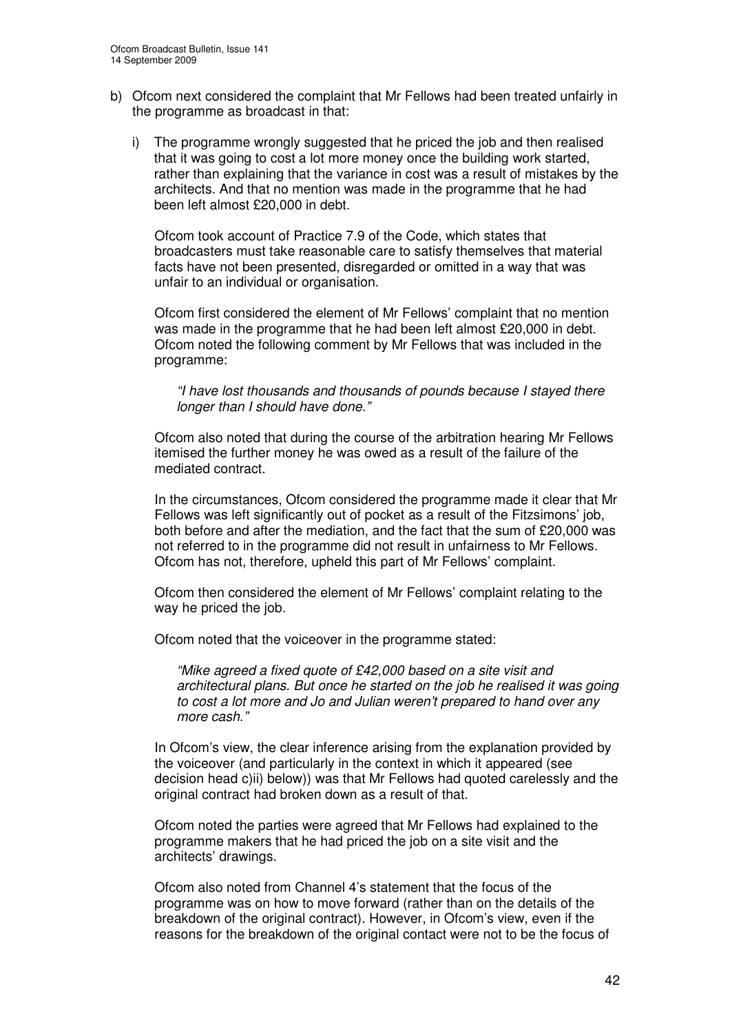b) Ofcom next considered the complaint that Mr Fellows had been treated unfairly in the programme as broadcast in that:

   i) The programme wrongly suggested that he priced the job and then realised that it was going to cost a lot more money once the building work started, rather than explaining that the variance in cost was a result of mistakes by the architects. And that no mention was made in the programme that he had been left almost £20,000 in debt.

   Ofcom took account of Practice 7.9 of the Code, which states that broadcasters must take reasonable care to satisfy themselves that material facts have not been presented, disregarded or omitted in a way that was unfair to an individual or organisation.

   Ofcom first considered the element of Mr Fellows' complaint that no mention was made in the programme that he had been left almost £20,000 in debt. Ofcom noted the following comment by Mr Fellows that was included in the programme:

   > *"I have lost thousands and thousands of pounds because I stayed there longer than I should have done."*

   Ofcom also noted that during the course of the arbitration hearing Mr Fellows itemised the further money he was owed as a result of the failure of the mediated contract.

   In the circumstances, Ofcom considered the programme made it clear that Mr Fellows was left significantly out of pocket as a result of the Fitzsimons' job, both before and after the mediation, and the fact that the sum of £20,000 was not referred to in the programme did not result in unfairness to Mr Fellows. Ofcom has not, therefore, upheld this part of Mr Fellows' complaint.

   Ofcom then considered the element of Mr Fellows' complaint relating to the way he priced the job.

   Ofcom noted that the voiceover in the programme stated:

   > *"Mike agreed a fixed quote of £42,000 based on a site visit and architectural plans. But once he started on the job he realised it was going to cost a lot more and Jo and Julian weren't prepared to hand over any more cash."*

   In Ofcom's view, the clear inference arising from the explanation provided by the voiceover (and particularly in the context in which it appeared (see decision head c)ii) below)) was that Mr Fellows had quoted carelessly and the original contract had broken down as a result of that.

   Ofcom noted the parties were agreed that Mr Fellows had explained to the programme makers that he had priced the job on a site visit and the architects' drawings.

   Ofcom also noted from Channel 4's statement that the focus of the programme was on how to move forward (rather than on the details of the breakdown of the original contract). However, in Ofcom's view, even if the reasons for the breakdown of the original contact were not to be the focus of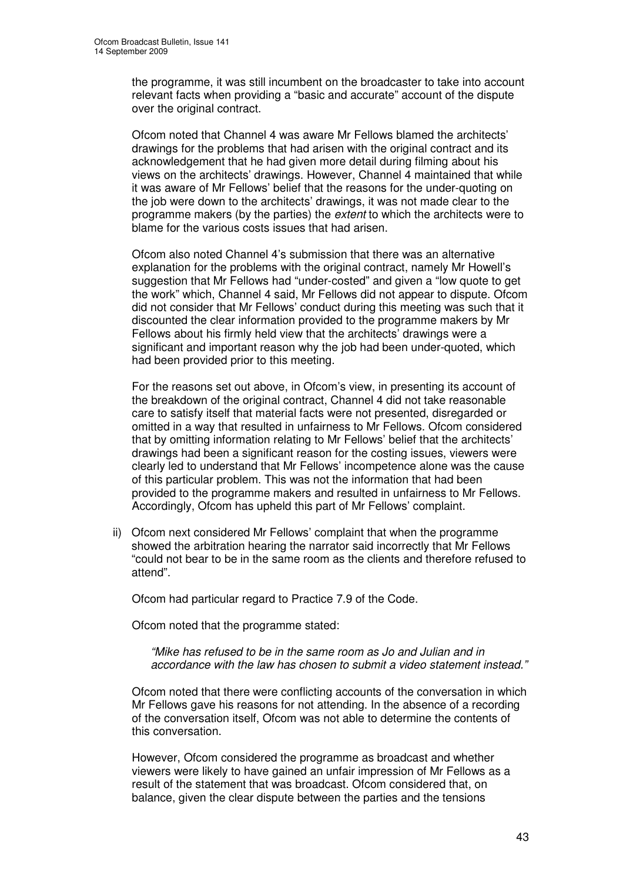the programme, it was still incumbent on the broadcaster to take into account relevant facts when providing a "basic and accurate" account of the dispute over the original contract.

Ofcom noted that Channel 4 was aware Mr Fellows blamed the architects' drawings for the problems that had arisen with the original contract and its acknowledgement that he had given more detail during filming about his views on the architects' drawings. However, Channel 4 maintained that while it was aware of Mr Fellows' belief that the reasons for the under-quoting on the job were down to the architects' drawings, it was not made clear to the programme makers (by the parties) the *extent* to which the architects were to blame for the various costs issues that had arisen.

Ofcom also noted Channel 4's submission that there was an alternative explanation for the problems with the original contract, namely Mr Howell's suggestion that Mr Fellows had "under-costed" and given a "low quote to get the work" which, Channel 4 said, Mr Fellows did not appear to dispute. Ofcom did not consider that Mr Fellows' conduct during this meeting was such that it discounted the clear information provided to the programme makers by Mr Fellows about his firmly held view that the architects' drawings were a significant and important reason why the job had been under-quoted, which had been provided prior to this meeting.

For the reasons set out above, in Ofcom's view, in presenting its account of the breakdown of the original contract, Channel 4 did not take reasonable care to satisfy itself that material facts were not presented, disregarded or omitted in a way that resulted in unfairness to Mr Fellows. Ofcom considered that by omitting information relating to Mr Fellows' belief that the architects' drawings had been a significant reason for the costing issues, viewers were clearly led to understand that Mr Fellows' incompetence alone was the cause of this particular problem. This was not the information that had been provided to the programme makers and resulted in unfairness to Mr Fellows. Accordingly, Ofcom has upheld this part of Mr Fellows' complaint.

ii) Ofcom next considered Mr Fellows' complaint that when the programme showed the arbitration hearing the narrator said incorrectly that Mr Fellows "could not bear to be in the same room as the clients and therefore refused to attend".

Ofcom had particular regard to Practice 7.9 of the Code.

Ofcom noted that the programme stated:

> *"Mike has refused to be in the same room as Jo and Julian and in accordance with the law has chosen to submit a video statement instead."*

Ofcom noted that there were conflicting accounts of the conversation in which Mr Fellows gave his reasons for not attending. In the absence of a recording of the conversation itself, Ofcom was not able to determine the contents of this conversation.

However, Ofcom considered the programme as broadcast and whether viewers were likely to have gained an unfair impression of Mr Fellows as a result of the statement that was broadcast. Ofcom considered that, on balance, given the clear dispute between the parties and the tensions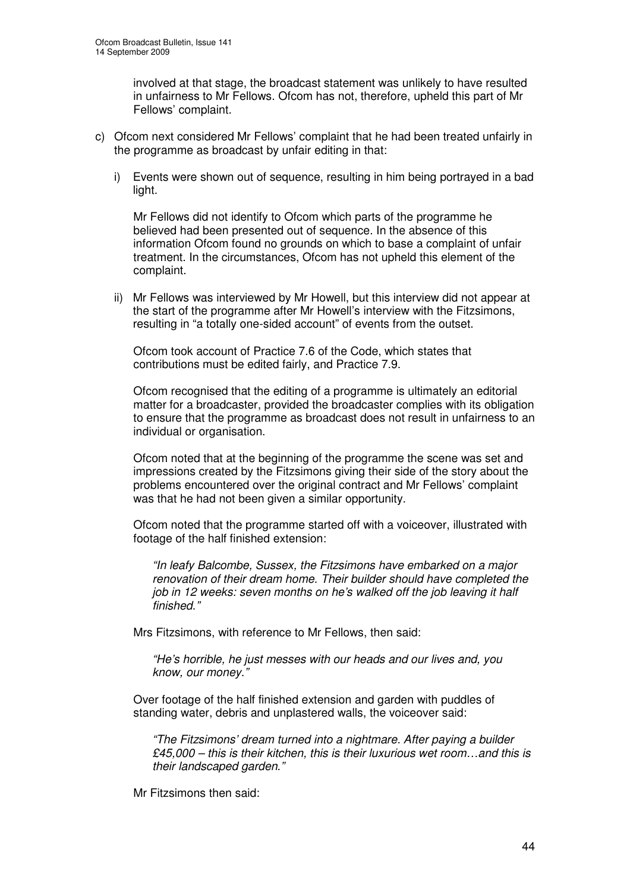involved at that stage, the broadcast statement was unlikely to have resulted in unfairness to Mr Fellows. Ofcom has not, therefore, upheld this part of Mr Fellows' complaint.

c) Ofcom next considered Mr Fellows' complaint that he had been treated unfairly in the programme as broadcast by unfair editing in that:

   i) Events were shown out of sequence, resulting in him being portrayed in a bad light.

   Mr Fellows did not identify to Ofcom which parts of the programme he believed had been presented out of sequence. In the absence of this information Ofcom found no grounds on which to base a complaint of unfair treatment. In the circumstances, Ofcom has not upheld this element of the complaint.

   ii) Mr Fellows was interviewed by Mr Howell, but this interview did not appear at the start of the programme after Mr Howell's interview with the Fitzsimons, resulting in "a totally one-sided account" of events from the outset.

   Ofcom took account of Practice 7.6 of the Code, which states that contributions must be edited fairly, and Practice 7.9.

   Ofcom recognised that the editing of a programme is ultimately an editorial matter for a broadcaster, provided the broadcaster complies with its obligation to ensure that the programme as broadcast does not result in unfairness to an individual or organisation.

   Ofcom noted that at the beginning of the programme the scene was set and impressions created by the Fitzsimons giving their side of the story about the problems encountered over the original contract and Mr Fellows' complaint was that he had not been given a similar opportunity.

   Ofcom noted that the programme started off with a voiceover, illustrated with footage of the half finished extension:

   *"In leafy Balcombe, Sussex, the Fitzsimons have embarked on a major renovation of their dream home. Their builder should have completed the job in 12 weeks: seven months on he's walked off the job leaving it half finished."*

   Mrs Fitzsimons, with reference to Mr Fellows, then said:

   *"He's horrible, he just messes with our heads and our lives and, you know, our money."*

   Over footage of the half finished extension and garden with puddles of standing water, debris and unplastered walls, the voiceover said:

   *"The Fitzsimons' dream turned into a nightmare. After paying a builder £45,000 – this is their kitchen, this is their luxurious wet room…and this is their landscaped garden."*

   Mr Fitzsimons then said: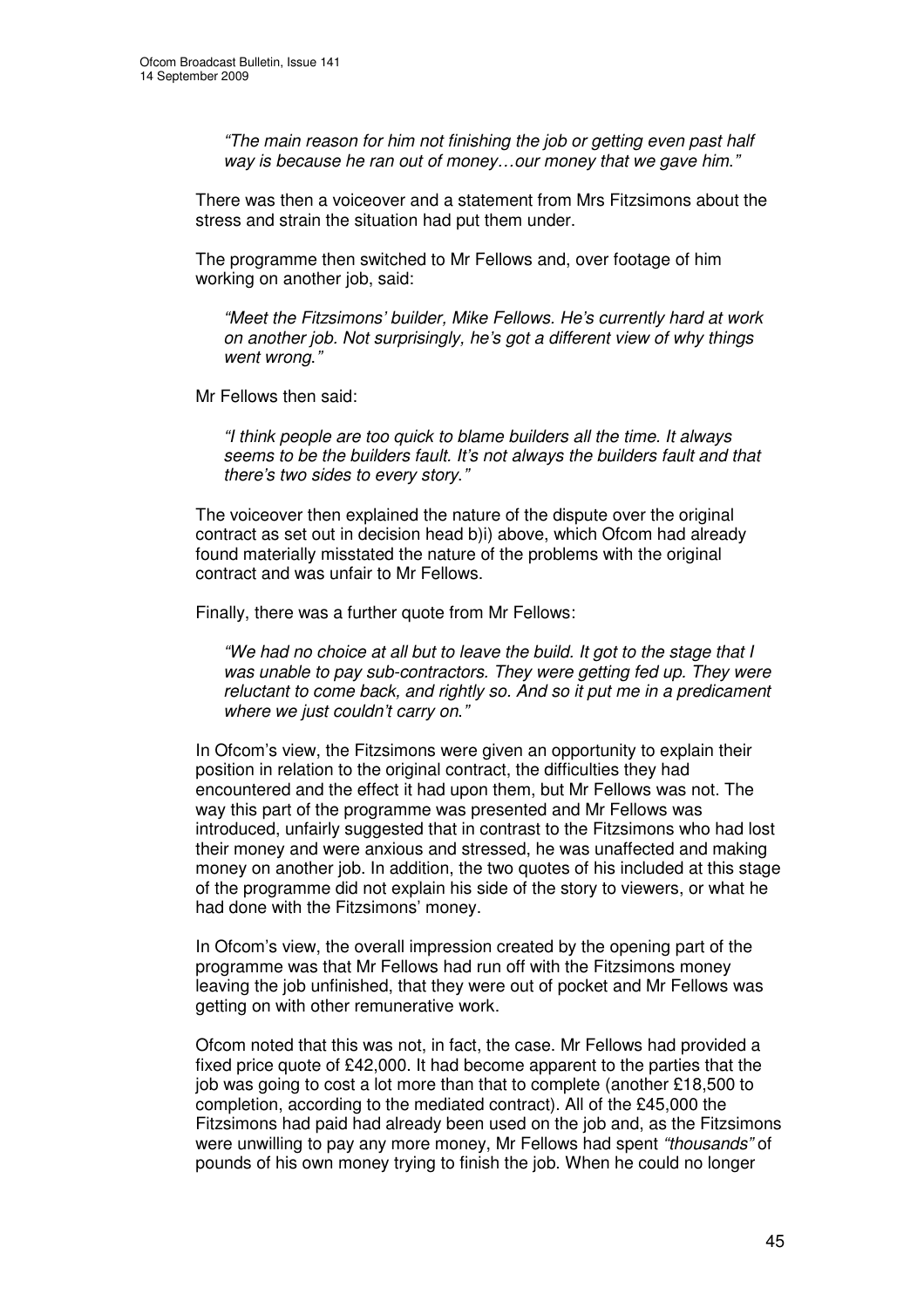*"The main reason for him not finishing the job or getting even past half way is because he ran out of money…our money that we gave him."*

There was then a voiceover and a statement from Mrs Fitzsimons about the stress and strain the situation had put them under.

The programme then switched to Mr Fellows and, over footage of him working on another job, said:

*"Meet the Fitzsimons' builder, Mike Fellows. He's currently hard at work on another job. Not surprisingly, he's got a different view of why things went wrong."*

Mr Fellows then said:

*"I think people are too quick to blame builders all the time. It always seems to be the builders fault. It's not always the builders fault and that there's two sides to every story."*

The voiceover then explained the nature of the dispute over the original contract as set out in decision head b)i) above, which Ofcom had already found materially misstated the nature of the problems with the original contract and was unfair to Mr Fellows.

Finally, there was a further quote from Mr Fellows:

*"We had no choice at all but to leave the build. It got to the stage that I was unable to pay sub-contractors. They were getting fed up. They were reluctant to come back, and rightly so. And so it put me in a predicament where we just couldn't carry on."*

In Ofcom's view, the Fitzsimons were given an opportunity to explain their position in relation to the original contract, the difficulties they had encountered and the effect it had upon them, but Mr Fellows was not. The way this part of the programme was presented and Mr Fellows was introduced, unfairly suggested that in contrast to the Fitzsimons who had lost their money and were anxious and stressed, he was unaffected and making money on another job. In addition, the two quotes of his included at this stage of the programme did not explain his side of the story to viewers, or what he had done with the Fitzsimons' money.

In Ofcom's view, the overall impression created by the opening part of the programme was that Mr Fellows had run off with the Fitzsimons money leaving the job unfinished, that they were out of pocket and Mr Fellows was getting on with other remunerative work.

Ofcom noted that this was not, in fact, the case. Mr Fellows had provided a fixed price quote of £42,000. It had become apparent to the parties that the job was going to cost a lot more than that to complete (another £18,500 to completion, according to the mediated contract). All of the £45,000 the Fitzsimons had paid had already been used on the job and, as the Fitzsimons were unwilling to pay any more money, Mr Fellows had spent *"thousands"* of pounds of his own money trying to finish the job. When he could no longer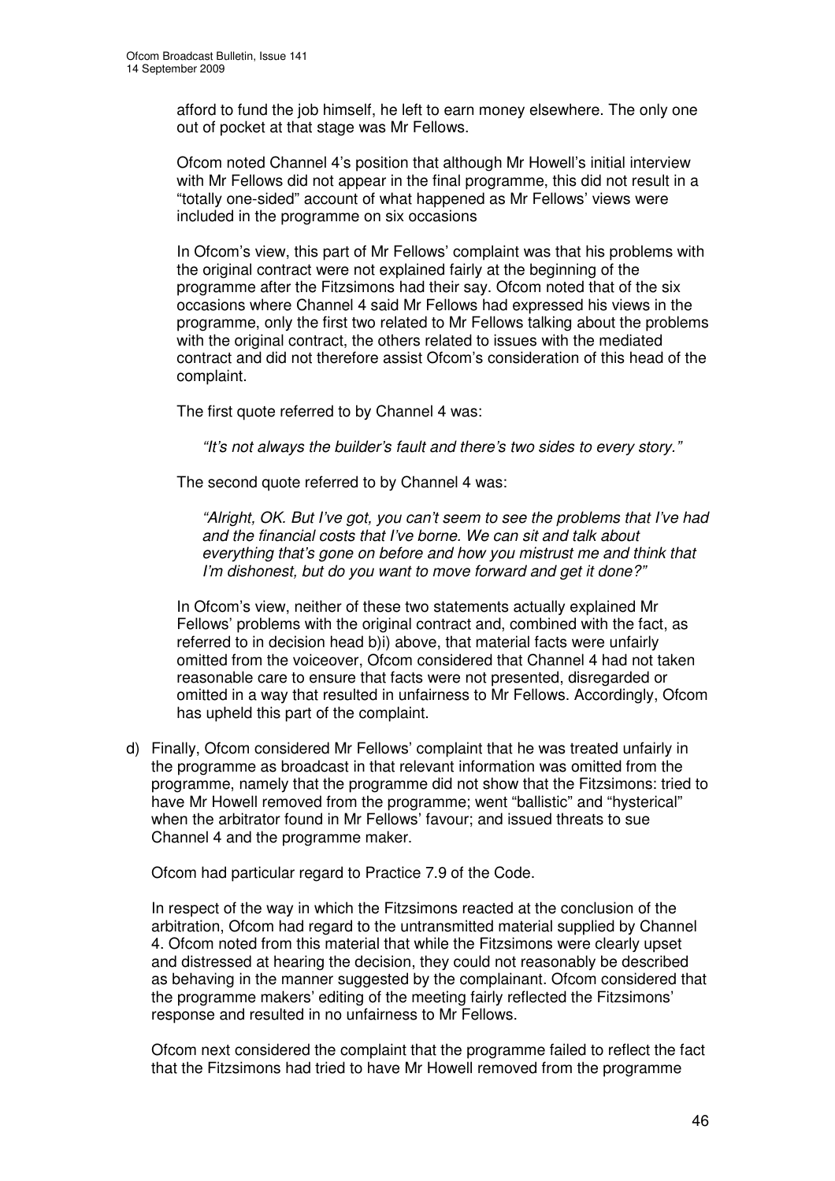afford to fund the job himself, he left to earn money elsewhere. The only one out of pocket at that stage was Mr Fellows.

Ofcom noted Channel 4's position that although Mr Howell's initial interview with Mr Fellows did not appear in the final programme, this did not result in a "totally one-sided" account of what happened as Mr Fellows' views were included in the programme on six occasions

In Ofcom's view, this part of Mr Fellows' complaint was that his problems with the original contract were not explained fairly at the beginning of the programme after the Fitzsimons had their say. Ofcom noted that of the six occasions where Channel 4 said Mr Fellows had expressed his views in the programme, only the first two related to Mr Fellows talking about the problems with the original contract, the others related to issues with the mediated contract and did not therefore assist Ofcom's consideration of this head of the complaint.

The first quote referred to by Channel 4 was:

> *"It's not always the builder's fault and there's two sides to every story."*

The second quote referred to by Channel 4 was:

> *"Alright, OK. But I've got, you can't seem to see the problems that I've had and the financial costs that I've borne. We can sit and talk about everything that's gone on before and how you mistrust me and think that I'm dishonest, but do you want to move forward and get it done?"*

In Ofcom's view, neither of these two statements actually explained Mr Fellows' problems with the original contract and, combined with the fact, as referred to in decision head b)i) above, that material facts were unfairly omitted from the voiceover, Ofcom considered that Channel 4 had not taken reasonable care to ensure that facts were not presented, disregarded or omitted in a way that resulted in unfairness to Mr Fellows. Accordingly, Ofcom has upheld this part of the complaint.

d) Finally, Ofcom considered Mr Fellows' complaint that he was treated unfairly in the programme as broadcast in that relevant information was omitted from the programme, namely that the programme did not show that the Fitzsimons: tried to have Mr Howell removed from the programme; went "ballistic" and "hysterical" when the arbitrator found in Mr Fellows' favour; and issued threats to sue Channel 4 and the programme maker.

   Ofcom had particular regard to Practice 7.9 of the Code.

   In respect of the way in which the Fitzsimons reacted at the conclusion of the arbitration, Ofcom had regard to the untransmitted material supplied by Channel 4. Ofcom noted from this material that while the Fitzsimons were clearly upset and distressed at hearing the decision, they could not reasonably be described as behaving in the manner suggested by the complainant. Ofcom considered that the programme makers' editing of the meeting fairly reflected the Fitzsimons' response and resulted in no unfairness to Mr Fellows.

   Ofcom next considered the complaint that the programme failed to reflect the fact that the Fitzsimons had tried to have Mr Howell removed from the programme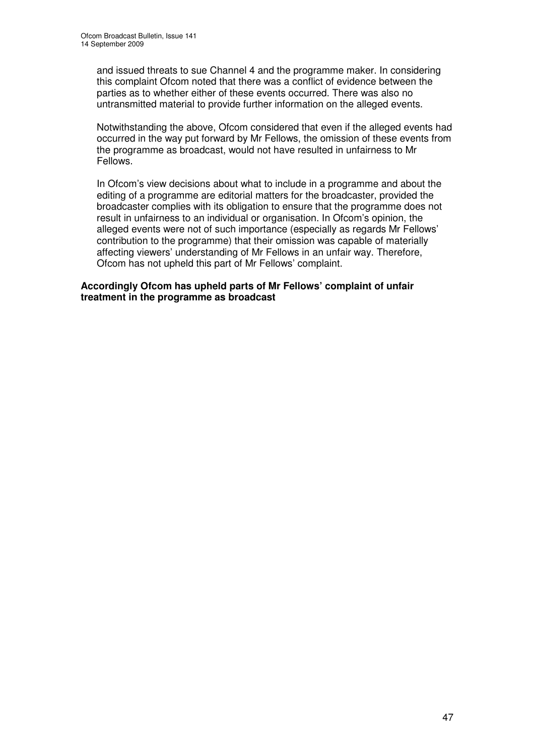and issued threats to sue Channel 4 and the programme maker. In considering this complaint Ofcom noted that there was a conflict of evidence between the parties as to whether either of these events occurred. There was also no untransmitted material to provide further information on the alleged events.

Notwithstanding the above, Ofcom considered that even if the alleged events had occurred in the way put forward by Mr Fellows, the omission of these events from the programme as broadcast, would not have resulted in unfairness to Mr Fellows.

In Ofcom's view decisions about what to include in a programme and about the editing of a programme are editorial matters for the broadcaster, provided the broadcaster complies with its obligation to ensure that the programme does not result in unfairness to an individual or organisation. In Ofcom's opinion, the alleged events were not of such importance (especially as regards Mr Fellows' contribution to the programme) that their omission was capable of materially affecting viewers' understanding of Mr Fellows in an unfair way. Therefore, Ofcom has not upheld this part of Mr Fellows' complaint.

**Accordingly Ofcom has upheld parts of Mr Fellows' complaint of unfair treatment in the programme as broadcast**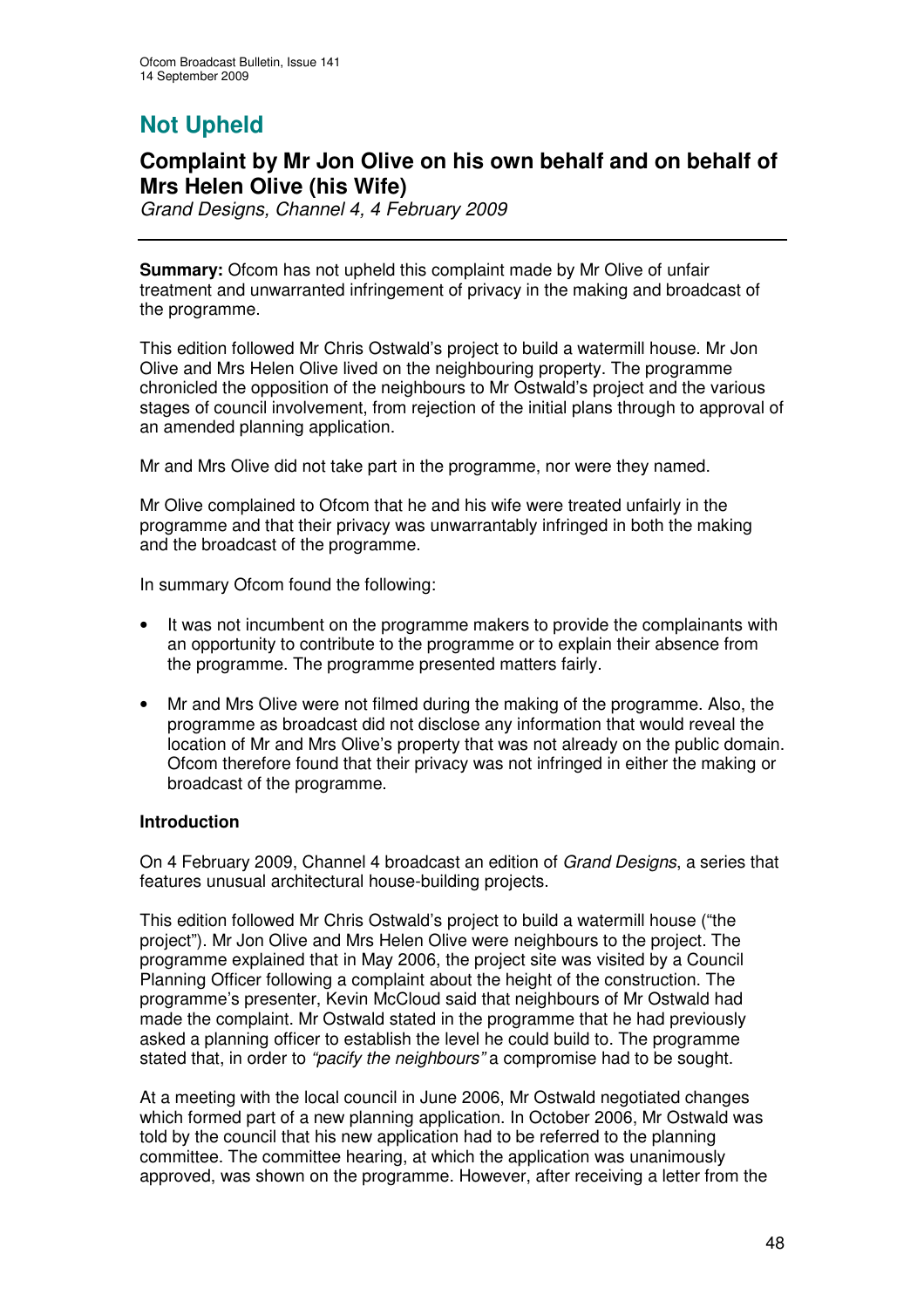# Not Upheld

## Complaint by Mr Jon Olive on his own behalf and on behalf of Mrs Helen Olive (his Wife)

*Grand Designs, Channel 4, 4 February 2009*

**Summary:** Ofcom has not upheld this complaint made by Mr Olive of unfair treatment and unwarranted infringement of privacy in the making and broadcast of the programme.

This edition followed Mr Chris Ostwald's project to build a watermill house. Mr Jon Olive and Mrs Helen Olive lived on the neighbouring property. The programme chronicled the opposition of the neighbours to Mr Ostwald's project and the various stages of council involvement, from rejection of the initial plans through to approval of an amended planning application.

Mr and Mrs Olive did not take part in the programme, nor were they named.

Mr Olive complained to Ofcom that he and his wife were treated unfairly in the programme and that their privacy was unwarrantably infringed in both the making and the broadcast of the programme.

In summary Ofcom found the following:

- It was not incumbent on the programme makers to provide the complainants with an opportunity to contribute to the programme or to explain their absence from the programme. The programme presented matters fairly.
- Mr and Mrs Olive were not filmed during the making of the programme. Also, the programme as broadcast did not disclose any information that would reveal the location of Mr and Mrs Olive's property that was not already on the public domain. Ofcom therefore found that their privacy was not infringed in either the making or broadcast of the programme.

**Introduction**

On 4 February 2009, Channel 4 broadcast an edition of *Grand Designs*, a series that features unusual architectural house-building projects.

This edition followed Mr Chris Ostwald's project to build a watermill house ("the project"). Mr Jon Olive and Mrs Helen Olive were neighbours to the project. The programme explained that in May 2006, the project site was visited by a Council Planning Officer following a complaint about the height of the construction. The programme's presenter, Kevin McCloud said that neighbours of Mr Ostwald had made the complaint. Mr Ostwald stated in the programme that he had previously asked a planning officer to establish the level he could build to. The programme stated that, in order to *"pacify the neighbours"* a compromise had to be sought.

At a meeting with the local council in June 2006, Mr Ostwald negotiated changes which formed part of a new planning application. In October 2006, Mr Ostwald was told by the council that his new application had to be referred to the planning committee. The committee hearing, at which the application was unanimously approved, was shown on the programme. However, after receiving a letter from the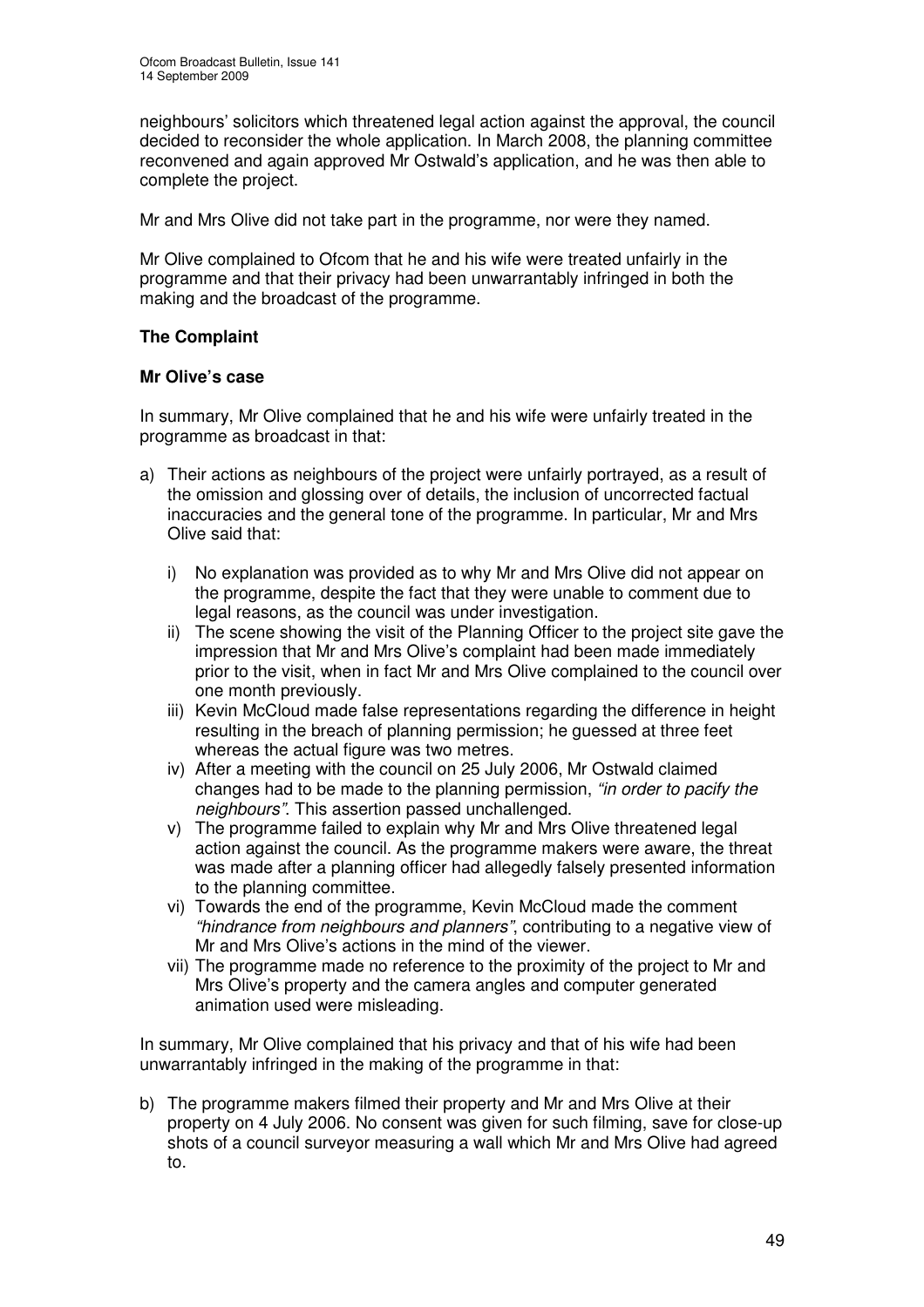neighbours' solicitors which threatened legal action against the approval, the council decided to reconsider the whole application. In March 2008, the planning committee reconvened and again approved Mr Ostwald's application, and he was then able to complete the project.

Mr and Mrs Olive did not take part in the programme, nor were they named.

Mr Olive complained to Ofcom that he and his wife were treated unfairly in the programme and that their privacy had been unwarrantably infringed in both the making and the broadcast of the programme.

## The Complaint

### Mr Olive's case

In summary, Mr Olive complained that he and his wife were unfairly treated in the programme as broadcast in that:

a) Their actions as neighbours of the project were unfairly portrayed, as a result of the omission and glossing over of details, the inclusion of uncorrected factual inaccuracies and the general tone of the programme. In particular, Mr and Mrs Olive said that:

   i) No explanation was provided as to why Mr and Mrs Olive did not appear on the programme, despite the fact that they were unable to comment due to legal reasons, as the council was under investigation.
   
   ii) The scene showing the visit of the Planning Officer to the project site gave the impression that Mr and Mrs Olive's complaint had been made immediately prior to the visit, when in fact Mr and Mrs Olive complained to the council over one month previously.
   
   iii) Kevin McCloud made false representations regarding the difference in height resulting in the breach of planning permission; he guessed at three feet whereas the actual figure was two metres.
   
   iv) After a meeting with the council on 25 July 2006, Mr Ostwald claimed changes had to be made to the planning permission, *"in order to pacify the neighbours"*. This assertion passed unchallenged.
   
   v) The programme failed to explain why Mr and Mrs Olive threatened legal action against the council. As the programme makers were aware, the threat was made after a planning officer had allegedly falsely presented information to the planning committee.
   
   vi) Towards the end of the programme, Kevin McCloud made the comment *"hindrance from neighbours and planners"*, contributing to a negative view of Mr and Mrs Olive's actions in the mind of the viewer.
   
   vii) The programme made no reference to the proximity of the project to Mr and Mrs Olive's property and the camera angles and computer generated animation used were misleading.

In summary, Mr Olive complained that his privacy and that of his wife had been unwarrantably infringed in the making of the programme in that:

b) The programme makers filmed their property and Mr and Mrs Olive at their property on 4 July 2006. No consent was given for such filming, save for close-up shots of a council surveyor measuring a wall which Mr and Mrs Olive had agreed to.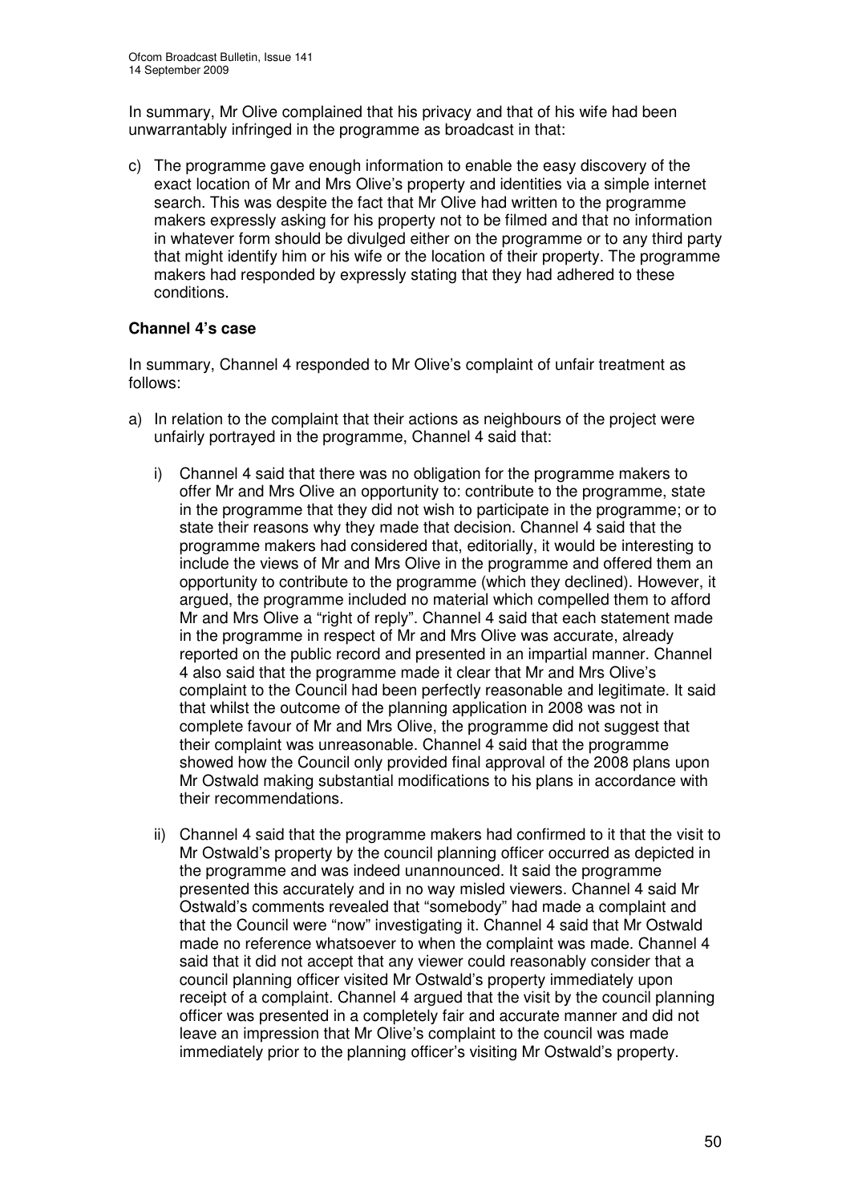In summary, Mr Olive complained that his privacy and that of his wife had been unwarrantably infringed in the programme as broadcast in that:

c) The programme gave enough information to enable the easy discovery of the exact location of Mr and Mrs Olive's property and identities via a simple internet search. This was despite the fact that Mr Olive had written to the programme makers expressly asking for his property not to be filmed and that no information in whatever form should be divulged either on the programme or to any third party that might identify him or his wife or the location of their property. The programme makers had responded by expressly stating that they had adhered to these conditions.

**Channel 4's case**

In summary, Channel 4 responded to Mr Olive's complaint of unfair treatment as follows:

a) In relation to the complaint that their actions as neighbours of the project were unfairly portrayed in the programme, Channel 4 said that:

   i) Channel 4 said that there was no obligation for the programme makers to offer Mr and Mrs Olive an opportunity to: contribute to the programme, state in the programme that they did not wish to participate in the programme; or to state their reasons why they made that decision. Channel 4 said that the programme makers had considered that, editorially, it would be interesting to include the views of Mr and Mrs Olive in the programme and offered them an opportunity to contribute to the programme (which they declined). However, it argued, the programme included no material which compelled them to afford Mr and Mrs Olive a "right of reply". Channel 4 said that each statement made in the programme in respect of Mr and Mrs Olive was accurate, already reported on the public record and presented in an impartial manner. Channel 4 also said that the programme made it clear that Mr and Mrs Olive's complaint to the Council had been perfectly reasonable and legitimate. It said that whilst the outcome of the planning application in 2008 was not in complete favour of Mr and Mrs Olive, the programme did not suggest that their complaint was unreasonable. Channel 4 said that the programme showed how the Council only provided final approval of the 2008 plans upon Mr Ostwald making substantial modifications to his plans in accordance with their recommendations.

   ii) Channel 4 said that the programme makers had confirmed to it that the visit to Mr Ostwald's property by the council planning officer occurred as depicted in the programme and was indeed unannounced. It said the programme presented this accurately and in no way misled viewers. Channel 4 said Mr Ostwald's comments revealed that "somebody" had made a complaint and that the Council were "now" investigating it. Channel 4 said that Mr Ostwald made no reference whatsoever to when the complaint was made. Channel 4 said that it did not accept that any viewer could reasonably consider that a council planning officer visited Mr Ostwald's property immediately upon receipt of a complaint. Channel 4 argued that the visit by the council planning officer was presented in a completely fair and accurate manner and did not leave an impression that Mr Olive's complaint to the council was made immediately prior to the planning officer's visiting Mr Ostwald's property.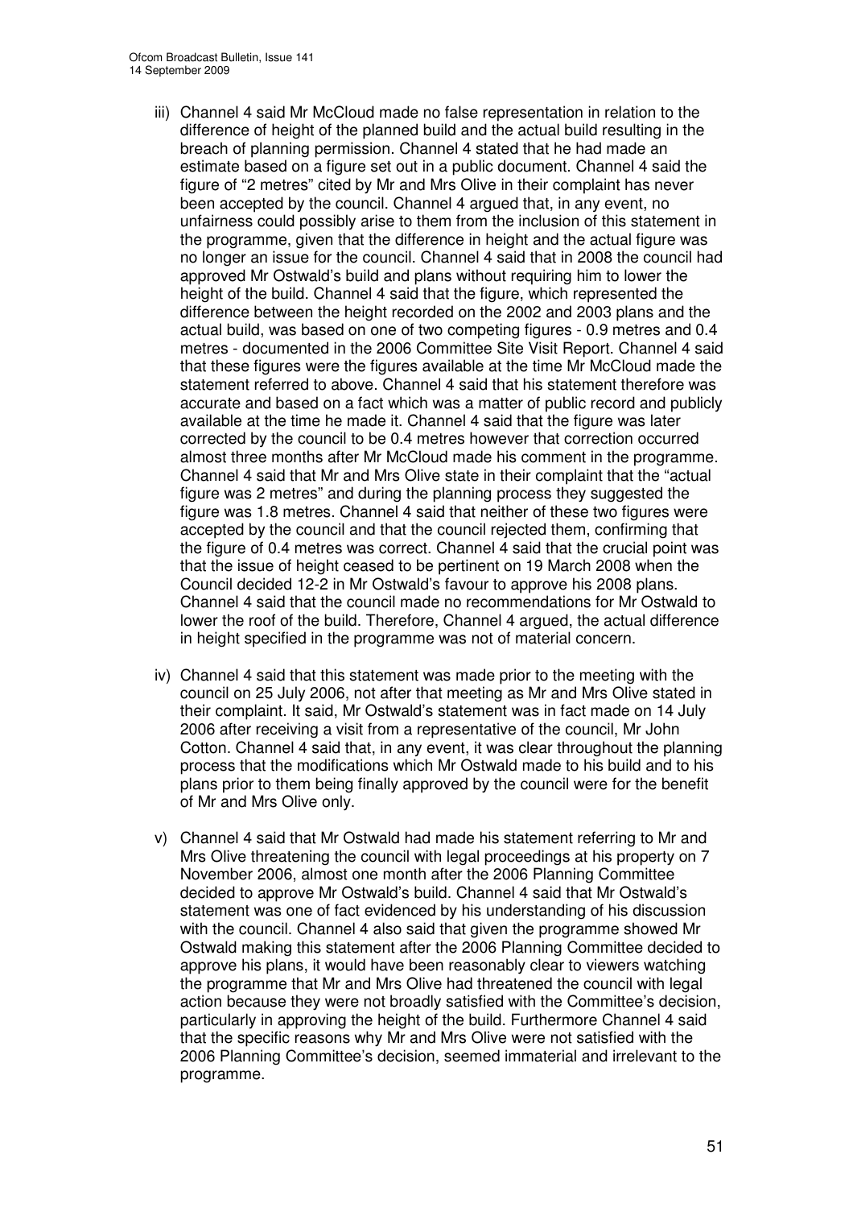iii) Channel 4 said Mr McCloud made no false representation in relation to the difference of height of the planned build and the actual build resulting in the breach of planning permission. Channel 4 stated that he had made an estimate based on a figure set out in a public document. Channel 4 said the figure of "2 metres" cited by Mr and Mrs Olive in their complaint has never been accepted by the council. Channel 4 argued that, in any event, no unfairness could possibly arise to them from the inclusion of this statement in the programme, given that the difference in height and the actual figure was no longer an issue for the council. Channel 4 said that in 2008 the council had approved Mr Ostwald's build and plans without requiring him to lower the height of the build. Channel 4 said that the figure, which represented the difference between the height recorded on the 2002 and 2003 plans and the actual build, was based on one of two competing figures - 0.9 metres and 0.4 metres - documented in the 2006 Committee Site Visit Report. Channel 4 said that these figures were the figures available at the time Mr McCloud made the statement referred to above. Channel 4 said that his statement therefore was accurate and based on a fact which was a matter of public record and publicly available at the time he made it. Channel 4 said that the figure was later corrected by the council to be 0.4 metres however that correction occurred almost three months after Mr McCloud made his comment in the programme. Channel 4 said that Mr and Mrs Olive state in their complaint that the "actual figure was 2 metres" and during the planning process they suggested the figure was 1.8 metres. Channel 4 said that neither of these two figures were accepted by the council and that the council rejected them, confirming that the figure of 0.4 metres was correct. Channel 4 said that the crucial point was that the issue of height ceased to be pertinent on 19 March 2008 when the Council decided 12-2 in Mr Ostwald's favour to approve his 2008 plans. Channel 4 said that the council made no recommendations for Mr Ostwald to lower the roof of the build. Therefore, Channel 4 argued, the actual difference in height specified in the programme was not of material concern.

iv) Channel 4 said that this statement was made prior to the meeting with the council on 25 July 2006, not after that meeting as Mr and Mrs Olive stated in their complaint. It said, Mr Ostwald's statement was in fact made on 14 July 2006 after receiving a visit from a representative of the council, Mr John Cotton. Channel 4 said that, in any event, it was clear throughout the planning process that the modifications which Mr Ostwald made to his build and to his plans prior to them being finally approved by the council were for the benefit of Mr and Mrs Olive only.

v) Channel 4 said that Mr Ostwald had made his statement referring to Mr and Mrs Olive threatening the council with legal proceedings at his property on 7 November 2006, almost one month after the 2006 Planning Committee decided to approve Mr Ostwald's build. Channel 4 said that Mr Ostwald's statement was one of fact evidenced by his understanding of his discussion with the council. Channel 4 also said that given the programme showed Mr Ostwald making this statement after the 2006 Planning Committee decided to approve his plans, it would have been reasonably clear to viewers watching the programme that Mr and Mrs Olive had threatened the council with legal action because they were not broadly satisfied with the Committee's decision, particularly in approving the height of the build. Furthermore Channel 4 said that the specific reasons why Mr and Mrs Olive were not satisfied with the 2006 Planning Committee's decision, seemed immaterial and irrelevant to the programme.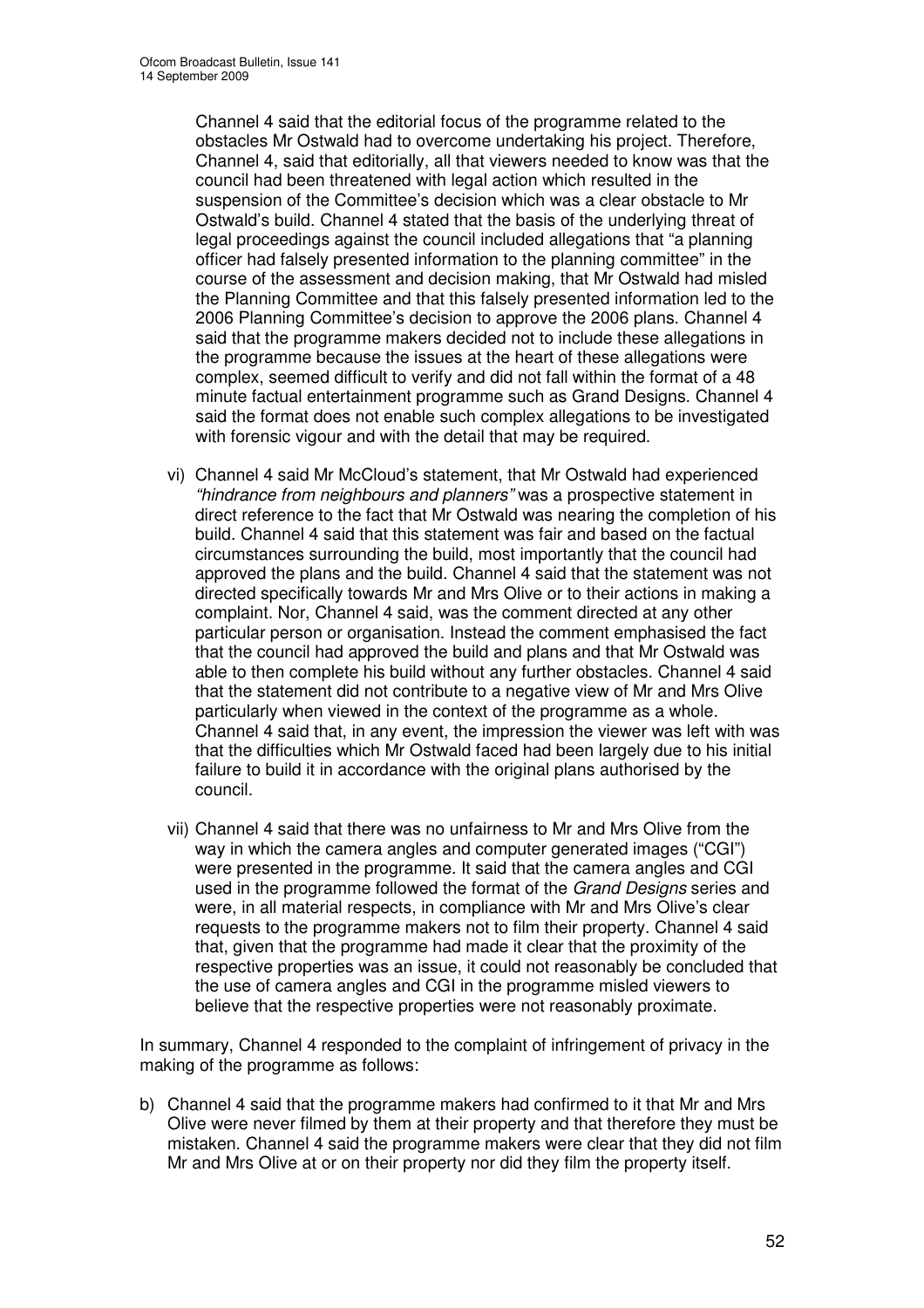Channel 4 said that the editorial focus of the programme related to the obstacles Mr Ostwald had to overcome undertaking his project. Therefore, Channel 4, said that editorially, all that viewers needed to know was that the council had been threatened with legal action which resulted in the suspension of the Committee's decision which was a clear obstacle to Mr Ostwald's build. Channel 4 stated that the basis of the underlying threat of legal proceedings against the council included allegations that "a planning officer had falsely presented information to the planning committee" in the course of the assessment and decision making, that Mr Ostwald had misled the Planning Committee and that this falsely presented information led to the 2006 Planning Committee's decision to approve the 2006 plans. Channel 4 said that the programme makers decided not to include these allegations in the programme because the issues at the heart of these allegations were complex, seemed difficult to verify and did not fall within the format of a 48 minute factual entertainment programme such as Grand Designs. Channel 4 said the format does not enable such complex allegations to be investigated with forensic vigour and with the detail that may be required.

vi) Channel 4 said Mr McCloud's statement, that Mr Ostwald had experienced *"hindrance from neighbours and planners"* was a prospective statement in direct reference to the fact that Mr Ostwald was nearing the completion of his build. Channel 4 said that this statement was fair and based on the factual circumstances surrounding the build, most importantly that the council had approved the plans and the build. Channel 4 said that the statement was not directed specifically towards Mr and Mrs Olive or to their actions in making a complaint. Nor, Channel 4 said, was the comment directed at any other particular person or organisation. Instead the comment emphasised the fact that the council had approved the build and plans and that Mr Ostwald was able to then complete his build without any further obstacles. Channel 4 said that the statement did not contribute to a negative view of Mr and Mrs Olive particularly when viewed in the context of the programme as a whole. Channel 4 said that, in any event, the impression the viewer was left with was that the difficulties which Mr Ostwald faced had been largely due to his initial failure to build it in accordance with the original plans authorised by the council.

vii) Channel 4 said that there was no unfairness to Mr and Mrs Olive from the way in which the camera angles and computer generated images ("CGI") were presented in the programme. It said that the camera angles and CGI used in the programme followed the format of the *Grand Designs* series and were, in all material respects, in compliance with Mr and Mrs Olive's clear requests to the programme makers not to film their property. Channel 4 said that, given that the programme had made it clear that the proximity of the respective properties was an issue, it could not reasonably be concluded that the use of camera angles and CGI in the programme misled viewers to believe that the respective properties were not reasonably proximate.

In summary, Channel 4 responded to the complaint of infringement of privacy in the making of the programme as follows:

b) Channel 4 said that the programme makers had confirmed to it that Mr and Mrs Olive were never filmed by them at their property and that therefore they must be mistaken. Channel 4 said the programme makers were clear that they did not film Mr and Mrs Olive at or on their property nor did they film the property itself.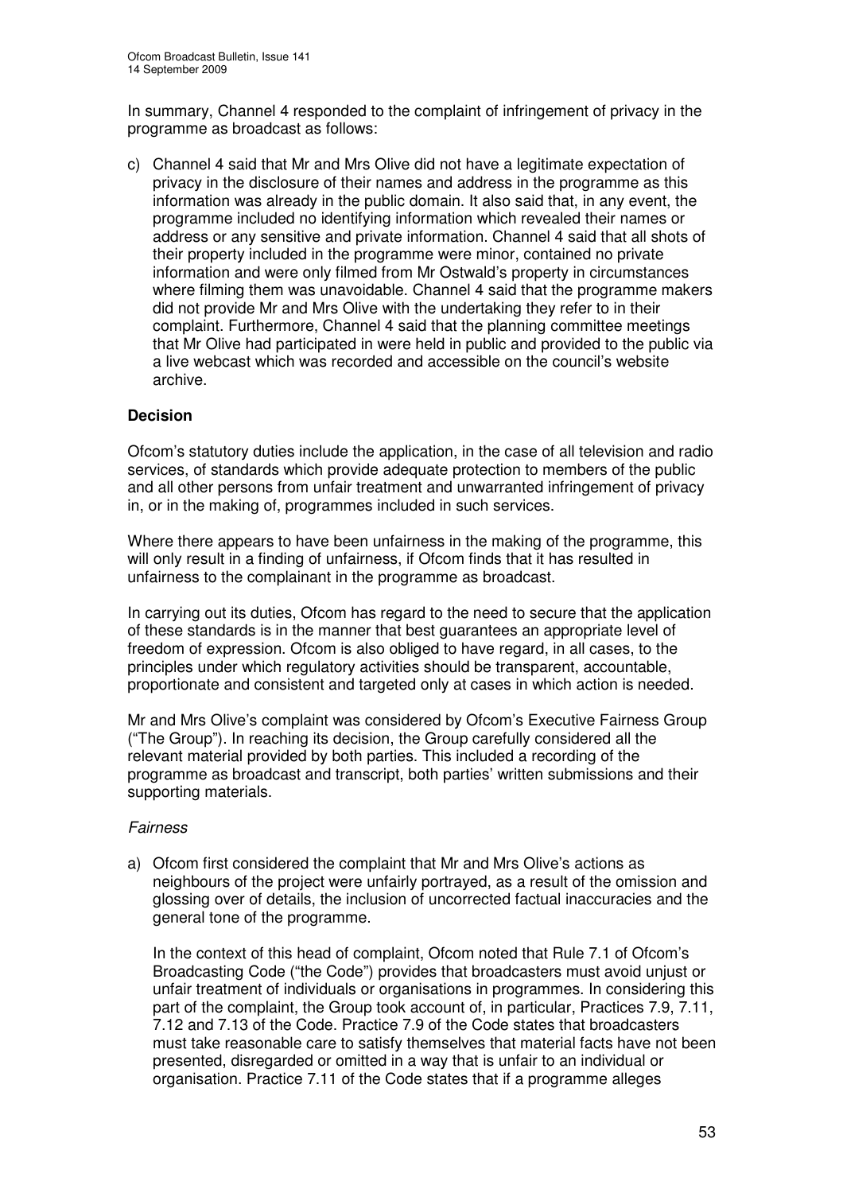In summary, Channel 4 responded to the complaint of infringement of privacy in the programme as broadcast as follows:

c) Channel 4 said that Mr and Mrs Olive did not have a legitimate expectation of privacy in the disclosure of their names and address in the programme as this information was already in the public domain. It also said that, in any event, the programme included no identifying information which revealed their names or address or any sensitive and private information. Channel 4 said that all shots of their property included in the programme were minor, contained no private information and were only filmed from Mr Ostwald's property in circumstances where filming them was unavoidable. Channel 4 said that the programme makers did not provide Mr and Mrs Olive with the undertaking they refer to in their complaint. Furthermore, Channel 4 said that the planning committee meetings that Mr Olive had participated in were held in public and provided to the public via a live webcast which was recorded and accessible on the council's website archive.

## Decision

Ofcom's statutory duties include the application, in the case of all television and radio services, of standards which provide adequate protection to members of the public and all other persons from unfair treatment and unwarranted infringement of privacy in, or in the making of, programmes included in such services.

Where there appears to have been unfairness in the making of the programme, this will only result in a finding of unfairness, if Ofcom finds that it has resulted in unfairness to the complainant in the programme as broadcast.

In carrying out its duties, Ofcom has regard to the need to secure that the application of these standards is in the manner that best guarantees an appropriate level of freedom of expression. Ofcom is also obliged to have regard, in all cases, to the principles under which regulatory activities should be transparent, accountable, proportionate and consistent and targeted only at cases in which action is needed.

Mr and Mrs Olive's complaint was considered by Ofcom's Executive Fairness Group ("The Group"). In reaching its decision, the Group carefully considered all the relevant material provided by both parties. This included a recording of the programme as broadcast and transcript, both parties' written submissions and their supporting materials.

*Fairness*

a) Ofcom first considered the complaint that Mr and Mrs Olive's actions as neighbours of the project were unfairly portrayed, as a result of the omission and glossing over of details, the inclusion of uncorrected factual inaccuracies and the general tone of the programme.

   In the context of this head of complaint, Ofcom noted that Rule 7.1 of Ofcom's Broadcasting Code ("the Code") provides that broadcasters must avoid unjust or unfair treatment of individuals or organisations in programmes. In considering this part of the complaint, the Group took account of, in particular, Practices 7.9, 7.11, 7.12 and 7.13 of the Code. Practice 7.9 of the Code states that broadcasters must take reasonable care to satisfy themselves that material facts have not been presented, disregarded or omitted in a way that is unfair to an individual or organisation. Practice 7.11 of the Code states that if a programme alleges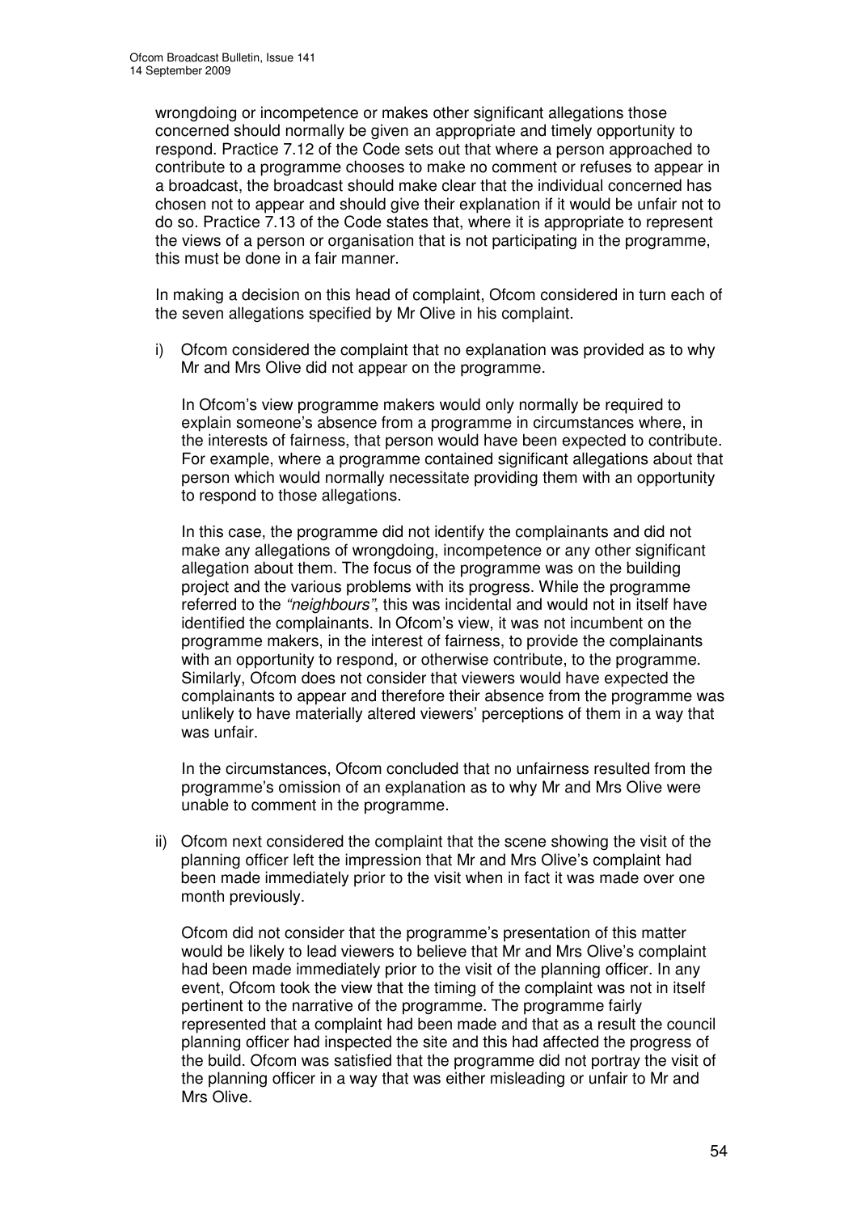wrongdoing or incompetence or makes other significant allegations those concerned should normally be given an appropriate and timely opportunity to respond. Practice 7.12 of the Code sets out that where a person approached to contribute to a programme chooses to make no comment or refuses to appear in a broadcast, the broadcast should make clear that the individual concerned has chosen not to appear and should give their explanation if it would be unfair not to do so. Practice 7.13 of the Code states that, where it is appropriate to represent the views of a person or organisation that is not participating in the programme, this must be done in a fair manner.

In making a decision on this head of complaint, Ofcom considered in turn each of the seven allegations specified by Mr Olive in his complaint.

i) Ofcom considered the complaint that no explanation was provided as to why Mr and Mrs Olive did not appear on the programme.

   In Ofcom's view programme makers would only normally be required to explain someone's absence from a programme in circumstances where, in the interests of fairness, that person would have been expected to contribute. For example, where a programme contained significant allegations about that person which would normally necessitate providing them with an opportunity to respond to those allegations.

   In this case, the programme did not identify the complainants and did not make any allegations of wrongdoing, incompetence or any other significant allegation about them. The focus of the programme was on the building project and the various problems with its progress. While the programme referred to the *"neighbours"*, this was incidental and would not in itself have identified the complainants. In Ofcom's view, it was not incumbent on the programme makers, in the interest of fairness, to provide the complainants with an opportunity to respond, or otherwise contribute, to the programme. Similarly, Ofcom does not consider that viewers would have expected the complainants to appear and therefore their absence from the programme was unlikely to have materially altered viewers' perceptions of them in a way that was unfair.

   In the circumstances, Ofcom concluded that no unfairness resulted from the programme's omission of an explanation as to why Mr and Mrs Olive were unable to comment in the programme.

ii) Ofcom next considered the complaint that the scene showing the visit of the planning officer left the impression that Mr and Mrs Olive's complaint had been made immediately prior to the visit when in fact it was made over one month previously.

   Ofcom did not consider that the programme's presentation of this matter would be likely to lead viewers to believe that Mr and Mrs Olive's complaint had been made immediately prior to the visit of the planning officer. In any event, Ofcom took the view that the timing of the complaint was not in itself pertinent to the narrative of the programme. The programme fairly represented that a complaint had been made and that as a result the council planning officer had inspected the site and this had affected the progress of the build. Ofcom was satisfied that the programme did not portray the visit of the planning officer in a way that was either misleading or unfair to Mr and Mrs Olive.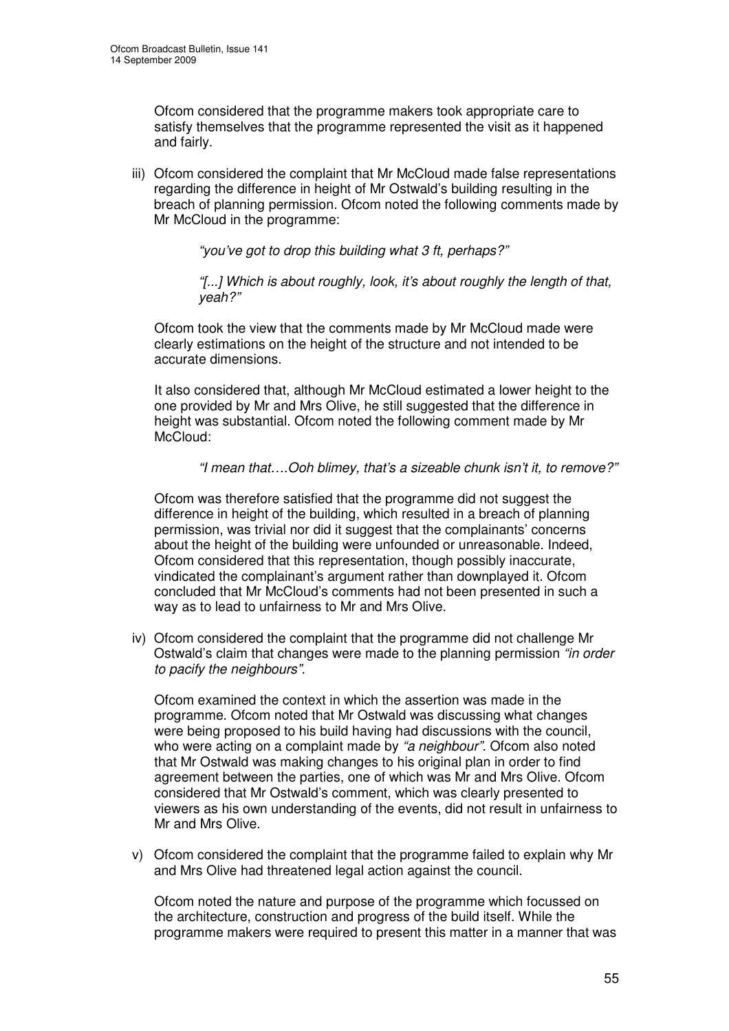Ofcom considered that the programme makers took appropriate care to satisfy themselves that the programme represented the visit as it happened and fairly.

iii) Ofcom considered the complaint that Mr McCloud made false representations regarding the difference in height of Mr Ostwald's building resulting in the breach of planning permission. Ofcom noted the following comments made by Mr McCloud in the programme:

> *"you've got to drop this building what 3 ft, perhaps?"*
>
> *"[...] Which is about roughly, look, it's about roughly the length of that, yeah?"*

Ofcom took the view that the comments made by Mr McCloud made were clearly estimations on the height of the structure and not intended to be accurate dimensions.

It also considered that, although Mr McCloud estimated a lower height to the one provided by Mr and Mrs Olive, he still suggested that the difference in height was substantial. Ofcom noted the following comment made by Mr McCloud:

> *"I mean that….Ooh blimey, that's a sizeable chunk isn't it, to remove?"*

Ofcom was therefore satisfied that the programme did not suggest the difference in height of the building, which resulted in a breach of planning permission, was trivial nor did it suggest that the complainants' concerns about the height of the building were unfounded or unreasonable. Indeed, Ofcom considered that this representation, though possibly inaccurate, vindicated the complainant's argument rather than downplayed it. Ofcom concluded that Mr McCloud's comments had not been presented in such a way as to lead to unfairness to Mr and Mrs Olive.

iv) Ofcom considered the complaint that the programme did not challenge Mr Ostwald's claim that changes were made to the planning permission *"in order to pacify the neighbours".*

Ofcom examined the context in which the assertion was made in the programme. Ofcom noted that Mr Ostwald was discussing what changes were being proposed to his build having had discussions with the council, who were acting on a complaint made by *"a neighbour".* Ofcom also noted that Mr Ostwald was making changes to his original plan in order to find agreement between the parties, one of which was Mr and Mrs Olive. Ofcom considered that Mr Ostwald's comment, which was clearly presented to viewers as his own understanding of the events, did not result in unfairness to Mr and Mrs Olive.

v) Ofcom considered the complaint that the programme failed to explain why Mr and Mrs Olive had threatened legal action against the council.

Ofcom noted the nature and purpose of the programme which focussed on the architecture, construction and progress of the build itself. While the programme makers were required to present this matter in a manner that was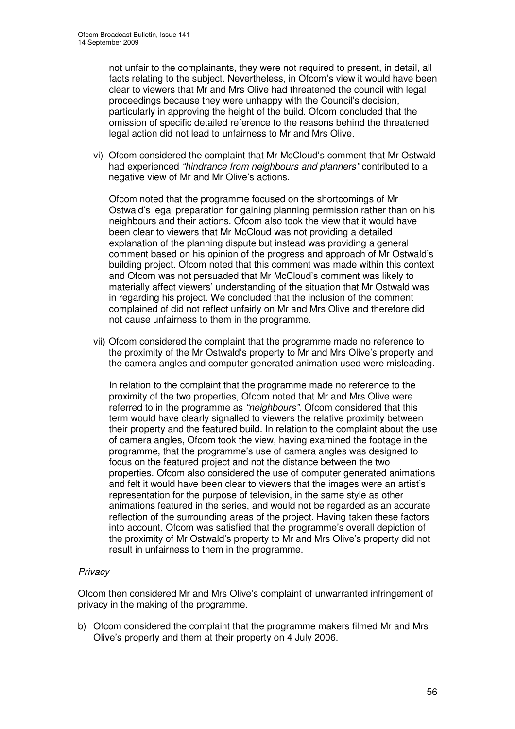not unfair to the complainants, they were not required to present, in detail, all facts relating to the subject. Nevertheless, in Ofcom's view it would have been clear to viewers that Mr and Mrs Olive had threatened the council with legal proceedings because they were unhappy with the Council's decision, particularly in approving the height of the build. Ofcom concluded that the omission of specific detailed reference to the reasons behind the threatened legal action did not lead to unfairness to Mr and Mrs Olive.

vi) Ofcom considered the complaint that Mr McCloud's comment that Mr Ostwald had experienced *"hindrance from neighbours and planners"* contributed to a negative view of Mr and Mr Olive's actions.

Ofcom noted that the programme focused on the shortcomings of Mr Ostwald's legal preparation for gaining planning permission rather than on his neighbours and their actions. Ofcom also took the view that it would have been clear to viewers that Mr McCloud was not providing a detailed explanation of the planning dispute but instead was providing a general comment based on his opinion of the progress and approach of Mr Ostwald's building project. Ofcom noted that this comment was made within this context and Ofcom was not persuaded that Mr McCloud's comment was likely to materially affect viewers' understanding of the situation that Mr Ostwald was in regarding his project. We concluded that the inclusion of the comment complained of did not reflect unfairly on Mr and Mrs Olive and therefore did not cause unfairness to them in the programme.

vii) Ofcom considered the complaint that the programme made no reference to the proximity of the Mr Ostwald's property to Mr and Mrs Olive's property and the camera angles and computer generated animation used were misleading.

In relation to the complaint that the programme made no reference to the proximity of the two properties, Ofcom noted that Mr and Mrs Olive were referred to in the programme as *"neighbours"*. Ofcom considered that this term would have clearly signalled to viewers the relative proximity between their property and the featured build. In relation to the complaint about the use of camera angles, Ofcom took the view, having examined the footage in the programme, that the programme's use of camera angles was designed to focus on the featured project and not the distance between the two properties. Ofcom also considered the use of computer generated animations and felt it would have been clear to viewers that the images were an artist's representation for the purpose of television, in the same style as other animations featured in the series, and would not be regarded as an accurate reflection of the surrounding areas of the project. Having taken these factors into account, Ofcom was satisfied that the programme's overall depiction of the proximity of Mr Ostwald's property to Mr and Mrs Olive's property did not result in unfairness to them in the programme.

*Privacy*

Ofcom then considered Mr and Mrs Olive's complaint of unwarranted infringement of privacy in the making of the programme.

b) Ofcom considered the complaint that the programme makers filmed Mr and Mrs Olive's property and them at their property on 4 July 2006.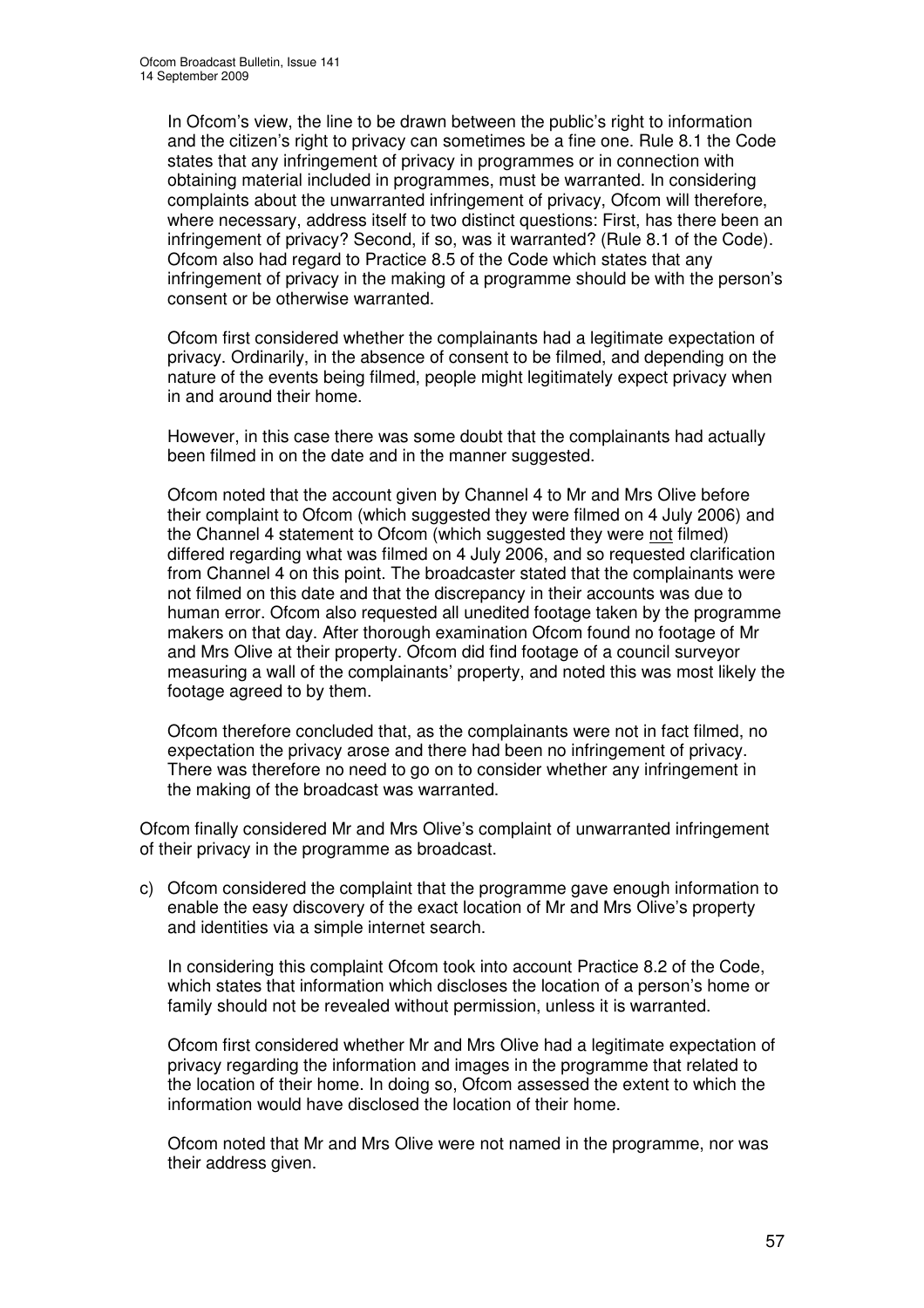In Ofcom's view, the line to be drawn between the public's right to information and the citizen's right to privacy can sometimes be a fine one. Rule 8.1 the Code states that any infringement of privacy in programmes or in connection with obtaining material included in programmes, must be warranted. In considering complaints about the unwarranted infringement of privacy, Ofcom will therefore, where necessary, address itself to two distinct questions: First, has there been an infringement of privacy? Second, if so, was it warranted? (Rule 8.1 of the Code). Ofcom also had regard to Practice 8.5 of the Code which states that any infringement of privacy in the making of a programme should be with the person's consent or be otherwise warranted.

Ofcom first considered whether the complainants had a legitimate expectation of privacy. Ordinarily, in the absence of consent to be filmed, and depending on the nature of the events being filmed, people might legitimately expect privacy when in and around their home.

However, in this case there was some doubt that the complainants had actually been filmed in on the date and in the manner suggested.

Ofcom noted that the account given by Channel 4 to Mr and Mrs Olive before their complaint to Ofcom (which suggested they were filmed on 4 July 2006) and the Channel 4 statement to Ofcom (which suggested they were <u>not</u> filmed) differed regarding what was filmed on 4 July 2006, and so requested clarification from Channel 4 on this point. The broadcaster stated that the complainants were not filmed on this date and that the discrepancy in their accounts was due to human error. Ofcom also requested all unedited footage taken by the programme makers on that day. After thorough examination Ofcom found no footage of Mr and Mrs Olive at their property. Ofcom did find footage of a council surveyor measuring a wall of the complainants' property, and noted this was most likely the footage agreed to by them.

Ofcom therefore concluded that, as the complainants were not in fact filmed, no expectation the privacy arose and there had been no infringement of privacy. There was therefore no need to go on to consider whether any infringement in the making of the broadcast was warranted.

Ofcom finally considered Mr and Mrs Olive's complaint of unwarranted infringement of their privacy in the programme as broadcast.

c) Ofcom considered the complaint that the programme gave enough information to enable the easy discovery of the exact location of Mr and Mrs Olive's property and identities via a simple internet search.

   In considering this complaint Ofcom took into account Practice 8.2 of the Code, which states that information which discloses the location of a person's home or family should not be revealed without permission, unless it is warranted.

   Ofcom first considered whether Mr and Mrs Olive had a legitimate expectation of privacy regarding the information and images in the programme that related to the location of their home. In doing so, Ofcom assessed the extent to which the information would have disclosed the location of their home.

   Ofcom noted that Mr and Mrs Olive were not named in the programme, nor was their address given.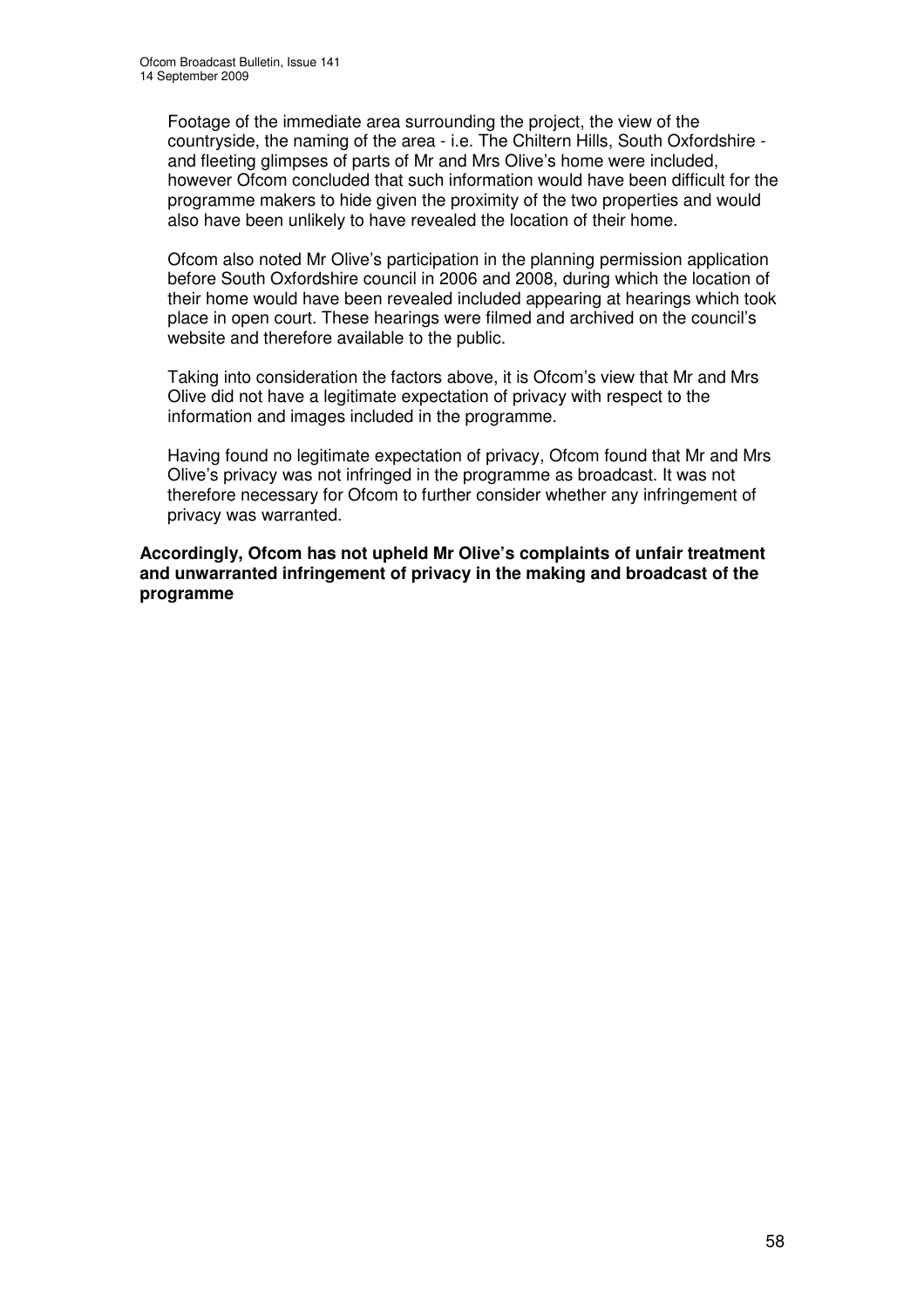Footage of the immediate area surrounding the project, the view of the countryside, the naming of the area - i.e. The Chiltern Hills, South Oxfordshire - and fleeting glimpses of parts of Mr and Mrs Olive's home were included, however Ofcom concluded that such information would have been difficult for the programme makers to hide given the proximity of the two properties and would also have been unlikely to have revealed the location of their home.

Ofcom also noted Mr Olive's participation in the planning permission application before South Oxfordshire council in 2006 and 2008, during which the location of their home would have been revealed included appearing at hearings which took place in open court. These hearings were filmed and archived on the council's website and therefore available to the public.

Taking into consideration the factors above, it is Ofcom's view that Mr and Mrs Olive did not have a legitimate expectation of privacy with respect to the information and images included in the programme.

Having found no legitimate expectation of privacy, Ofcom found that Mr and Mrs Olive's privacy was not infringed in the programme as broadcast. It was not therefore necessary for Ofcom to further consider whether any infringement of privacy was warranted.

**Accordingly, Ofcom has not upheld Mr Olive's complaints of unfair treatment and unwarranted infringement of privacy in the making and broadcast of the programme**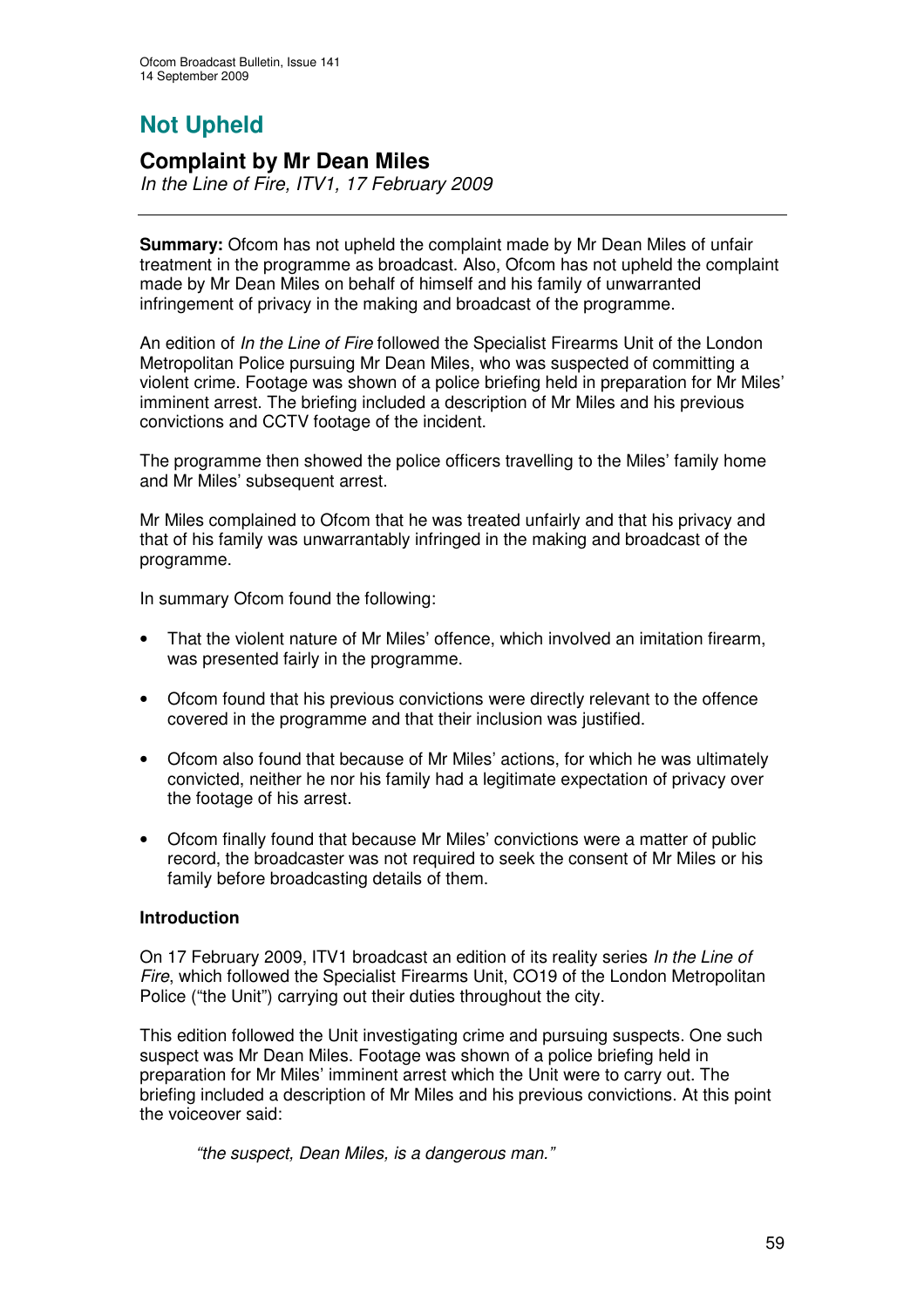# Not Upheld

## Complaint by Mr Dean Miles

*In the Line of Fire, ITV1, 17 February 2009*

**Summary:** Ofcom has not upheld the complaint made by Mr Dean Miles of unfair treatment in the programme as broadcast. Also, Ofcom has not upheld the complaint made by Mr Dean Miles on behalf of himself and his family of unwarranted infringement of privacy in the making and broadcast of the programme.

An edition of *In the Line of Fire* followed the Specialist Firearms Unit of the London Metropolitan Police pursuing Mr Dean Miles, who was suspected of committing a violent crime. Footage was shown of a police briefing held in preparation for Mr Miles' imminent arrest. The briefing included a description of Mr Miles and his previous convictions and CCTV footage of the incident.

The programme then showed the police officers travelling to the Miles' family home and Mr Miles' subsequent arrest.

Mr Miles complained to Ofcom that he was treated unfairly and that his privacy and that of his family was unwarrantably infringed in the making and broadcast of the programme.

In summary Ofcom found the following:

- That the violent nature of Mr Miles' offence, which involved an imitation firearm, was presented fairly in the programme.
- Ofcom found that his previous convictions were directly relevant to the offence covered in the programme and that their inclusion was justified.
- Ofcom also found that because of Mr Miles' actions, for which he was ultimately convicted, neither he nor his family had a legitimate expectation of privacy over the footage of his arrest.
- Ofcom finally found that because Mr Miles' convictions were a matter of public record, the broadcaster was not required to seek the consent of Mr Miles or his family before broadcasting details of them.

### Introduction

On 17 February 2009, ITV1 broadcast an edition of its reality series *In the Line of Fire*, which followed the Specialist Firearms Unit, CO19 of the London Metropolitan Police ("the Unit") carrying out their duties throughout the city.

This edition followed the Unit investigating crime and pursuing suspects. One such suspect was Mr Dean Miles. Footage was shown of a police briefing held in preparation for Mr Miles' imminent arrest which the Unit were to carry out. The briefing included a description of Mr Miles and his previous convictions. At this point the voiceover said:

> *"the suspect, Dean Miles, is a dangerous man."*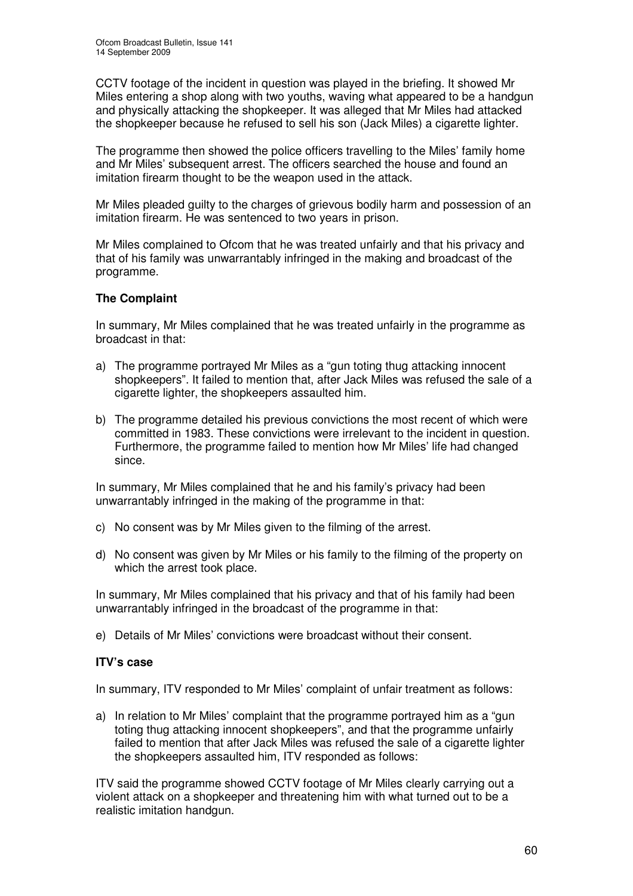CCTV footage of the incident in question was played in the briefing. It showed Mr Miles entering a shop along with two youths, waving what appeared to be a handgun and physically attacking the shopkeeper. It was alleged that Mr Miles had attacked the shopkeeper because he refused to sell his son (Jack Miles) a cigarette lighter.

The programme then showed the police officers travelling to the Miles' family home and Mr Miles' subsequent arrest. The officers searched the house and found an imitation firearm thought to be the weapon used in the attack.

Mr Miles pleaded guilty to the charges of grievous bodily harm and possession of an imitation firearm. He was sentenced to two years in prison.

Mr Miles complained to Ofcom that he was treated unfairly and that his privacy and that of his family was unwarrantably infringed in the making and broadcast of the programme.

**The Complaint**

In summary, Mr Miles complained that he was treated unfairly in the programme as broadcast in that:

a) The programme portrayed Mr Miles as a "gun toting thug attacking innocent shopkeepers". It failed to mention that, after Jack Miles was refused the sale of a cigarette lighter, the shopkeepers assaulted him.

b) The programme detailed his previous convictions the most recent of which were committed in 1983. These convictions were irrelevant to the incident in question. Furthermore, the programme failed to mention how Mr Miles' life had changed since.

In summary, Mr Miles complained that he and his family's privacy had been unwarrantably infringed in the making of the programme in that:

c) No consent was by Mr Miles given to the filming of the arrest.

d) No consent was given by Mr Miles or his family to the filming of the property on which the arrest took place.

In summary, Mr Miles complained that his privacy and that of his family had been unwarrantably infringed in the broadcast of the programme in that:

e) Details of Mr Miles' convictions were broadcast without their consent.

**ITV's case**

In summary, ITV responded to Mr Miles' complaint of unfair treatment as follows:

a) In relation to Mr Miles' complaint that the programme portrayed him as a "gun toting thug attacking innocent shopkeepers", and that the programme unfairly failed to mention that after Jack Miles was refused the sale of a cigarette lighter the shopkeepers assaulted him, ITV responded as follows:

ITV said the programme showed CCTV footage of Mr Miles clearly carrying out a violent attack on a shopkeeper and threatening him with what turned out to be a realistic imitation handgun.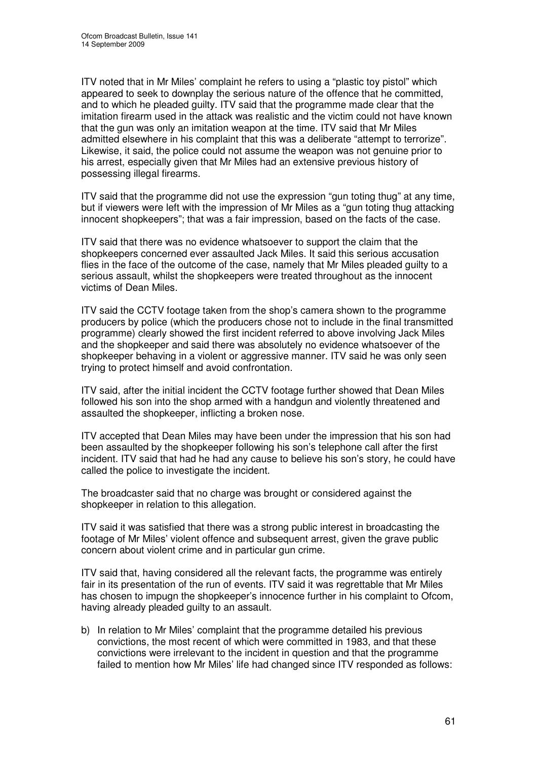ITV noted that in Mr Miles' complaint he refers to using a "plastic toy pistol" which appeared to seek to downplay the serious nature of the offence that he committed, and to which he pleaded guilty. ITV said that the programme made clear that the imitation firearm used in the attack was realistic and the victim could not have known that the gun was only an imitation weapon at the time. ITV said that Mr Miles admitted elsewhere in his complaint that this was a deliberate "attempt to terrorize". Likewise, it said, the police could not assume the weapon was not genuine prior to his arrest, especially given that Mr Miles had an extensive previous history of possessing illegal firearms.

ITV said that the programme did not use the expression "gun toting thug" at any time, but if viewers were left with the impression of Mr Miles as a "gun toting thug attacking innocent shopkeepers"; that was a fair impression, based on the facts of the case.

ITV said that there was no evidence whatsoever to support the claim that the shopkeepers concerned ever assaulted Jack Miles. It said this serious accusation flies in the face of the outcome of the case, namely that Mr Miles pleaded guilty to a serious assault, whilst the shopkeepers were treated throughout as the innocent victims of Dean Miles.

ITV said the CCTV footage taken from the shop's camera shown to the programme producers by police (which the producers chose not to include in the final transmitted programme) clearly showed the first incident referred to above involving Jack Miles and the shopkeeper and said there was absolutely no evidence whatsoever of the shopkeeper behaving in a violent or aggressive manner. ITV said he was only seen trying to protect himself and avoid confrontation.

ITV said, after the initial incident the CCTV footage further showed that Dean Miles followed his son into the shop armed with a handgun and violently threatened and assaulted the shopkeeper, inflicting a broken nose.

ITV accepted that Dean Miles may have been under the impression that his son had been assaulted by the shopkeeper following his son's telephone call after the first incident. ITV said that had he had any cause to believe his son's story, he could have called the police to investigate the incident.

The broadcaster said that no charge was brought or considered against the shopkeeper in relation to this allegation.

ITV said it was satisfied that there was a strong public interest in broadcasting the footage of Mr Miles' violent offence and subsequent arrest, given the grave public concern about violent crime and in particular gun crime.

ITV said that, having considered all the relevant facts, the programme was entirely fair in its presentation of the run of events. ITV said it was regrettable that Mr Miles has chosen to impugn the shopkeeper's innocence further in his complaint to Ofcom, having already pleaded guilty to an assault.

b) In relation to Mr Miles' complaint that the programme detailed his previous convictions, the most recent of which were committed in 1983, and that these convictions were irrelevant to the incident in question and that the programme failed to mention how Mr Miles' life had changed since ITV responded as follows: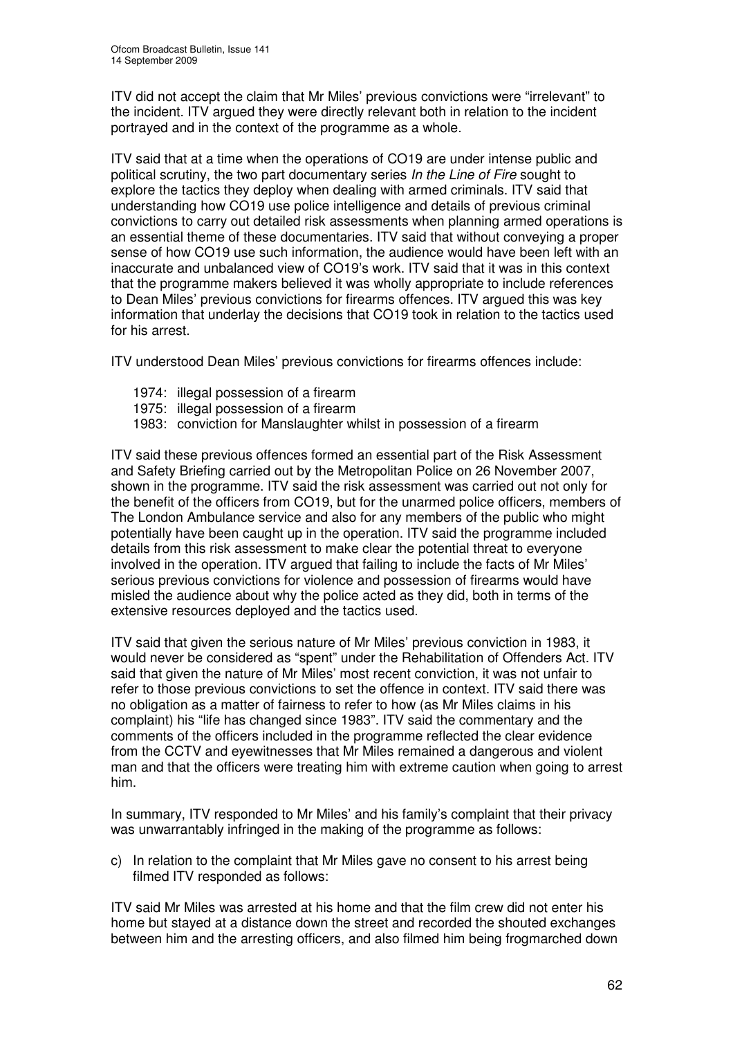ITV did not accept the claim that Mr Miles' previous convictions were "irrelevant" to the incident. ITV argued they were directly relevant both in relation to the incident portrayed and in the context of the programme as a whole.

ITV said that at a time when the operations of CO19 are under intense public and political scrutiny, the two part documentary series *In the Line of Fire* sought to explore the tactics they deploy when dealing with armed criminals. ITV said that understanding how CO19 use police intelligence and details of previous criminal convictions to carry out detailed risk assessments when planning armed operations is an essential theme of these documentaries. ITV said that without conveying a proper sense of how CO19 use such information, the audience would have been left with an inaccurate and unbalanced view of CO19's work. ITV said that it was in this context that the programme makers believed it was wholly appropriate to include references to Dean Miles' previous convictions for firearms offences. ITV argued this was key information that underlay the decisions that CO19 took in relation to the tactics used for his arrest.

ITV understood Dean Miles' previous convictions for firearms offences include:

- 1974: illegal possession of a firearm
- 1975: illegal possession of a firearm
- 1983: conviction for Manslaughter whilst in possession of a firearm

ITV said these previous offences formed an essential part of the Risk Assessment and Safety Briefing carried out by the Metropolitan Police on 26 November 2007, shown in the programme. ITV said the risk assessment was carried out not only for the benefit of the officers from CO19, but for the unarmed police officers, members of The London Ambulance service and also for any members of the public who might potentially have been caught up in the operation. ITV said the programme included details from this risk assessment to make clear the potential threat to everyone involved in the operation. ITV argued that failing to include the facts of Mr Miles' serious previous convictions for violence and possession of firearms would have misled the audience about why the police acted as they did, both in terms of the extensive resources deployed and the tactics used.

ITV said that given the serious nature of Mr Miles' previous conviction in 1983, it would never be considered as "spent" under the Rehabilitation of Offenders Act. ITV said that given the nature of Mr Miles' most recent conviction, it was not unfair to refer to those previous convictions to set the offence in context. ITV said there was no obligation as a matter of fairness to refer to how (as Mr Miles claims in his complaint) his "life has changed since 1983". ITV said the commentary and the comments of the officers included in the programme reflected the clear evidence from the CCTV and eyewitnesses that Mr Miles remained a dangerous and violent man and that the officers were treating him with extreme caution when going to arrest him.

In summary, ITV responded to Mr Miles' and his family's complaint that their privacy was unwarrantably infringed in the making of the programme as follows:

c) In relation to the complaint that Mr Miles gave no consent to his arrest being filmed ITV responded as follows:

ITV said Mr Miles was arrested at his home and that the film crew did not enter his home but stayed at a distance down the street and recorded the shouted exchanges between him and the arresting officers, and also filmed him being frogmarched down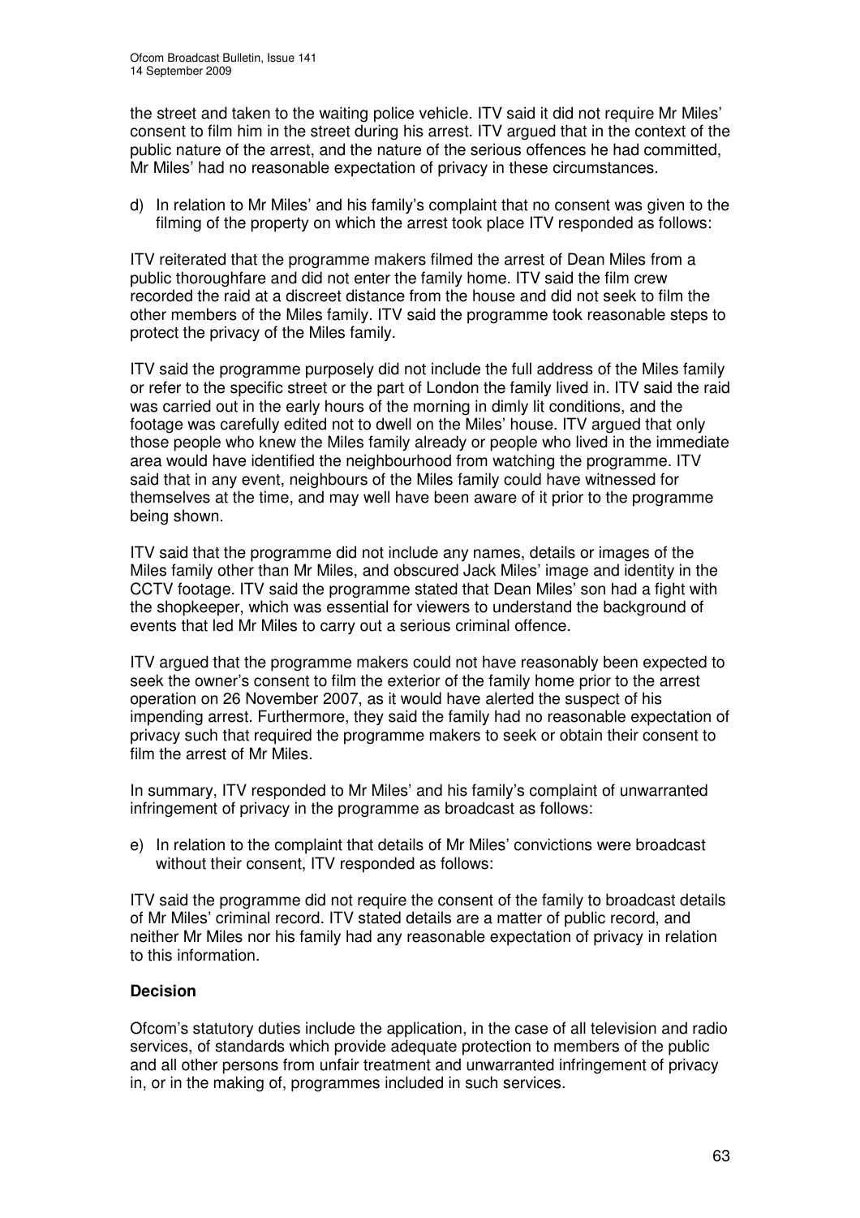the street and taken to the waiting police vehicle. ITV said it did not require Mr Miles' consent to film him in the street during his arrest. ITV argued that in the context of the public nature of the arrest, and the nature of the serious offences he had committed, Mr Miles' had no reasonable expectation of privacy in these circumstances.

d) In relation to Mr Miles' and his family's complaint that no consent was given to the filming of the property on which the arrest took place ITV responded as follows:

ITV reiterated that the programme makers filmed the arrest of Dean Miles from a public thoroughfare and did not enter the family home. ITV said the film crew recorded the raid at a discreet distance from the house and did not seek to film the other members of the Miles family. ITV said the programme took reasonable steps to protect the privacy of the Miles family.

ITV said the programme purposely did not include the full address of the Miles family or refer to the specific street or the part of London the family lived in. ITV said the raid was carried out in the early hours of the morning in dimly lit conditions, and the footage was carefully edited not to dwell on the Miles' house. ITV argued that only those people who knew the Miles family already or people who lived in the immediate area would have identified the neighbourhood from watching the programme. ITV said that in any event, neighbours of the Miles family could have witnessed for themselves at the time, and may well have been aware of it prior to the programme being shown.

ITV said that the programme did not include any names, details or images of the Miles family other than Mr Miles, and obscured Jack Miles' image and identity in the CCTV footage. ITV said the programme stated that Dean Miles' son had a fight with the shopkeeper, which was essential for viewers to understand the background of events that led Mr Miles to carry out a serious criminal offence.

ITV argued that the programme makers could not have reasonably been expected to seek the owner's consent to film the exterior of the family home prior to the arrest operation on 26 November 2007, as it would have alerted the suspect of his impending arrest. Furthermore, they said the family had no reasonable expectation of privacy such that required the programme makers to seek or obtain their consent to film the arrest of Mr Miles.

In summary, ITV responded to Mr Miles' and his family's complaint of unwarranted infringement of privacy in the programme as broadcast as follows:

e) In relation to the complaint that details of Mr Miles' convictions were broadcast without their consent, ITV responded as follows:

ITV said the programme did not require the consent of the family to broadcast details of Mr Miles' criminal record. ITV stated details are a matter of public record, and neither Mr Miles nor his family had any reasonable expectation of privacy in relation to this information.

**Decision**

Ofcom's statutory duties include the application, in the case of all television and radio services, of standards which provide adequate protection to members of the public and all other persons from unfair treatment and unwarranted infringement of privacy in, or in the making of, programmes included in such services.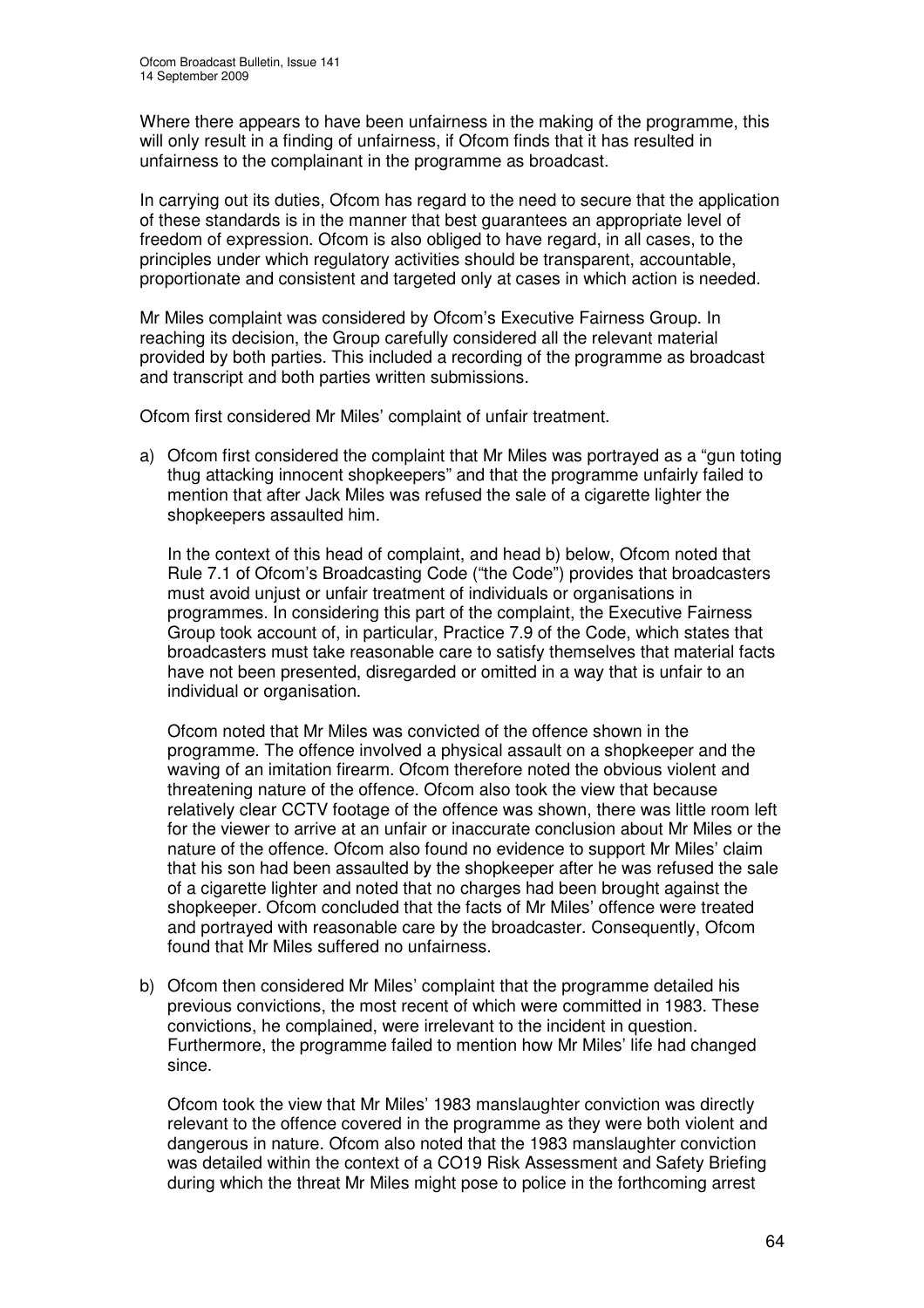Where there appears to have been unfairness in the making of the programme, this will only result in a finding of unfairness, if Ofcom finds that it has resulted in unfairness to the complainant in the programme as broadcast.

In carrying out its duties, Ofcom has regard to the need to secure that the application of these standards is in the manner that best guarantees an appropriate level of freedom of expression. Ofcom is also obliged to have regard, in all cases, to the principles under which regulatory activities should be transparent, accountable, proportionate and consistent and targeted only at cases in which action is needed.

Mr Miles complaint was considered by Ofcom's Executive Fairness Group. In reaching its decision, the Group carefully considered all the relevant material provided by both parties. This included a recording of the programme as broadcast and transcript and both parties written submissions.

Ofcom first considered Mr Miles' complaint of unfair treatment.

a) Ofcom first considered the complaint that Mr Miles was portrayed as a "gun toting thug attacking innocent shopkeepers" and that the programme unfairly failed to mention that after Jack Miles was refused the sale of a cigarette lighter the shopkeepers assaulted him.

   In the context of this head of complaint, and head b) below, Ofcom noted that Rule 7.1 of Ofcom's Broadcasting Code ("the Code") provides that broadcasters must avoid unjust or unfair treatment of individuals or organisations in programmes. In considering this part of the complaint, the Executive Fairness Group took account of, in particular, Practice 7.9 of the Code, which states that broadcasters must take reasonable care to satisfy themselves that material facts have not been presented, disregarded or omitted in a way that is unfair to an individual or organisation.

   Ofcom noted that Mr Miles was convicted of the offence shown in the programme. The offence involved a physical assault on a shopkeeper and the waving of an imitation firearm. Ofcom therefore noted the obvious violent and threatening nature of the offence. Ofcom also took the view that because relatively clear CCTV footage of the offence was shown, there was little room left for the viewer to arrive at an unfair or inaccurate conclusion about Mr Miles or the nature of the offence. Ofcom also found no evidence to support Mr Miles' claim that his son had been assaulted by the shopkeeper after he was refused the sale of a cigarette lighter and noted that no charges had been brought against the shopkeeper. Ofcom concluded that the facts of Mr Miles' offence were treated and portrayed with reasonable care by the broadcaster. Consequently, Ofcom found that Mr Miles suffered no unfairness.

b) Ofcom then considered Mr Miles' complaint that the programme detailed his previous convictions, the most recent of which were committed in 1983. These convictions, he complained, were irrelevant to the incident in question. Furthermore, the programme failed to mention how Mr Miles' life had changed since.

   Ofcom took the view that Mr Miles' 1983 manslaughter conviction was directly relevant to the offence covered in the programme as they were both violent and dangerous in nature. Ofcom also noted that the 1983 manslaughter conviction was detailed within the context of a CO19 Risk Assessment and Safety Briefing during which the threat Mr Miles might pose to police in the forthcoming arrest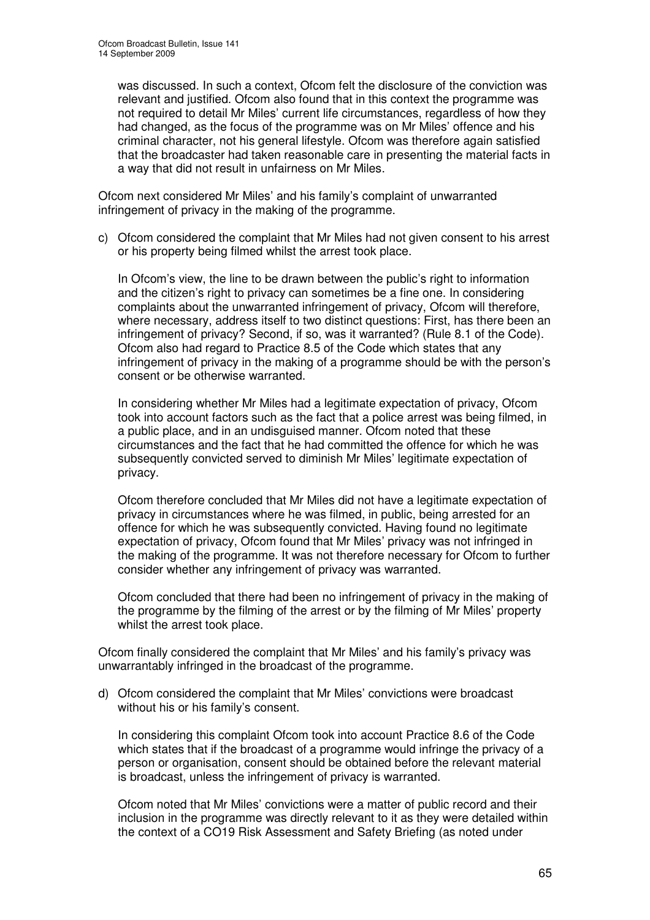was discussed. In such a context, Ofcom felt the disclosure of the conviction was relevant and justified. Ofcom also found that in this context the programme was not required to detail Mr Miles' current life circumstances, regardless of how they had changed, as the focus of the programme was on Mr Miles' offence and his criminal character, not his general lifestyle. Ofcom was therefore again satisfied that the broadcaster had taken reasonable care in presenting the material facts in a way that did not result in unfairness on Mr Miles.

Ofcom next considered Mr Miles' and his family's complaint of unwarranted infringement of privacy in the making of the programme.

c) Ofcom considered the complaint that Mr Miles had not given consent to his arrest or his property being filmed whilst the arrest took place.

   In Ofcom's view, the line to be drawn between the public's right to information and the citizen's right to privacy can sometimes be a fine one. In considering complaints about the unwarranted infringement of privacy, Ofcom will therefore, where necessary, address itself to two distinct questions: First, has there been an infringement of privacy? Second, if so, was it warranted? (Rule 8.1 of the Code). Ofcom also had regard to Practice 8.5 of the Code which states that any infringement of privacy in the making of a programme should be with the person's consent or be otherwise warranted.

   In considering whether Mr Miles had a legitimate expectation of privacy, Ofcom took into account factors such as the fact that a police arrest was being filmed, in a public place, and in an undisguised manner. Ofcom noted that these circumstances and the fact that he had committed the offence for which he was subsequently convicted served to diminish Mr Miles' legitimate expectation of privacy.

   Ofcom therefore concluded that Mr Miles did not have a legitimate expectation of privacy in circumstances where he was filmed, in public, being arrested for an offence for which he was subsequently convicted. Having found no legitimate expectation of privacy, Ofcom found that Mr Miles' privacy was not infringed in the making of the programme. It was not therefore necessary for Ofcom to further consider whether any infringement of privacy was warranted.

   Ofcom concluded that there had been no infringement of privacy in the making of the programme by the filming of the arrest or by the filming of Mr Miles' property whilst the arrest took place.

Ofcom finally considered the complaint that Mr Miles' and his family's privacy was unwarrantably infringed in the broadcast of the programme.

d) Ofcom considered the complaint that Mr Miles' convictions were broadcast without his or his family's consent.

   In considering this complaint Ofcom took into account Practice 8.6 of the Code which states that if the broadcast of a programme would infringe the privacy of a person or organisation, consent should be obtained before the relevant material is broadcast, unless the infringement of privacy is warranted.

   Ofcom noted that Mr Miles' convictions were a matter of public record and their inclusion in the programme was directly relevant to it as they were detailed within the context of a CO19 Risk Assessment and Safety Briefing (as noted under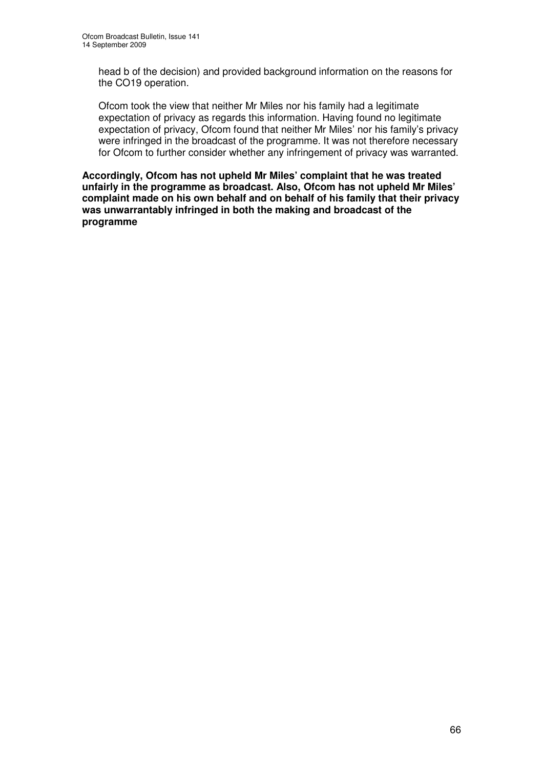head b of the decision) and provided background information on the reasons for the CO19 operation.

Ofcom took the view that neither Mr Miles nor his family had a legitimate expectation of privacy as regards this information. Having found no legitimate expectation of privacy, Ofcom found that neither Mr Miles' nor his family's privacy were infringed in the broadcast of the programme. It was not therefore necessary for Ofcom to further consider whether any infringement of privacy was warranted.

**Accordingly, Ofcom has not upheld Mr Miles' complaint that he was treated unfairly in the programme as broadcast. Also, Ofcom has not upheld Mr Miles' complaint made on his own behalf and on behalf of his family that their privacy was unwarrantably infringed in both the making and broadcast of the programme**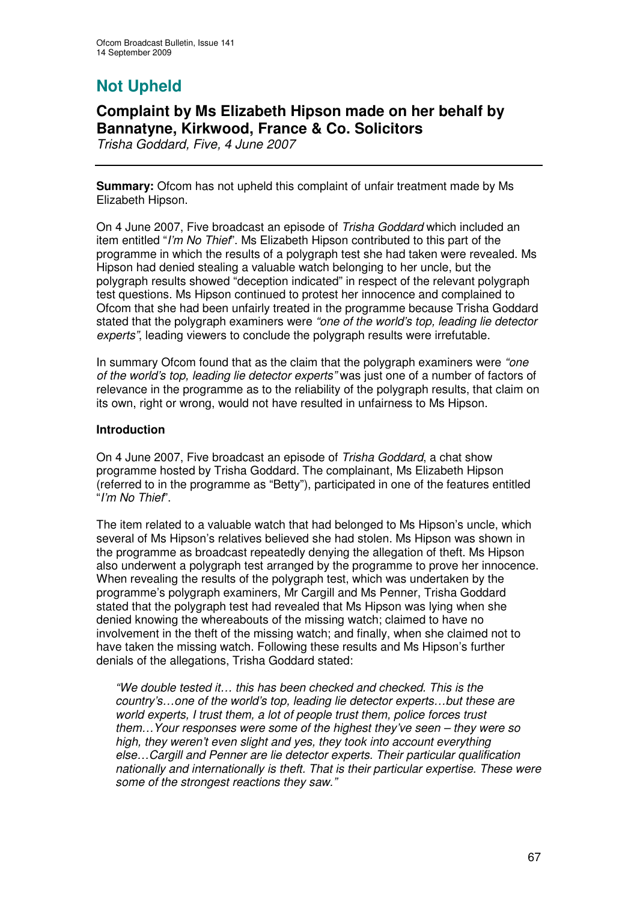# Not Upheld

## Complaint by Ms Elizabeth Hipson made on her behalf by Bannatyne, Kirkwood, France & Co. Solicitors

*Trisha Goddard, Five, 4 June 2007*

---

**Summary:** Ofcom has not upheld this complaint of unfair treatment made by Ms Elizabeth Hipson.

On 4 June 2007, Five broadcast an episode of *Trisha Goddard* which included an item entitled "*I'm No Thief*". Ms Elizabeth Hipson contributed to this part of the programme in which the results of a polygraph test she had taken were revealed. Ms Hipson had denied stealing a valuable watch belonging to her uncle, but the polygraph results showed "deception indicated" in respect of the relevant polygraph test questions. Ms Hipson continued to protest her innocence and complained to Ofcom that she had been unfairly treated in the programme because Trisha Goddard stated that the polygraph examiners were *"one of the world's top, leading lie detector experts"*, leading viewers to conclude the polygraph results were irrefutable.

In summary Ofcom found that as the claim that the polygraph examiners were *"one of the world's top, leading lie detector experts"* was just one of a number of factors of relevance in the programme as to the reliability of the polygraph results, that claim on its own, right or wrong, would not have resulted in unfairness to Ms Hipson.

**Introduction**

On 4 June 2007, Five broadcast an episode of *Trisha Goddard*, a chat show programme hosted by Trisha Goddard. The complainant, Ms Elizabeth Hipson (referred to in the programme as "Betty"), participated in one of the features entitled "*I'm No Thief*".

The item related to a valuable watch that had belonged to Ms Hipson's uncle, which several of Ms Hipson's relatives believed she had stolen. Ms Hipson was shown in the programme as broadcast repeatedly denying the allegation of theft. Ms Hipson also underwent a polygraph test arranged by the programme to prove her innocence. When revealing the results of the polygraph test, which was undertaken by the programme's polygraph examiners, Mr Cargill and Ms Penner, Trisha Goddard stated that the polygraph test had revealed that Ms Hipson was lying when she denied knowing the whereabouts of the missing watch; claimed to have no involvement in the theft of the missing watch; and finally, when she claimed not to have taken the missing watch. Following these results and Ms Hipson's further denials of the allegations, Trisha Goddard stated:

> *"We double tested it… this has been checked and checked. This is the country's…one of the world's top, leading lie detector experts…but these are world experts, I trust them, a lot of people trust them, police forces trust them…Your responses were some of the highest they've seen – they were so high, they weren't even slight and yes, they took into account everything else…Cargill and Penner are lie detector experts. Their particular qualification nationally and internationally is theft. That is their particular expertise. These were some of the strongest reactions they saw."*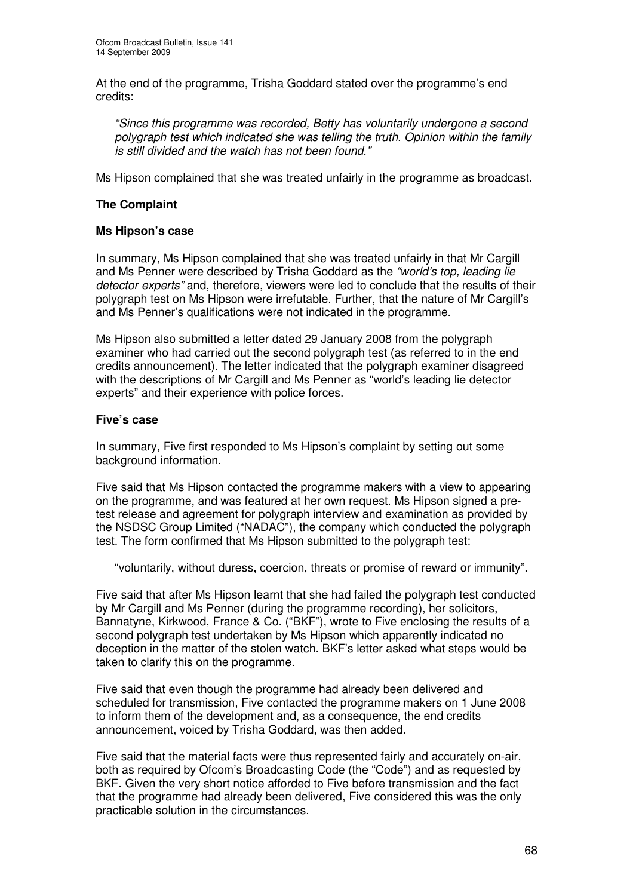At the end of the programme, Trisha Goddard stated over the programme's end credits:

> *"Since this programme was recorded, Betty has voluntarily undergone a second polygraph test which indicated she was telling the truth. Opinion within the family is still divided and the watch has not been found."*

Ms Hipson complained that she was treated unfairly in the programme as broadcast.

## The Complaint

### Ms Hipson's case

In summary, Ms Hipson complained that she was treated unfairly in that Mr Cargill and Ms Penner were described by Trisha Goddard as the *"world's top, leading lie detector experts"* and, therefore, viewers were led to conclude that the results of their polygraph test on Ms Hipson were irrefutable. Further, that the nature of Mr Cargill's and Ms Penner's qualifications were not indicated in the programme.

Ms Hipson also submitted a letter dated 29 January 2008 from the polygraph examiner who had carried out the second polygraph test (as referred to in the end credits announcement). The letter indicated that the polygraph examiner disagreed with the descriptions of Mr Cargill and Ms Penner as "world's leading lie detector experts" and their experience with police forces.

### Five's case

In summary, Five first responded to Ms Hipson's complaint by setting out some background information.

Five said that Ms Hipson contacted the programme makers with a view to appearing on the programme, and was featured at her own request. Ms Hipson signed a pre-test release and agreement for polygraph interview and examination as provided by the NSDSC Group Limited ("NADAC"), the company which conducted the polygraph test. The form confirmed that Ms Hipson submitted to the polygraph test:

> "voluntarily, without duress, coercion, threats or promise of reward or immunity".

Five said that after Ms Hipson learnt that she had failed the polygraph test conducted by Mr Cargill and Ms Penner (during the programme recording), her solicitors, Bannatyne, Kirkwood, France & Co. ("BKF"), wrote to Five enclosing the results of a second polygraph test undertaken by Ms Hipson which apparently indicated no deception in the matter of the stolen watch. BKF's letter asked what steps would be taken to clarify this on the programme.

Five said that even though the programme had already been delivered and scheduled for transmission, Five contacted the programme makers on 1 June 2008 to inform them of the development and, as a consequence, the end credits announcement, voiced by Trisha Goddard, was then added.

Five said that the material facts were thus represented fairly and accurately on-air, both as required by Ofcom's Broadcasting Code (the "Code") and as requested by BKF. Given the very short notice afforded to Five before transmission and the fact that the programme had already been delivered, Five considered this was the only practicable solution in the circumstances.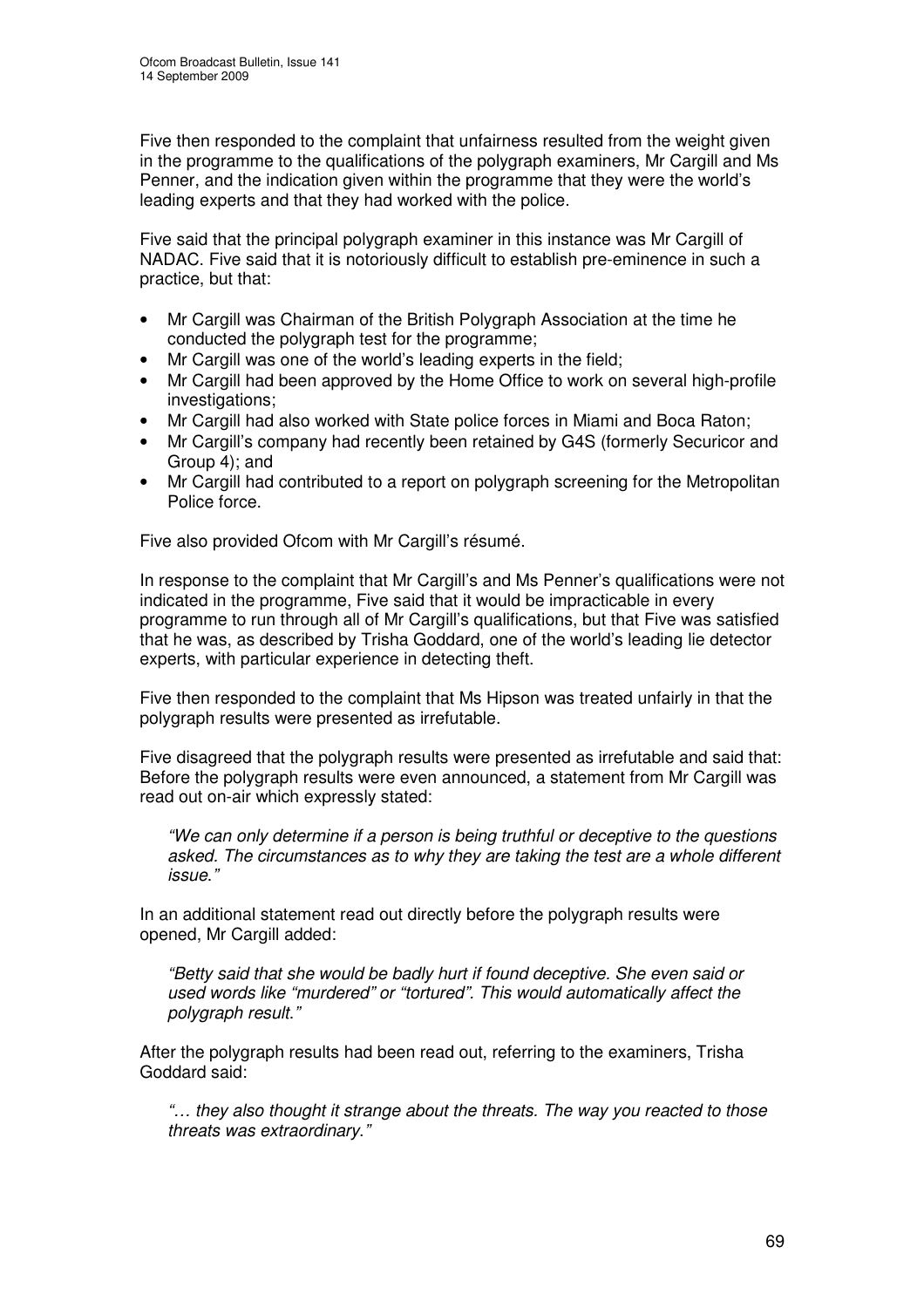Five then responded to the complaint that unfairness resulted from the weight given in the programme to the qualifications of the polygraph examiners, Mr Cargill and Ms Penner, and the indication given within the programme that they were the world's leading experts and that they had worked with the police.

Five said that the principal polygraph examiner in this instance was Mr Cargill of NADAC. Five said that it is notoriously difficult to establish pre-eminence in such a practice, but that:

- Mr Cargill was Chairman of the British Polygraph Association at the time he conducted the polygraph test for the programme;
- Mr Cargill was one of the world's leading experts in the field;
- Mr Cargill had been approved by the Home Office to work on several high-profile investigations;
- Mr Cargill had also worked with State police forces in Miami and Boca Raton;
- Mr Cargill's company had recently been retained by G4S (formerly Securicor and Group 4); and
- Mr Cargill had contributed to a report on polygraph screening for the Metropolitan Police force.

Five also provided Ofcom with Mr Cargill's résumé.

In response to the complaint that Mr Cargill's and Ms Penner's qualifications were not indicated in the programme, Five said that it would be impracticable in every programme to run through all of Mr Cargill's qualifications, but that Five was satisfied that he was, as described by Trisha Goddard, one of the world's leading lie detector experts, with particular experience in detecting theft.

Five then responded to the complaint that Ms Hipson was treated unfairly in that the polygraph results were presented as irrefutable.

Five disagreed that the polygraph results were presented as irrefutable and said that: Before the polygraph results were even announced, a statement from Mr Cargill was read out on-air which expressly stated:

> *"We can only determine if a person is being truthful or deceptive to the questions asked. The circumstances as to why they are taking the test are a whole different issue."*

In an additional statement read out directly before the polygraph results were opened, Mr Cargill added:

> *"Betty said that she would be badly hurt if found deceptive. She even said or used words like "murdered" or "tortured". This would automatically affect the polygraph result."*

After the polygraph results had been read out, referring to the examiners, Trisha Goddard said:

> *"… they also thought it strange about the threats. The way you reacted to those threats was extraordinary."*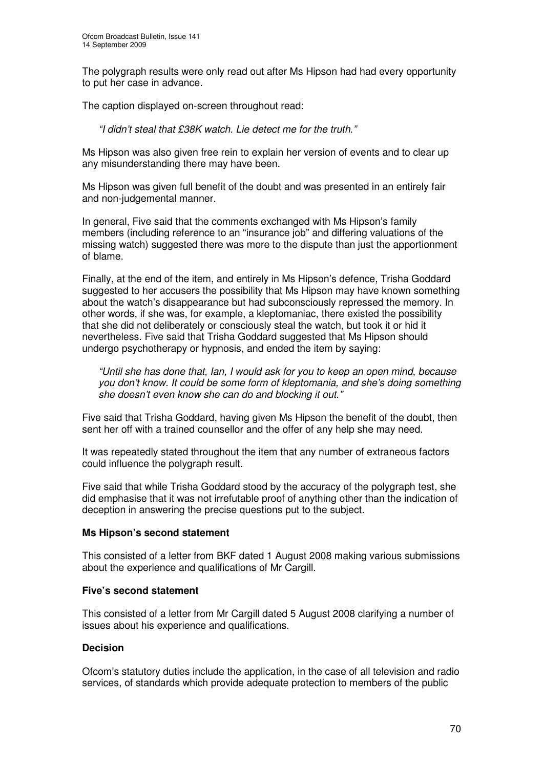The polygraph results were only read out after Ms Hipson had had every opportunity to put her case in advance.

The caption displayed on-screen throughout read:

> *"I didn't steal that £38K watch. Lie detect me for the truth."*

Ms Hipson was also given free rein to explain her version of events and to clear up any misunderstanding there may have been.

Ms Hipson was given full benefit of the doubt and was presented in an entirely fair and non-judgemental manner.

In general, Five said that the comments exchanged with Ms Hipson's family members (including reference to an "insurance job" and differing valuations of the missing watch) suggested there was more to the dispute than just the apportionment of blame.

Finally, at the end of the item, and entirely in Ms Hipson's defence, Trisha Goddard suggested to her accusers the possibility that Ms Hipson may have known something about the watch's disappearance but had subconsciously repressed the memory. In other words, if she was, for example, a kleptomaniac, there existed the possibility that she did not deliberately or consciously steal the watch, but took it or hid it nevertheless. Five said that Trisha Goddard suggested that Ms Hipson should undergo psychotherapy or hypnosis, and ended the item by saying:

> *"Until she has done that, Ian, I would ask for you to keep an open mind, because you don't know. It could be some form of kleptomania, and she's doing something she doesn't even know she can do and blocking it out."*

Five said that Trisha Goddard, having given Ms Hipson the benefit of the doubt, then sent her off with a trained counsellor and the offer of any help she may need.

It was repeatedly stated throughout the item that any number of extraneous factors could influence the polygraph result.

Five said that while Trisha Goddard stood by the accuracy of the polygraph test, she did emphasise that it was not irrefutable proof of anything other than the indication of deception in answering the precise questions put to the subject.

**Ms Hipson's second statement**

This consisted of a letter from BKF dated 1 August 2008 making various submissions about the experience and qualifications of Mr Cargill.

**Five's second statement**

This consisted of a letter from Mr Cargill dated 5 August 2008 clarifying a number of issues about his experience and qualifications.

**Decision**

Ofcom's statutory duties include the application, in the case of all television and radio services, of standards which provide adequate protection to members of the public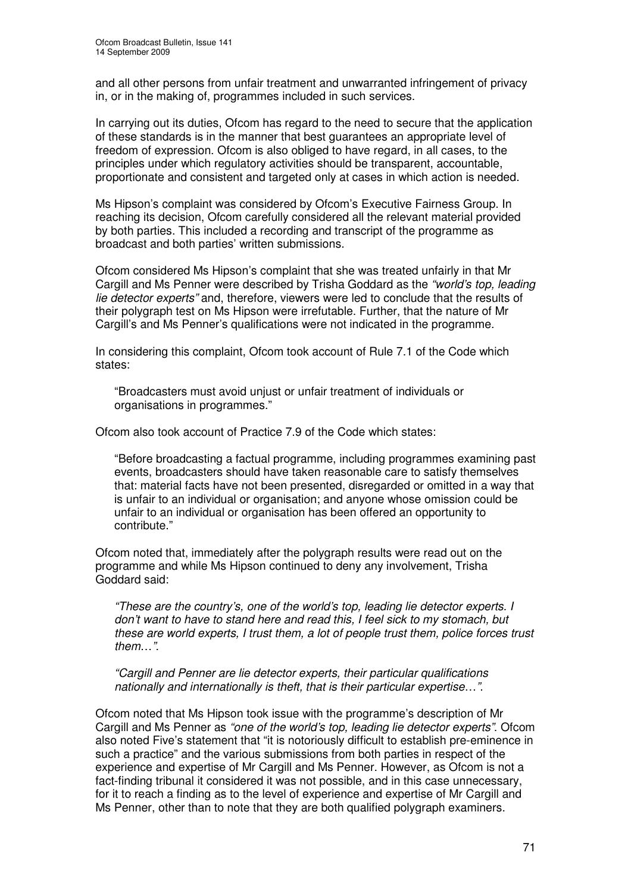and all other persons from unfair treatment and unwarranted infringement of privacy in, or in the making of, programmes included in such services.

In carrying out its duties, Ofcom has regard to the need to secure that the application of these standards is in the manner that best guarantees an appropriate level of freedom of expression. Ofcom is also obliged to have regard, in all cases, to the principles under which regulatory activities should be transparent, accountable, proportionate and consistent and targeted only at cases in which action is needed.

Ms Hipson's complaint was considered by Ofcom's Executive Fairness Group. In reaching its decision, Ofcom carefully considered all the relevant material provided by both parties. This included a recording and transcript of the programme as broadcast and both parties' written submissions.

Ofcom considered Ms Hipson's complaint that she was treated unfairly in that Mr Cargill and Ms Penner were described by Trisha Goddard as the *"world's top, leading lie detector experts"* and, therefore, viewers were led to conclude that the results of their polygraph test on Ms Hipson were irrefutable. Further, that the nature of Mr Cargill's and Ms Penner's qualifications were not indicated in the programme.

In considering this complaint, Ofcom took account of Rule 7.1 of the Code which states:

> "Broadcasters must avoid unjust or unfair treatment of individuals or organisations in programmes."

Ofcom also took account of Practice 7.9 of the Code which states:

> "Before broadcasting a factual programme, including programmes examining past events, broadcasters should have taken reasonable care to satisfy themselves that: material facts have not been presented, disregarded or omitted in a way that is unfair to an individual or organisation; and anyone whose omission could be unfair to an individual or organisation has been offered an opportunity to contribute."

Ofcom noted that, immediately after the polygraph results were read out on the programme and while Ms Hipson continued to deny any involvement, Trisha Goddard said:

> *"These are the country's, one of the world's top, leading lie detector experts. I don't want to have to stand here and read this, I feel sick to my stomach, but these are world experts, I trust them, a lot of people trust them, police forces trust them…".*
>
> *"Cargill and Penner are lie detector experts, their particular qualifications nationally and internationally is theft, that is their particular expertise…".*

Ofcom noted that Ms Hipson took issue with the programme's description of Mr Cargill and Ms Penner as *"one of the world's top, leading lie detector experts"*. Ofcom also noted Five's statement that "it is notoriously difficult to establish pre-eminence in such a practice" and the various submissions from both parties in respect of the experience and expertise of Mr Cargill and Ms Penner. However, as Ofcom is not a fact-finding tribunal it considered it was not possible, and in this case unnecessary, for it to reach a finding as to the level of experience and expertise of Mr Cargill and Ms Penner, other than to note that they are both qualified polygraph examiners.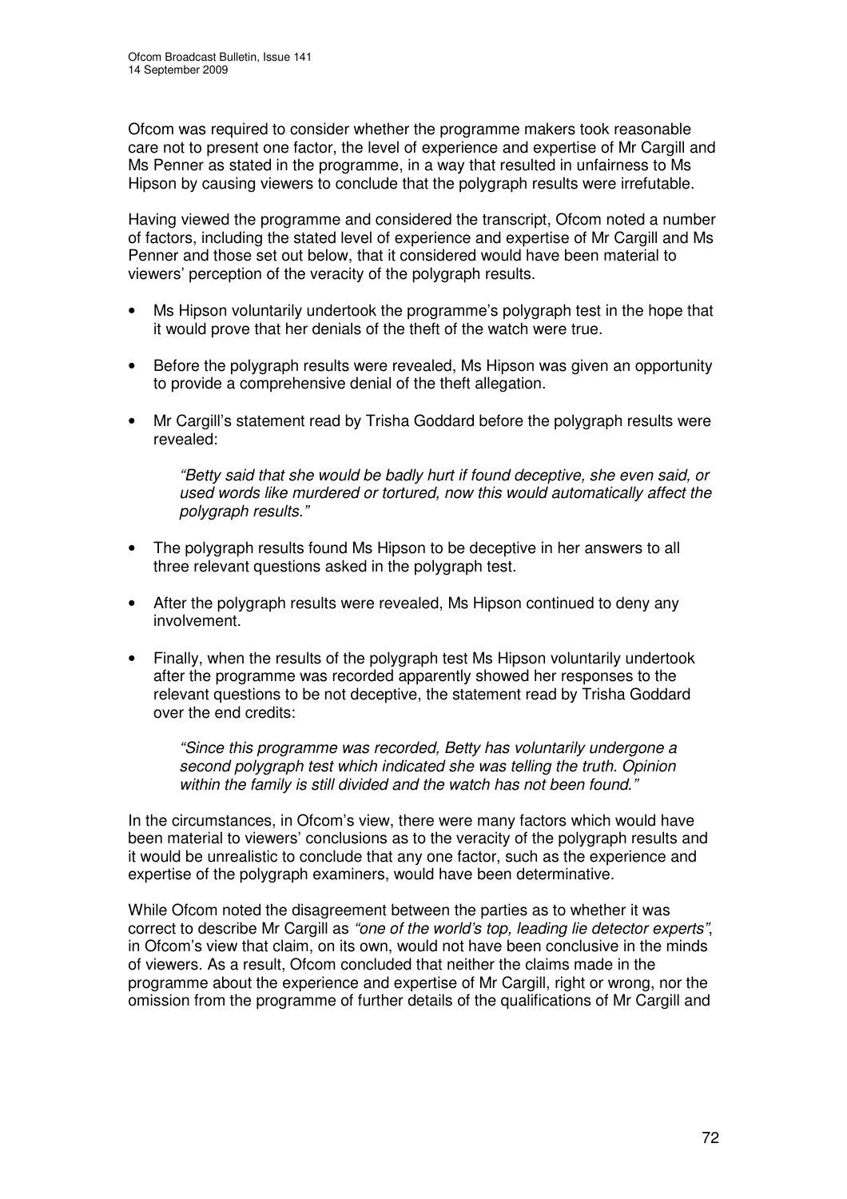Ofcom was required to consider whether the programme makers took reasonable care not to present one factor, the level of experience and expertise of Mr Cargill and Ms Penner as stated in the programme, in a way that resulted in unfairness to Ms Hipson by causing viewers to conclude that the polygraph results were irrefutable.

Having viewed the programme and considered the transcript, Ofcom noted a number of factors, including the stated level of experience and expertise of Mr Cargill and Ms Penner and those set out below, that it considered would have been material to viewers' perception of the veracity of the polygraph results.

- Ms Hipson voluntarily undertook the programme's polygraph test in the hope that it would prove that her denials of the theft of the watch were true.
- Before the polygraph results were revealed, Ms Hipson was given an opportunity to provide a comprehensive denial of the theft allegation.
- Mr Cargill's statement read by Trisha Goddard before the polygraph results were revealed:

  *"Betty said that she would be badly hurt if found deceptive, she even said, or used words like murdered or tortured, now this would automatically affect the polygraph results."*

- The polygraph results found Ms Hipson to be deceptive in her answers to all three relevant questions asked in the polygraph test.
- After the polygraph results were revealed, Ms Hipson continued to deny any involvement.
- Finally, when the results of the polygraph test Ms Hipson voluntarily undertook after the programme was recorded apparently showed her responses to the relevant questions to be not deceptive, the statement read by Trisha Goddard over the end credits:

  *"Since this programme was recorded, Betty has voluntarily undergone a second polygraph test which indicated she was telling the truth. Opinion within the family is still divided and the watch has not been found."*

In the circumstances, in Ofcom's view, there were many factors which would have been material to viewers' conclusions as to the veracity of the polygraph results and it would be unrealistic to conclude that any one factor, such as the experience and expertise of the polygraph examiners, would have been determinative.

While Ofcom noted the disagreement between the parties as to whether it was correct to describe Mr Cargill as *"one of the world's top, leading lie detector experts"*, in Ofcom's view that claim, on its own, would not have been conclusive in the minds of viewers. As a result, Ofcom concluded that neither the claims made in the programme about the experience and expertise of Mr Cargill, right or wrong, nor the omission from the programme of further details of the qualifications of Mr Cargill and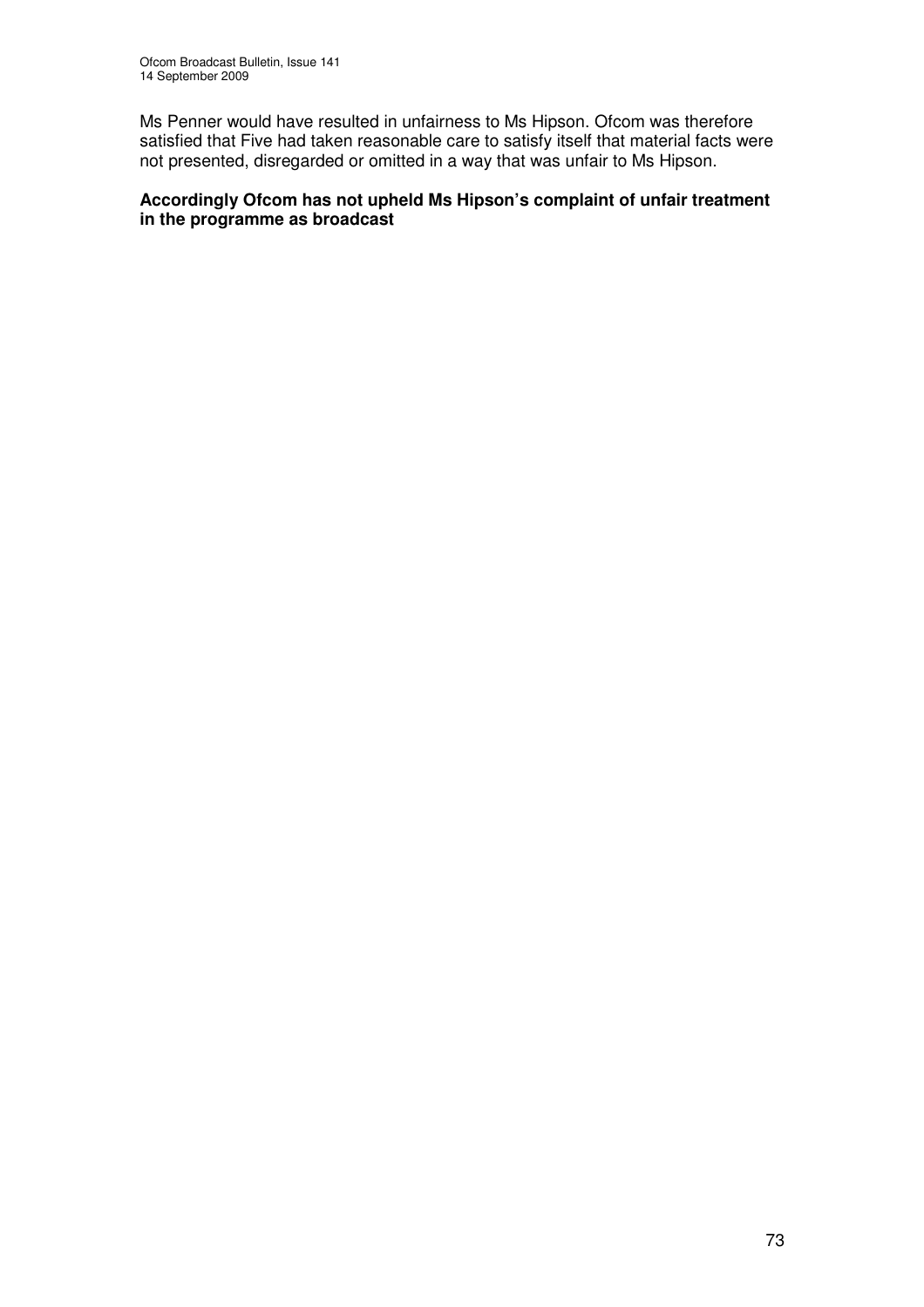Ms Penner would have resulted in unfairness to Ms Hipson. Ofcom was therefore satisfied that Five had taken reasonable care to satisfy itself that material facts were not presented, disregarded or omitted in a way that was unfair to Ms Hipson.

**Accordingly Ofcom has not upheld Ms Hipson's complaint of unfair treatment in the programme as broadcast**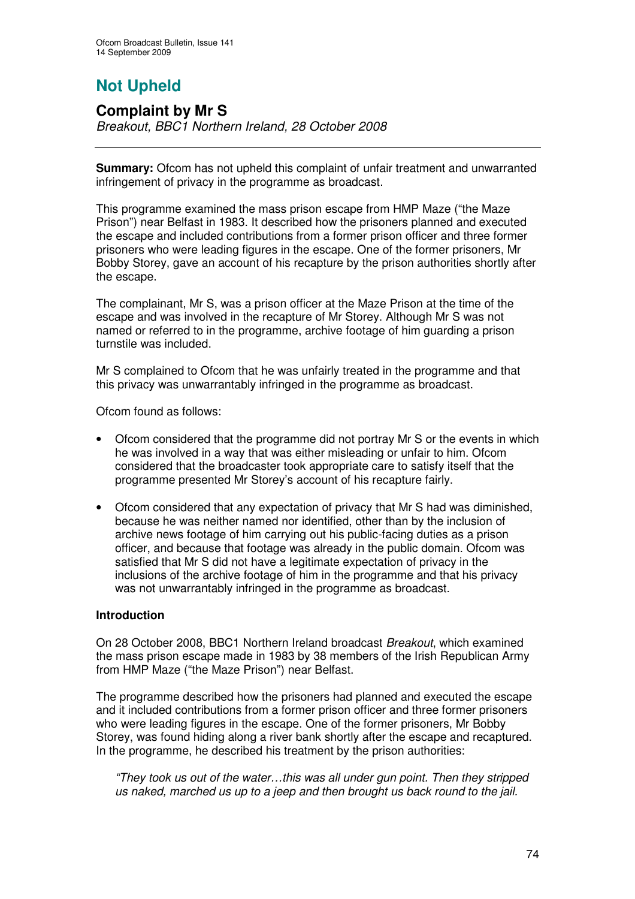# Not Upheld

## Complaint by Mr S

*Breakout, BBC1 Northern Ireland, 28 October 2008*

**Summary:** Ofcom has not upheld this complaint of unfair treatment and unwarranted infringement of privacy in the programme as broadcast.

This programme examined the mass prison escape from HMP Maze ("the Maze Prison") near Belfast in 1983. It described how the prisoners planned and executed the escape and included contributions from a former prison officer and three former prisoners who were leading figures in the escape. One of the former prisoners, Mr Bobby Storey, gave an account of his recapture by the prison authorities shortly after the escape.

The complainant, Mr S, was a prison officer at the Maze Prison at the time of the escape and was involved in the recapture of Mr Storey. Although Mr S was not named or referred to in the programme, archive footage of him guarding a prison turnstile was included.

Mr S complained to Ofcom that he was unfairly treated in the programme and that this privacy was unwarrantably infringed in the programme as broadcast.

Ofcom found as follows:

- Ofcom considered that the programme did not portray Mr S or the events in which he was involved in a way that was either misleading or unfair to him. Ofcom considered that the broadcaster took appropriate care to satisfy itself that the programme presented Mr Storey's account of his recapture fairly.
- Ofcom considered that any expectation of privacy that Mr S had was diminished, because he was neither named nor identified, other than by the inclusion of archive news footage of him carrying out his public-facing duties as a prison officer, and because that footage was already in the public domain. Ofcom was satisfied that Mr S did not have a legitimate expectation of privacy in the inclusions of the archive footage of him in the programme and that his privacy was not unwarrantably infringed in the programme as broadcast.

**Introduction**

On 28 October 2008, BBC1 Northern Ireland broadcast *Breakout*, which examined the mass prison escape made in 1983 by 38 members of the Irish Republican Army from HMP Maze ("the Maze Prison") near Belfast.

The programme described how the prisoners had planned and executed the escape and it included contributions from a former prison officer and three former prisoners who were leading figures in the escape. One of the former prisoners, Mr Bobby Storey, was found hiding along a river bank shortly after the escape and recaptured. In the programme, he described his treatment by the prison authorities:

> *"They took us out of the water…this was all under gun point. Then they stripped us naked, marched us up to a jeep and then brought us back round to the jail.*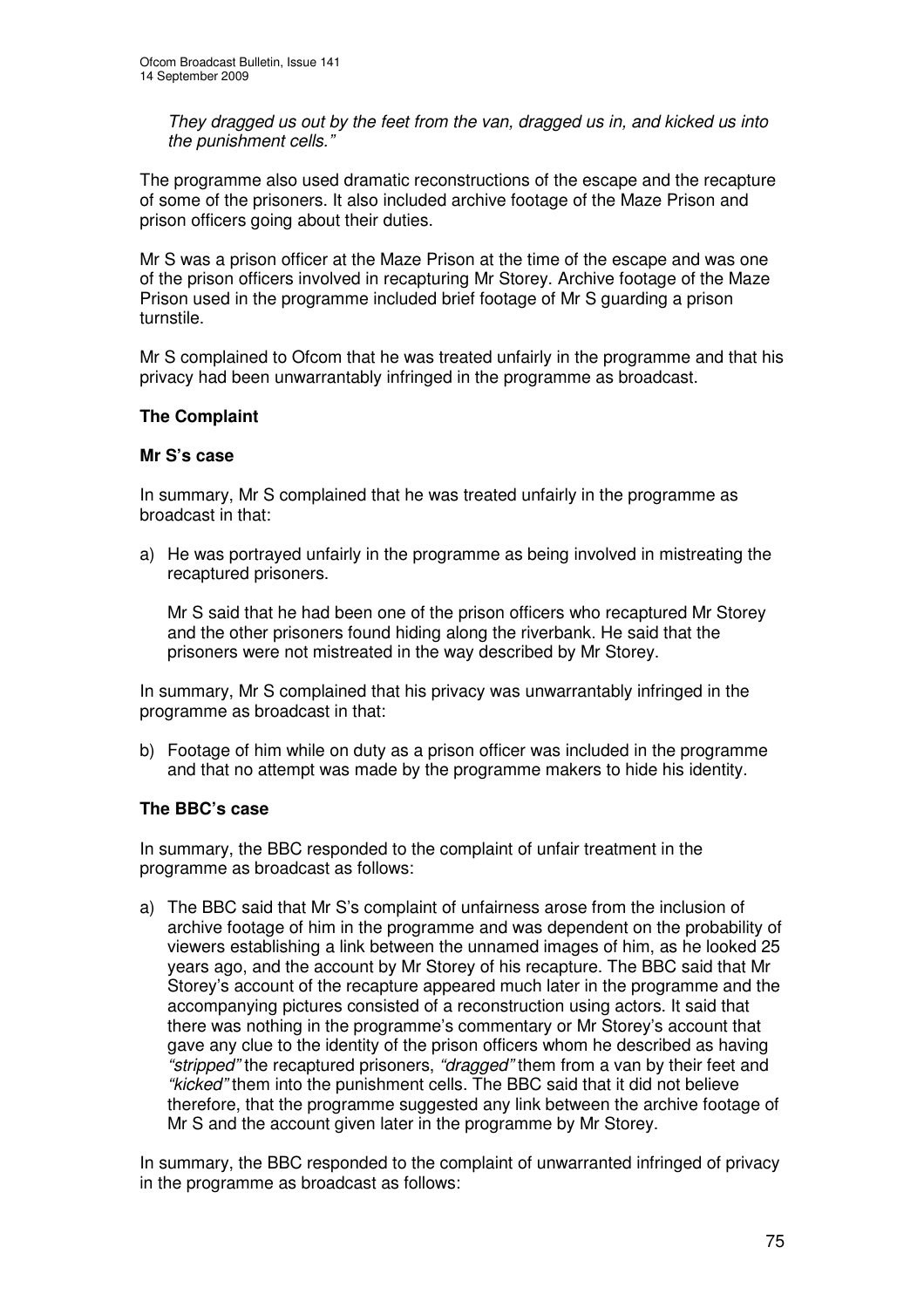*They dragged us out by the feet from the van, dragged us in, and kicked us into the punishment cells."*

The programme also used dramatic reconstructions of the escape and the recapture of some of the prisoners. It also included archive footage of the Maze Prison and prison officers going about their duties.

Mr S was a prison officer at the Maze Prison at the time of the escape and was one of the prison officers involved in recapturing Mr Storey. Archive footage of the Maze Prison used in the programme included brief footage of Mr S guarding a prison turnstile.

Mr S complained to Ofcom that he was treated unfairly in the programme and that his privacy had been unwarrantably infringed in the programme as broadcast.

**The Complaint**

**Mr S's case**

In summary, Mr S complained that he was treated unfairly in the programme as broadcast in that:

a) He was portrayed unfairly in the programme as being involved in mistreating the recaptured prisoners.

   Mr S said that he had been one of the prison officers who recaptured Mr Storey and the other prisoners found hiding along the riverbank. He said that the prisoners were not mistreated in the way described by Mr Storey.

In summary, Mr S complained that his privacy was unwarrantably infringed in the programme as broadcast in that:

b) Footage of him while on duty as a prison officer was included in the programme and that no attempt was made by the programme makers to hide his identity.

**The BBC's case**

In summary, the BBC responded to the complaint of unfair treatment in the programme as broadcast as follows:

a) The BBC said that Mr S's complaint of unfairness arose from the inclusion of archive footage of him in the programme and was dependent on the probability of viewers establishing a link between the unnamed images of him, as he looked 25 years ago, and the account by Mr Storey of his recapture. The BBC said that Mr Storey's account of the recapture appeared much later in the programme and the accompanying pictures consisted of a reconstruction using actors. It said that there was nothing in the programme's commentary or Mr Storey's account that gave any clue to the identity of the prison officers whom he described as having *"stripped"* the recaptured prisoners, *"dragged"* them from a van by their feet and *"kicked"* them into the punishment cells. The BBC said that it did not believe therefore, that the programme suggested any link between the archive footage of Mr S and the account given later in the programme by Mr Storey.

In summary, the BBC responded to the complaint of unwarranted infringed of privacy in the programme as broadcast as follows: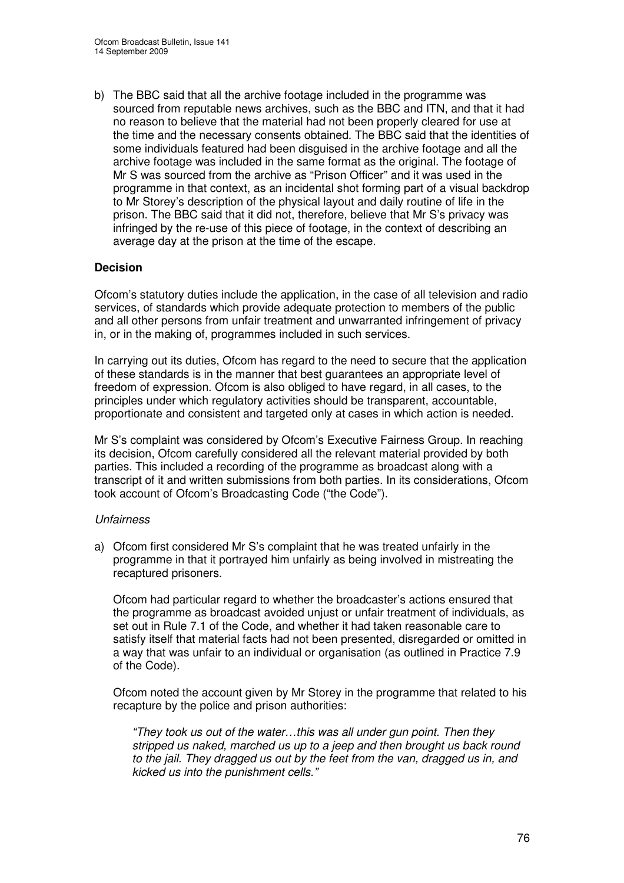b) The BBC said that all the archive footage included in the programme was sourced from reputable news archives, such as the BBC and ITN, and that it had no reason to believe that the material had not been properly cleared for use at the time and the necessary consents obtained. The BBC said that the identities of some individuals featured had been disguised in the archive footage and all the archive footage was included in the same format as the original. The footage of Mr S was sourced from the archive as "Prison Officer" and it was used in the programme in that context, as an incidental shot forming part of a visual backdrop to Mr Storey's description of the physical layout and daily routine of life in the prison. The BBC said that it did not, therefore, believe that Mr S's privacy was infringed by the re-use of this piece of footage, in the context of describing an average day at the prison at the time of the escape.

**Decision**

Ofcom's statutory duties include the application, in the case of all television and radio services, of standards which provide adequate protection to members of the public and all other persons from unfair treatment and unwarranted infringement of privacy in, or in the making of, programmes included in such services.

In carrying out its duties, Ofcom has regard to the need to secure that the application of these standards is in the manner that best guarantees an appropriate level of freedom of expression. Ofcom is also obliged to have regard, in all cases, to the principles under which regulatory activities should be transparent, accountable, proportionate and consistent and targeted only at cases in which action is needed.

Mr S's complaint was considered by Ofcom's Executive Fairness Group. In reaching its decision, Ofcom carefully considered all the relevant material provided by both parties. This included a recording of the programme as broadcast along with a transcript of it and written submissions from both parties. In its considerations, Ofcom took account of Ofcom's Broadcasting Code ("the Code").

*Unfairness*

a) Ofcom first considered Mr S's complaint that he was treated unfairly in the programme in that it portrayed him unfairly as being involved in mistreating the recaptured prisoners.

   Ofcom had particular regard to whether the broadcaster's actions ensured that the programme as broadcast avoided unjust or unfair treatment of individuals, as set out in Rule 7.1 of the Code, and whether it had taken reasonable care to satisfy itself that material facts had not been presented, disregarded or omitted in a way that was unfair to an individual or organisation (as outlined in Practice 7.9 of the Code).

   Ofcom noted the account given by Mr Storey in the programme that related to his recapture by the police and prison authorities:

   *"They took us out of the water…this was all under gun point. Then they stripped us naked, marched us up to a jeep and then brought us back round to the jail. They dragged us out by the feet from the van, dragged us in, and kicked us into the punishment cells."*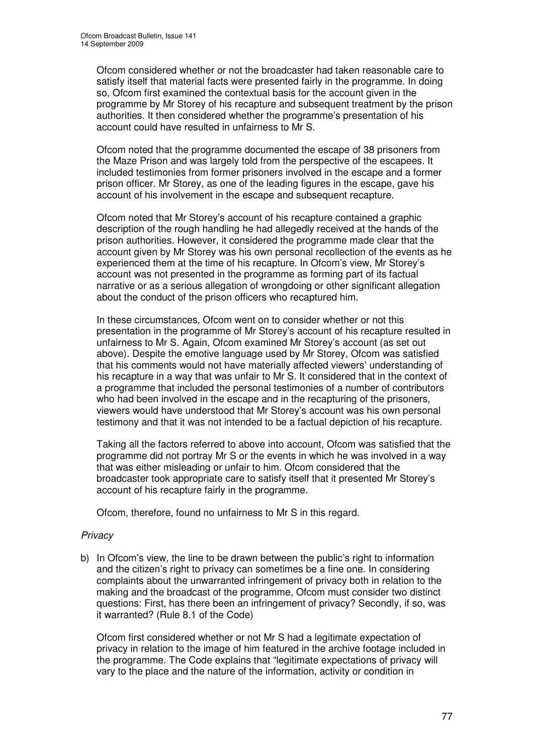Ofcom considered whether or not the broadcaster had taken reasonable care to satisfy itself that material facts were presented fairly in the programme. In doing so, Ofcom first examined the contextual basis for the account given in the programme by Mr Storey of his recapture and subsequent treatment by the prison authorities. It then considered whether the programme's presentation of his account could have resulted in unfairness to Mr S.

Ofcom noted that the programme documented the escape of 38 prisoners from the Maze Prison and was largely told from the perspective of the escapees. It included testimonies from former prisoners involved in the escape and a former prison officer. Mr Storey, as one of the leading figures in the escape, gave his account of his involvement in the escape and subsequent recapture.

Ofcom noted that Mr Storey's account of his recapture contained a graphic description of the rough handling he had allegedly received at the hands of the prison authorities. However, it considered the programme made clear that the account given by Mr Storey was his own personal recollection of the events as he experienced them at the time of his recapture. In Ofcom's view, Mr Storey's account was not presented in the programme as forming part of its factual narrative or as a serious allegation of wrongdoing or other significant allegation about the conduct of the prison officers who recaptured him.

In these circumstances, Ofcom went on to consider whether or not this presentation in the programme of Mr Storey's account of his recapture resulted in unfairness to Mr S. Again, Ofcom examined Mr Storey's account (as set out above). Despite the emotive language used by Mr Storey, Ofcom was satisfied that his comments would not have materially affected viewers' understanding of his recapture in a way that was unfair to Mr S. It considered that in the context of a programme that included the personal testimonies of a number of contributors who had been involved in the escape and in the recapturing of the prisoners, viewers would have understood that Mr Storey's account was his own personal testimony and that it was not intended to be a factual depiction of his recapture.

Taking all the factors referred to above into account, Ofcom was satisfied that the programme did not portray Mr S or the events in which he was involved in a way that was either misleading or unfair to him. Ofcom considered that the broadcaster took appropriate care to satisfy itself that it presented Mr Storey's account of his recapture fairly in the programme.

Ofcom, therefore, found no unfairness to Mr S in this regard.

*Privacy*

b) In Ofcom's view, the line to be drawn between the public's right to information and the citizen's right to privacy can sometimes be a fine one. In considering complaints about the unwarranted infringement of privacy both in relation to the making and the broadcast of the programme, Ofcom must consider two distinct questions: First, has there been an infringement of privacy? Secondly, if so, was it warranted? (Rule 8.1 of the Code)

Ofcom first considered whether or not Mr S had a legitimate expectation of privacy in relation to the image of him featured in the archive footage included in the programme. The Code explains that "legitimate expectations of privacy will vary to the place and the nature of the information, activity or condition in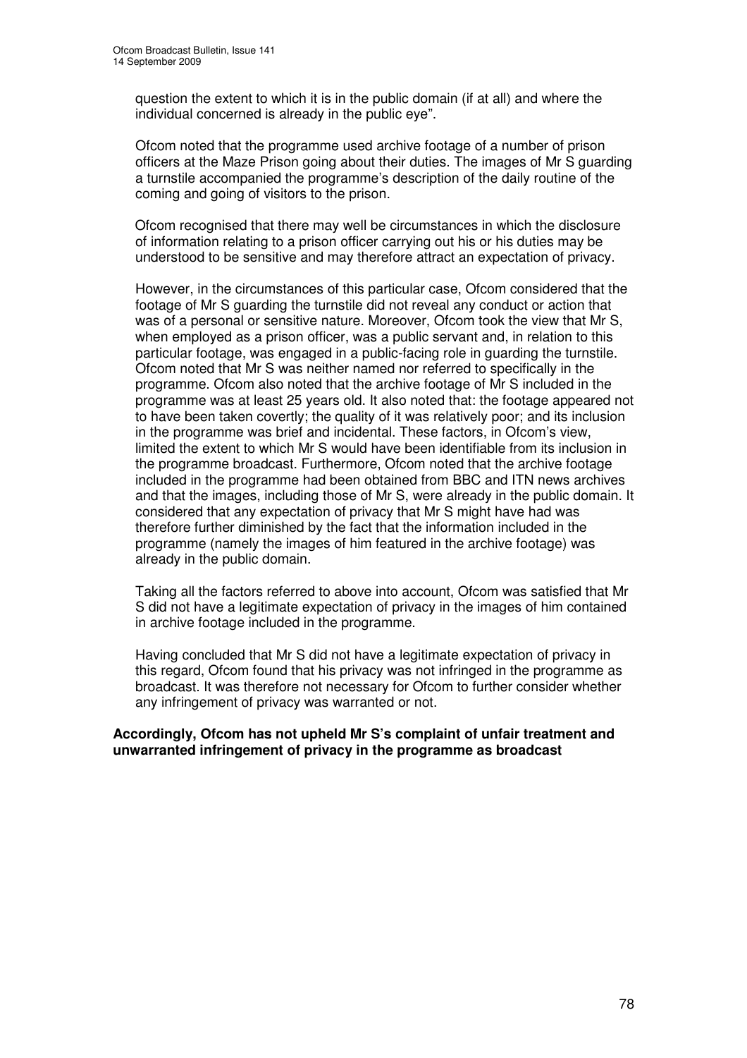question the extent to which it is in the public domain (if at all) and where the individual concerned is already in the public eye".

Ofcom noted that the programme used archive footage of a number of prison officers at the Maze Prison going about their duties. The images of Mr S guarding a turnstile accompanied the programme's description of the daily routine of the coming and going of visitors to the prison.

Ofcom recognised that there may well be circumstances in which the disclosure of information relating to a prison officer carrying out his or his duties may be understood to be sensitive and may therefore attract an expectation of privacy.

However, in the circumstances of this particular case, Ofcom considered that the footage of Mr S guarding the turnstile did not reveal any conduct or action that was of a personal or sensitive nature. Moreover, Ofcom took the view that Mr S, when employed as a prison officer, was a public servant and, in relation to this particular footage, was engaged in a public-facing role in guarding the turnstile. Ofcom noted that Mr S was neither named nor referred to specifically in the programme. Ofcom also noted that the archive footage of Mr S included in the programme was at least 25 years old. It also noted that: the footage appeared not to have been taken covertly; the quality of it was relatively poor; and its inclusion in the programme was brief and incidental. These factors, in Ofcom's view, limited the extent to which Mr S would have been identifiable from its inclusion in the programme broadcast. Furthermore, Ofcom noted that the archive footage included in the programme had been obtained from BBC and ITN news archives and that the images, including those of Mr S, were already in the public domain. It considered that any expectation of privacy that Mr S might have had was therefore further diminished by the fact that the information included in the programme (namely the images of him featured in the archive footage) was already in the public domain.

Taking all the factors referred to above into account, Ofcom was satisfied that Mr S did not have a legitimate expectation of privacy in the images of him contained in archive footage included in the programme.

Having concluded that Mr S did not have a legitimate expectation of privacy in this regard, Ofcom found that his privacy was not infringed in the programme as broadcast. It was therefore not necessary for Ofcom to further consider whether any infringement of privacy was warranted or not.

**Accordingly, Ofcom has not upheld Mr S's complaint of unfair treatment and unwarranted infringement of privacy in the programme as broadcast**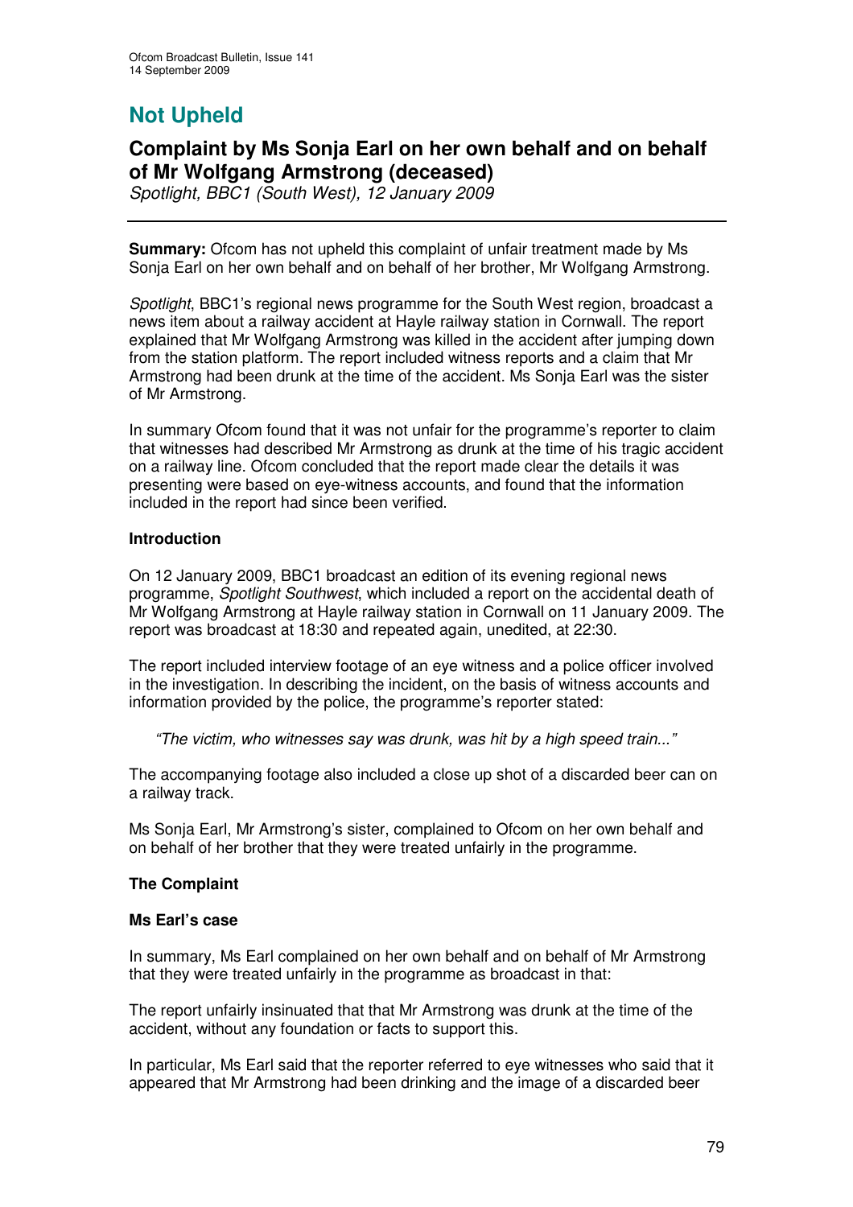# Not Upheld

## Complaint by Ms Sonja Earl on her own behalf and on behalf of Mr Wolfgang Armstrong (deceased)

*Spotlight, BBC1 (South West), 12 January 2009*

---

**Summary:** Ofcom has not upheld this complaint of unfair treatment made by Ms Sonja Earl on her own behalf and on behalf of her brother, Mr Wolfgang Armstrong.

*Spotlight*, BBC1's regional news programme for the South West region, broadcast a news item about a railway accident at Hayle railway station in Cornwall. The report explained that Mr Wolfgang Armstrong was killed in the accident after jumping down from the station platform. The report included witness reports and a claim that Mr Armstrong had been drunk at the time of the accident. Ms Sonja Earl was the sister of Mr Armstrong.

In summary Ofcom found that it was not unfair for the programme's reporter to claim that witnesses had described Mr Armstrong as drunk at the time of his tragic accident on a railway line. Ofcom concluded that the report made clear the details it was presenting were based on eye-witness accounts, and found that the information included in the report had since been verified.

**Introduction**

On 12 January 2009, BBC1 broadcast an edition of its evening regional news programme, *Spotlight Southwest*, which included a report on the accidental death of Mr Wolfgang Armstrong at Hayle railway station in Cornwall on 11 January 2009. The report was broadcast at 18:30 and repeated again, unedited, at 22:30.

The report included interview footage of an eye witness and a police officer involved in the investigation. In describing the incident, on the basis of witness accounts and information provided by the police, the programme's reporter stated:

> *"The victim, who witnesses say was drunk, was hit by a high speed train..."*

The accompanying footage also included a close up shot of a discarded beer can on a railway track.

Ms Sonja Earl, Mr Armstrong's sister, complained to Ofcom on her own behalf and on behalf of her brother that they were treated unfairly in the programme.

**The Complaint**

**Ms Earl's case**

In summary, Ms Earl complained on her own behalf and on behalf of Mr Armstrong that they were treated unfairly in the programme as broadcast in that:

The report unfairly insinuated that that Mr Armstrong was drunk at the time of the accident, without any foundation or facts to support this.

In particular, Ms Earl said that the reporter referred to eye witnesses who said that it appeared that Mr Armstrong had been drinking and the image of a discarded beer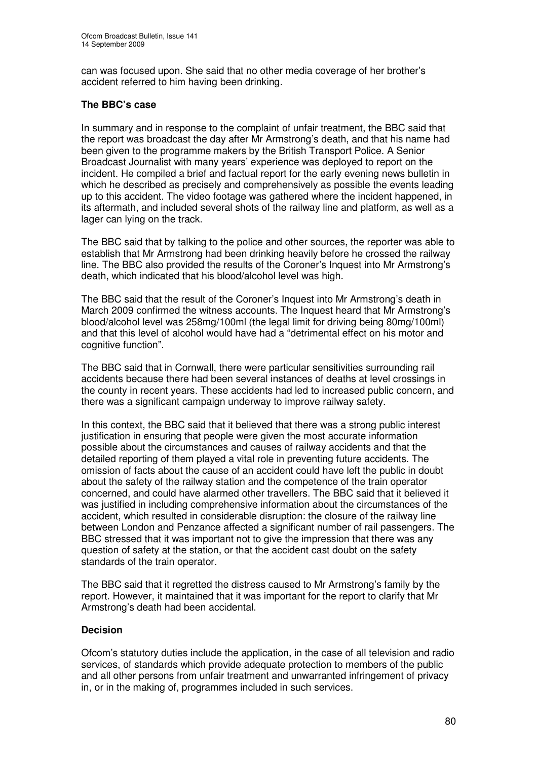can was focused upon. She said that no other media coverage of her brother's accident referred to him having been drinking.

### The BBC's case

In summary and in response to the complaint of unfair treatment, the BBC said that the report was broadcast the day after Mr Armstrong's death, and that his name had been given to the programme makers by the British Transport Police. A Senior Broadcast Journalist with many years' experience was deployed to report on the incident. He compiled a brief and factual report for the early evening news bulletin in which he described as precisely and comprehensively as possible the events leading up to this accident. The video footage was gathered where the incident happened, in its aftermath, and included several shots of the railway line and platform, as well as a lager can lying on the track.

The BBC said that by talking to the police and other sources, the reporter was able to establish that Mr Armstrong had been drinking heavily before he crossed the railway line. The BBC also provided the results of the Coroner's Inquest into Mr Armstrong's death, which indicated that his blood/alcohol level was high.

The BBC said that the result of the Coroner's Inquest into Mr Armstrong's death in March 2009 confirmed the witness accounts. The Inquest heard that Mr Armstrong's blood/alcohol level was 258mg/100ml (the legal limit for driving being 80mg/100ml) and that this level of alcohol would have had a "detrimental effect on his motor and cognitive function".

The BBC said that in Cornwall, there were particular sensitivities surrounding rail accidents because there had been several instances of deaths at level crossings in the county in recent years. These accidents had led to increased public concern, and there was a significant campaign underway to improve railway safety.

In this context, the BBC said that it believed that there was a strong public interest justification in ensuring that people were given the most accurate information possible about the circumstances and causes of railway accidents and that the detailed reporting of them played a vital role in preventing future accidents. The omission of facts about the cause of an accident could have left the public in doubt about the safety of the railway station and the competence of the train operator concerned, and could have alarmed other travellers. The BBC said that it believed it was justified in including comprehensive information about the circumstances of the accident, which resulted in considerable disruption: the closure of the railway line between London and Penzance affected a significant number of rail passengers. The BBC stressed that it was important not to give the impression that there was any question of safety at the station, or that the accident cast doubt on the safety standards of the train operator.

The BBC said that it regretted the distress caused to Mr Armstrong's family by the report. However, it maintained that it was important for the report to clarify that Mr Armstrong's death had been accidental.

### Decision

Ofcom's statutory duties include the application, in the case of all television and radio services, of standards which provide adequate protection to members of the public and all other persons from unfair treatment and unwarranted infringement of privacy in, or in the making of, programmes included in such services.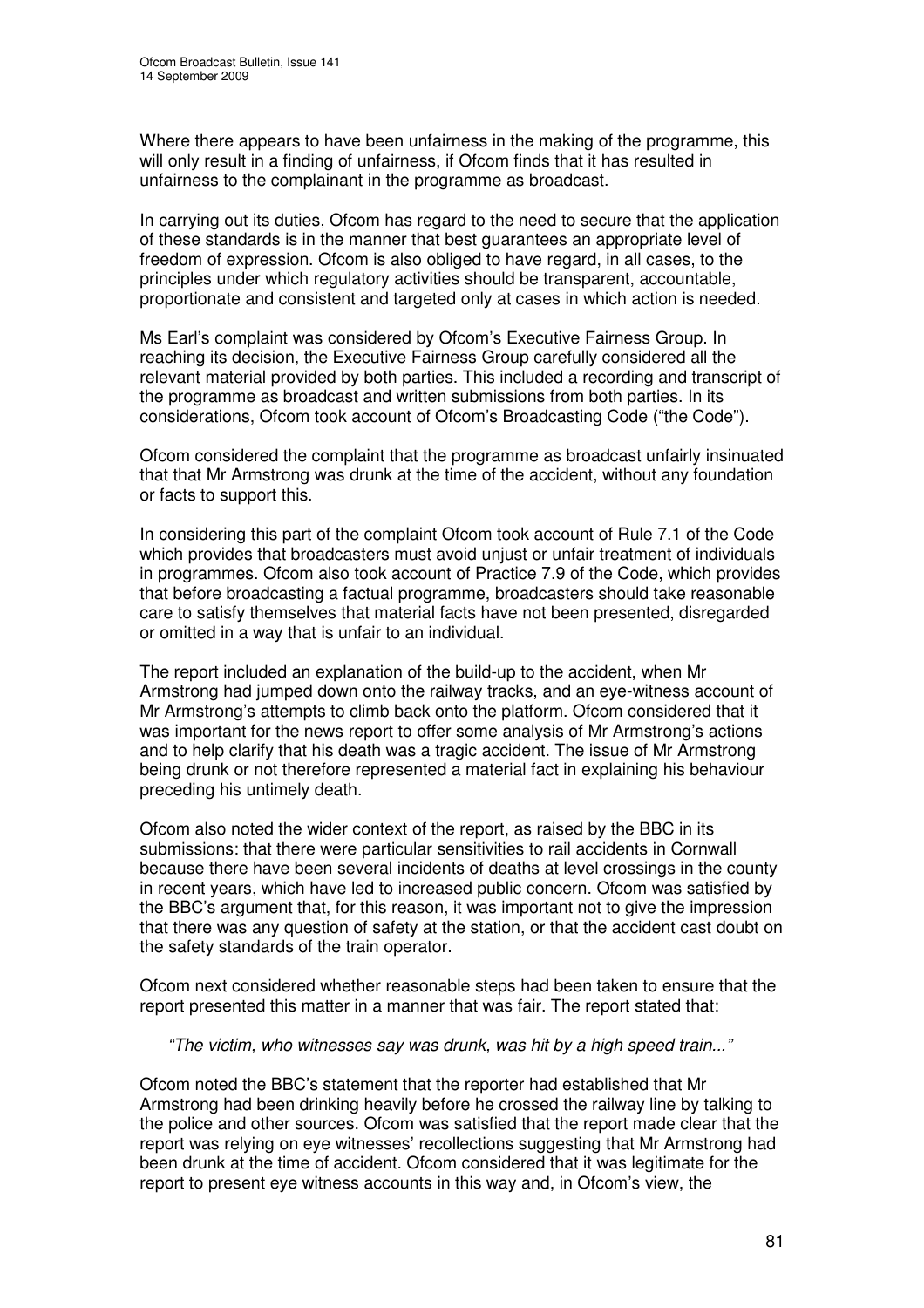Where there appears to have been unfairness in the making of the programme, this will only result in a finding of unfairness, if Ofcom finds that it has resulted in unfairness to the complainant in the programme as broadcast.

In carrying out its duties, Ofcom has regard to the need to secure that the application of these standards is in the manner that best guarantees an appropriate level of freedom of expression. Ofcom is also obliged to have regard, in all cases, to the principles under which regulatory activities should be transparent, accountable, proportionate and consistent and targeted only at cases in which action is needed.

Ms Earl's complaint was considered by Ofcom's Executive Fairness Group. In reaching its decision, the Executive Fairness Group carefully considered all the relevant material provided by both parties. This included a recording and transcript of the programme as broadcast and written submissions from both parties. In its considerations, Ofcom took account of Ofcom's Broadcasting Code ("the Code").

Ofcom considered the complaint that the programme as broadcast unfairly insinuated that that Mr Armstrong was drunk at the time of the accident, without any foundation or facts to support this.

In considering this part of the complaint Ofcom took account of Rule 7.1 of the Code which provides that broadcasters must avoid unjust or unfair treatment of individuals in programmes. Ofcom also took account of Practice 7.9 of the Code, which provides that before broadcasting a factual programme, broadcasters should take reasonable care to satisfy themselves that material facts have not been presented, disregarded or omitted in a way that is unfair to an individual.

The report included an explanation of the build-up to the accident, when Mr Armstrong had jumped down onto the railway tracks, and an eye-witness account of Mr Armstrong's attempts to climb back onto the platform. Ofcom considered that it was important for the news report to offer some analysis of Mr Armstrong's actions and to help clarify that his death was a tragic accident. The issue of Mr Armstrong being drunk or not therefore represented a material fact in explaining his behaviour preceding his untimely death.

Ofcom also noted the wider context of the report, as raised by the BBC in its submissions: that there were particular sensitivities to rail accidents in Cornwall because there have been several incidents of deaths at level crossings in the county in recent years, which have led to increased public concern. Ofcom was satisfied by the BBC's argument that, for this reason, it was important not to give the impression that there was any question of safety at the station, or that the accident cast doubt on the safety standards of the train operator.

Ofcom next considered whether reasonable steps had been taken to ensure that the report presented this matter in a manner that was fair. The report stated that:

*"The victim, who witnesses say was drunk, was hit by a high speed train..."*

Ofcom noted the BBC's statement that the reporter had established that Mr Armstrong had been drinking heavily before he crossed the railway line by talking to the police and other sources. Ofcom was satisfied that the report made clear that the report was relying on eye witnesses' recollections suggesting that Mr Armstrong had been drunk at the time of accident. Ofcom considered that it was legitimate for the report to present eye witness accounts in this way and, in Ofcom's view, the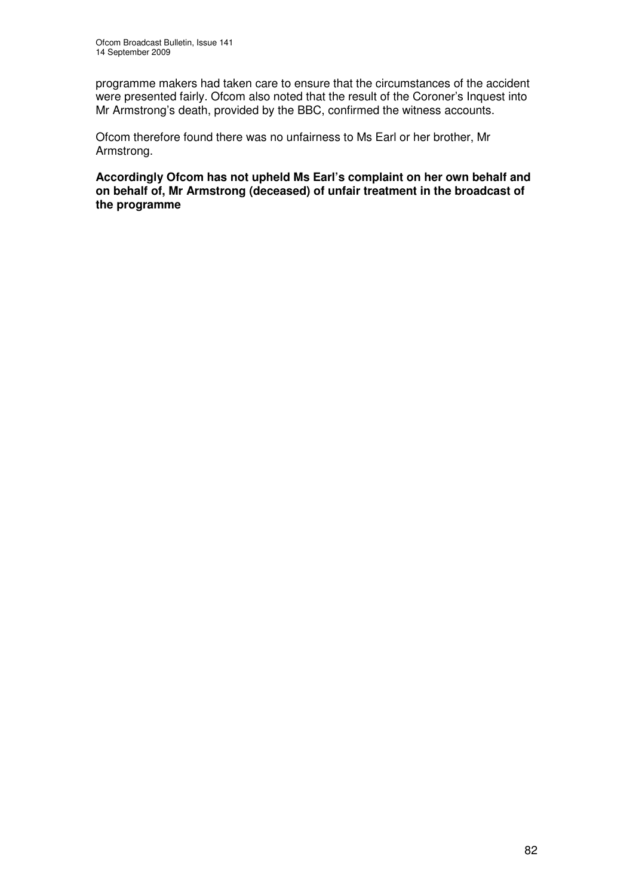programme makers had taken care to ensure that the circumstances of the accident were presented fairly. Ofcom also noted that the result of the Coroner's Inquest into Mr Armstrong's death, provided by the BBC, confirmed the witness accounts.

Ofcom therefore found there was no unfairness to Ms Earl or her brother, Mr Armstrong.

**Accordingly Ofcom has not upheld Ms Earl's complaint on her own behalf and on behalf of, Mr Armstrong (deceased) of unfair treatment in the broadcast of the programme**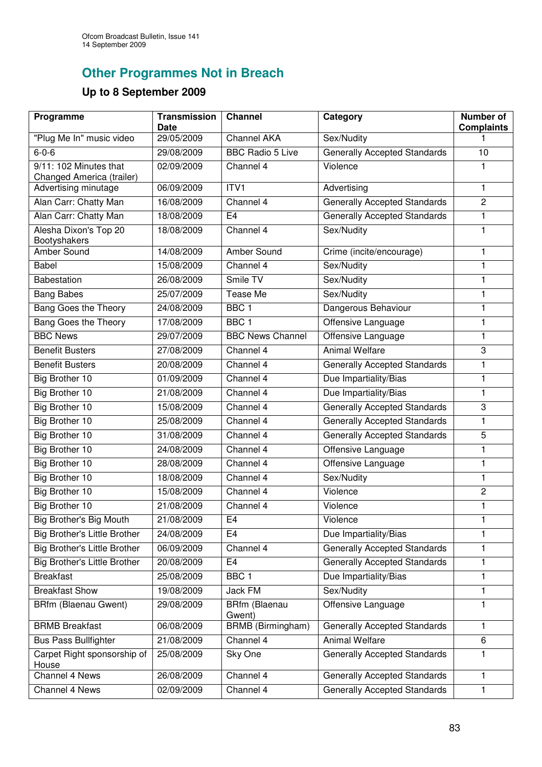## Other Programmes Not in Breach

### Up to 8 September 2009

| Programme | Transmission Date | Channel | Category | Number of Complaints |
|---|---|---|---|---|
| "Plug Me In" music video | 29/05/2009 | Channel AKA | Sex/Nudity | 1 |
| 6-0-6 | 29/08/2009 | BBC Radio 5 Live | Generally Accepted Standards | 10 |
| 9/11: 102 Minutes that Changed America (trailer) | 02/09/2009 | Channel 4 | Violence | 1 |
| Advertising minutage | 06/09/2009 | ITV1 | Advertising | 1 |
| Alan Carr: Chatty Man | 16/08/2009 | Channel 4 | Generally Accepted Standards | 2 |
| Alan Carr: Chatty Man | 18/08/2009 | E4 | Generally Accepted Standards | 1 |
| Alesha Dixon's Top 20 Bootyshakers | 18/08/2009 | Channel 4 | Sex/Nudity | 1 |
| Amber Sound | 14/08/2009 | Amber Sound | Crime (incite/encourage) | 1 |
| Babel | 15/08/2009 | Channel 4 | Sex/Nudity | 1 |
| Babestation | 26/08/2009 | Smile TV | Sex/Nudity | 1 |
| Bang Babes | 25/07/2009 | Tease Me | Sex/Nudity | 1 |
| Bang Goes the Theory | 24/08/2009 | BBC 1 | Dangerous Behaviour | 1 |
| Bang Goes the Theory | 17/08/2009 | BBC 1 | Offensive Language | 1 |
| BBC News | 29/07/2009 | BBC News Channel | Offensive Language | 1 |
| Benefit Busters | 27/08/2009 | Channel 4 | Animal Welfare | 3 |
| Benefit Busters | 20/08/2009 | Channel 4 | Generally Accepted Standards | 1 |
| Big Brother 10 | 01/09/2009 | Channel 4 | Due Impartiality/Bias | 1 |
| Big Brother 10 | 21/08/2009 | Channel 4 | Due Impartiality/Bias | 1 |
| Big Brother 10 | 15/08/2009 | Channel 4 | Generally Accepted Standards | 3 |
| Big Brother 10 | 25/08/2009 | Channel 4 | Generally Accepted Standards | 1 |
| Big Brother 10 | 31/08/2009 | Channel 4 | Generally Accepted Standards | 5 |
| Big Brother 10 | 24/08/2009 | Channel 4 | Offensive Language | 1 |
| Big Brother 10 | 28/08/2009 | Channel 4 | Offensive Language | 1 |
| Big Brother 10 | 18/08/2009 | Channel 4 | Sex/Nudity | 1 |
| Big Brother 10 | 15/08/2009 | Channel 4 | Violence | 2 |
| Big Brother 10 | 21/08/2009 | Channel 4 | Violence | 1 |
| Big Brother's Big Mouth | 21/08/2009 | E4 | Violence | 1 |
| Big Brother's Little Brother | 24/08/2009 | E4 | Due Impartiality/Bias | 1 |
| Big Brother's Little Brother | 06/09/2009 | Channel 4 | Generally Accepted Standards | 1 |
| Big Brother's Little Brother | 20/08/2009 | E4 | Generally Accepted Standards | 1 |
| Breakfast | 25/08/2009 | BBC 1 | Due Impartiality/Bias | 1 |
| Breakfast Show | 19/08/2009 | Jack FM | Sex/Nudity | 1 |
| BRfm (Blaenau Gwent) | 29/08/2009 | BRfm (Blaenau Gwent) | Offensive Language | 1 |
| BRMB Breakfast | 06/08/2009 | BRMB (Birmingham) | Generally Accepted Standards | 1 |
| Bus Pass Bullfighter | 21/08/2009 | Channel 4 | Animal Welfare | 6 |
| Carpet Right sponsorship of House | 25/08/2009 | Sky One | Generally Accepted Standards | 1 |
| Channel 4 News | 26/08/2009 | Channel 4 | Generally Accepted Standards | 1 |
| Channel 4 News | 02/09/2009 | Channel 4 | Generally Accepted Standards | 1 |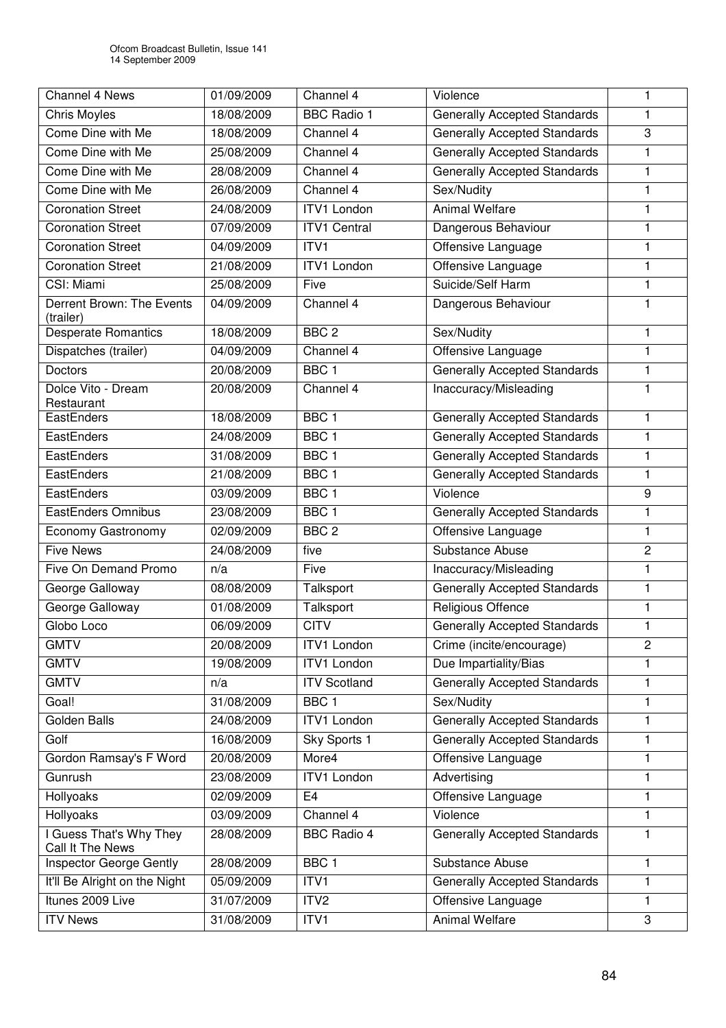| Channel 4 News | 01/09/2009 | Channel 4 | Violence | 1 |
|---|---|---|---|---|
| Chris Moyles | 18/08/2009 | BBC Radio 1 | Generally Accepted Standards | 1 |
| Come Dine with Me | 18/08/2009 | Channel 4 | Generally Accepted Standards | 3 |
| Come Dine with Me | 25/08/2009 | Channel 4 | Generally Accepted Standards | 1 |
| Come Dine with Me | 28/08/2009 | Channel 4 | Generally Accepted Standards | 1 |
| Come Dine with Me | 26/08/2009 | Channel 4 | Sex/Nudity | 1 |
| Coronation Street | 24/08/2009 | ITV1 London | Animal Welfare | 1 |
| Coronation Street | 07/09/2009 | ITV1 Central | Dangerous Behaviour | 1 |
| Coronation Street | 04/09/2009 | ITV1 | Offensive Language | 1 |
| Coronation Street | 21/08/2009 | ITV1 London | Offensive Language | 1 |
| CSI: Miami | 25/08/2009 | Five | Suicide/Self Harm | 1 |
| Derrent Brown: The Events (trailer) | 04/09/2009 | Channel 4 | Dangerous Behaviour | 1 |
| Desperate Romantics | 18/08/2009 | BBC 2 | Sex/Nudity | 1 |
| Dispatches (trailer) | 04/09/2009 | Channel 4 | Offensive Language | 1 |
| Doctors | 20/08/2009 | BBC 1 | Generally Accepted Standards | 1 |
| Dolce Vito - Dream Restaurant | 20/08/2009 | Channel 4 | Inaccuracy/Misleading | 1 |
| EastEnders | 18/08/2009 | BBC 1 | Generally Accepted Standards | 1 |
| EastEnders | 24/08/2009 | BBC 1 | Generally Accepted Standards | 1 |
| EastEnders | 31/08/2009 | BBC 1 | Generally Accepted Standards | 1 |
| EastEnders | 21/08/2009 | BBC 1 | Generally Accepted Standards | 1 |
| EastEnders | 03/09/2009 | BBC 1 | Violence | 9 |
| EastEnders Omnibus | 23/08/2009 | BBC 1 | Generally Accepted Standards | 1 |
| Economy Gastronomy | 02/09/2009 | BBC 2 | Offensive Language | 1 |
| Five News | 24/08/2009 | five | Substance Abuse | 2 |
| Five On Demand Promo | n/a | Five | Inaccuracy/Misleading | 1 |
| George Galloway | 08/08/2009 | Talksport | Generally Accepted Standards | 1 |
| George Galloway | 01/08/2009 | Talksport | Religious Offence | 1 |
| Globo Loco | 06/09/2009 | CITV | Generally Accepted Standards | 1 |
| GMTV | 20/08/2009 | ITV1 London | Crime (incite/encourage) | 2 |
| GMTV | 19/08/2009 | ITV1 London | Due Impartiality/Bias | 1 |
| GMTV | n/a | ITV Scotland | Generally Accepted Standards | 1 |
| Goal! | 31/08/2009 | BBC 1 | Sex/Nudity | 1 |
| Golden Balls | 24/08/2009 | ITV1 London | Generally Accepted Standards | 1 |
| Golf | 16/08/2009 | Sky Sports 1 | Generally Accepted Standards | 1 |
| Gordon Ramsay's F Word | 20/08/2009 | More4 | Offensive Language | 1 |
| Gunrush | 23/08/2009 | ITV1 London | Advertising | 1 |
| Hollyoaks | 02/09/2009 | E4 | Offensive Language | 1 |
| Hollyoaks | 03/09/2009 | Channel 4 | Violence | 1 |
| I Guess That's Why They Call It The News | 28/08/2009 | BBC Radio 4 | Generally Accepted Standards | 1 |
| Inspector George Gently | 28/08/2009 | BBC 1 | Substance Abuse | 1 |
| It'll Be Alright on the Night | 05/09/2009 | ITV1 | Generally Accepted Standards | 1 |
| Itunes 2009 Live | 31/07/2009 | ITV2 | Offensive Language | 1 |
| ITV News | 31/08/2009 | ITV1 | Animal Welfare | 3 |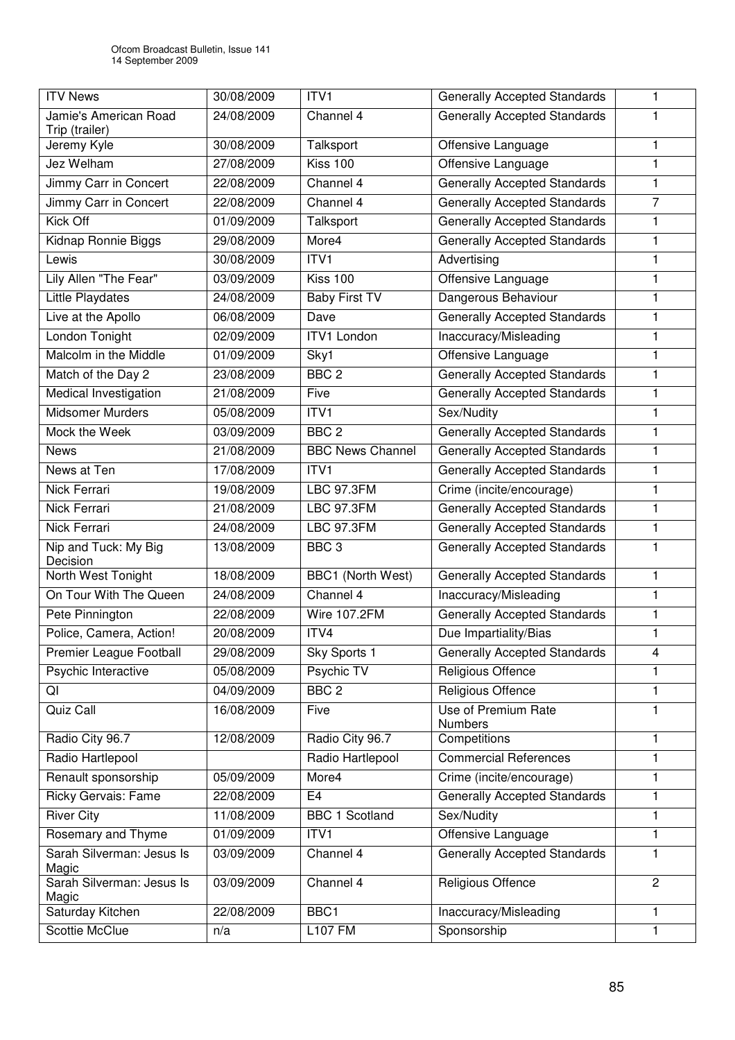| ITV News | 30/08/2009 | ITV1 | Generally Accepted Standards | 1 |
|---|---|---|---|---|
| Jamie's American Road Trip (trailer) | 24/08/2009 | Channel 4 | Generally Accepted Standards | 1 |
| Jeremy Kyle | 30/08/2009 | Talksport | Offensive Language | 1 |
| Jez Welham | 27/08/2009 | Kiss 100 | Offensive Language | 1 |
| Jimmy Carr in Concert | 22/08/2009 | Channel 4 | Generally Accepted Standards | 1 |
| Jimmy Carr in Concert | 22/08/2009 | Channel 4 | Generally Accepted Standards | 7 |
| Kick Off | 01/09/2009 | Talksport | Generally Accepted Standards | 1 |
| Kidnap Ronnie Biggs | 29/08/2009 | More4 | Generally Accepted Standards | 1 |
| Lewis | 30/08/2009 | ITV1 | Advertising | 1 |
| Lily Allen "The Fear" | 03/09/2009 | Kiss 100 | Offensive Language | 1 |
| Little Playdates | 24/08/2009 | Baby First TV | Dangerous Behaviour | 1 |
| Live at the Apollo | 06/08/2009 | Dave | Generally Accepted Standards | 1 |
| London Tonight | 02/09/2009 | ITV1 London | Inaccuracy/Misleading | 1 |
| Malcolm in the Middle | 01/09/2009 | Sky1 | Offensive Language | 1 |
| Match of the Day 2 | 23/08/2009 | BBC 2 | Generally Accepted Standards | 1 |
| Medical Investigation | 21/08/2009 | Five | Generally Accepted Standards | 1 |
| Midsomer Murders | 05/08/2009 | ITV1 | Sex/Nudity | 1 |
| Mock the Week | 03/09/2009 | BBC 2 | Generally Accepted Standards | 1 |
| News | 21/08/2009 | BBC News Channel | Generally Accepted Standards | 1 |
| News at Ten | 17/08/2009 | ITV1 | Generally Accepted Standards | 1 |
| Nick Ferrari | 19/08/2009 | LBC 97.3FM | Crime (incite/encourage) | 1 |
| Nick Ferrari | 21/08/2009 | LBC 97.3FM | Generally Accepted Standards | 1 |
| Nick Ferrari | 24/08/2009 | LBC 97.3FM | Generally Accepted Standards | 1 |
| Nip and Tuck: My Big Decision | 13/08/2009 | BBC 3 | Generally Accepted Standards | 1 |
| North West Tonight | 18/08/2009 | BBC1 (North West) | Generally Accepted Standards | 1 |
| On Tour With The Queen | 24/08/2009 | Channel 4 | Inaccuracy/Misleading | 1 |
| Pete Pinnington | 22/08/2009 | Wire 107.2FM | Generally Accepted Standards | 1 |
| Police, Camera, Action! | 20/08/2009 | ITV4 | Due Impartiality/Bias | 1 |
| Premier League Football | 29/08/2009 | Sky Sports 1 | Generally Accepted Standards | 4 |
| Psychic Interactive | 05/08/2009 | Psychic TV | Religious Offence | 1 |
| QI | 04/09/2009 | BBC 2 | Religious Offence | 1 |
| Quiz Call | 16/08/2009 | Five | Use of Premium Rate Numbers | 1 |
| Radio City 96.7 | 12/08/2009 | Radio City 96.7 | Competitions | 1 |
| Radio Hartlepool | | Radio Hartlepool | Commercial References | 1 |
| Renault sponsorship | 05/09/2009 | More4 | Crime (incite/encourage) | 1 |
| Ricky Gervais: Fame | 22/08/2009 | E4 | Generally Accepted Standards | 1 |
| River City | 11/08/2009 | BBC 1 Scotland | Sex/Nudity | 1 |
| Rosemary and Thyme | 01/09/2009 | ITV1 | Offensive Language | 1 |
| Sarah Silverman: Jesus Is Magic | 03/09/2009 | Channel 4 | Generally Accepted Standards | 1 |
| Sarah Silverman: Jesus Is Magic | 03/09/2009 | Channel 4 | Religious Offence | 2 |
| Saturday Kitchen | 22/08/2009 | BBC1 | Inaccuracy/Misleading | 1 |
| Scottie McClue | n/a | L107 FM | Sponsorship | 1 |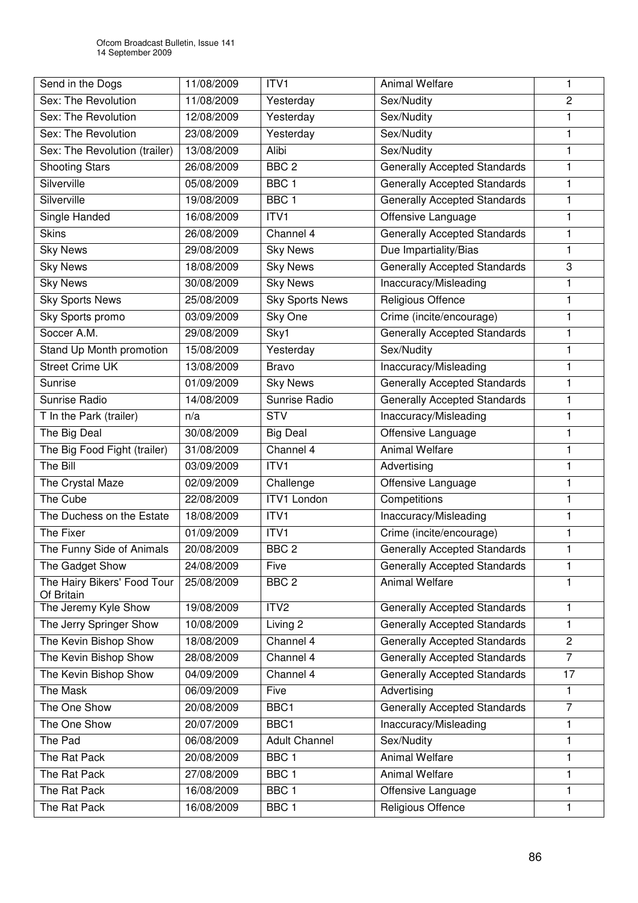| Send in the Dogs | 11/08/2009 | ITV1 | Animal Welfare | 1 |
|---|---|---|---|---|
| Sex: The Revolution | 11/08/2009 | Yesterday | Sex/Nudity | 2 |
| Sex: The Revolution | 12/08/2009 | Yesterday | Sex/Nudity | 1 |
| Sex: The Revolution | 23/08/2009 | Yesterday | Sex/Nudity | 1 |
| Sex: The Revolution (trailer) | 13/08/2009 | Alibi | Sex/Nudity | 1 |
| Shooting Stars | 26/08/2009 | BBC 2 | Generally Accepted Standards | 1 |
| Silverville | 05/08/2009 | BBC 1 | Generally Accepted Standards | 1 |
| Silverville | 19/08/2009 | BBC 1 | Generally Accepted Standards | 1 |
| Single Handed | 16/08/2009 | ITV1 | Offensive Language | 1 |
| Skins | 26/08/2009 | Channel 4 | Generally Accepted Standards | 1 |
| Sky News | 29/08/2009 | Sky News | Due Impartiality/Bias | 1 |
| Sky News | 18/08/2009 | Sky News | Generally Accepted Standards | 3 |
| Sky News | 30/08/2009 | Sky News | Inaccuracy/Misleading | 1 |
| Sky Sports News | 25/08/2009 | Sky Sports News | Religious Offence | 1 |
| Sky Sports promo | 03/09/2009 | Sky One | Crime (incite/encourage) | 1 |
| Soccer A.M. | 29/08/2009 | Sky1 | Generally Accepted Standards | 1 |
| Stand Up Month promotion | 15/08/2009 | Yesterday | Sex/Nudity | 1 |
| Street Crime UK | 13/08/2009 | Bravo | Inaccuracy/Misleading | 1 |
| Sunrise | 01/09/2009 | Sky News | Generally Accepted Standards | 1 |
| Sunrise Radio | 14/08/2009 | Sunrise Radio | Generally Accepted Standards | 1 |
| T In the Park (trailer) | n/a | STV | Inaccuracy/Misleading | 1 |
| The Big Deal | 30/08/2009 | Big Deal | Offensive Language | 1 |
| The Big Food Fight (trailer) | 31/08/2009 | Channel 4 | Animal Welfare | 1 |
| The Bill | 03/09/2009 | ITV1 | Advertising | 1 |
| The Crystal Maze | 02/09/2009 | Challenge | Offensive Language | 1 |
| The Cube | 22/08/2009 | ITV1 London | Competitions | 1 |
| The Duchess on the Estate | 18/08/2009 | ITV1 | Inaccuracy/Misleading | 1 |
| The Fixer | 01/09/2009 | ITV1 | Crime (incite/encourage) | 1 |
| The Funny Side of Animals | 20/08/2009 | BBC 2 | Generally Accepted Standards | 1 |
| The Gadget Show | 24/08/2009 | Five | Generally Accepted Standards | 1 |
| The Hairy Bikers' Food Tour Of Britain | 25/08/2009 | BBC 2 | Animal Welfare | 1 |
| The Jeremy Kyle Show | 19/08/2009 | ITV2 | Generally Accepted Standards | 1 |
| The Jerry Springer Show | 10/08/2009 | Living 2 | Generally Accepted Standards | 1 |
| The Kevin Bishop Show | 18/08/2009 | Channel 4 | Generally Accepted Standards | 2 |
| The Kevin Bishop Show | 28/08/2009 | Channel 4 | Generally Accepted Standards | 7 |
| The Kevin Bishop Show | 04/09/2009 | Channel 4 | Generally Accepted Standards | 17 |
| The Mask | 06/09/2009 | Five | Advertising | 1 |
| The One Show | 20/08/2009 | BBC1 | Generally Accepted Standards | 7 |
| The One Show | 20/07/2009 | BBC1 | Inaccuracy/Misleading | 1 |
| The Pad | 06/08/2009 | Adult Channel | Sex/Nudity | 1 |
| The Rat Pack | 20/08/2009 | BBC 1 | Animal Welfare | 1 |
| The Rat Pack | 27/08/2009 | BBC 1 | Animal Welfare | 1 |
| The Rat Pack | 16/08/2009 | BBC 1 | Offensive Language | 1 |
| The Rat Pack | 16/08/2009 | BBC 1 | Religious Offence | 1 |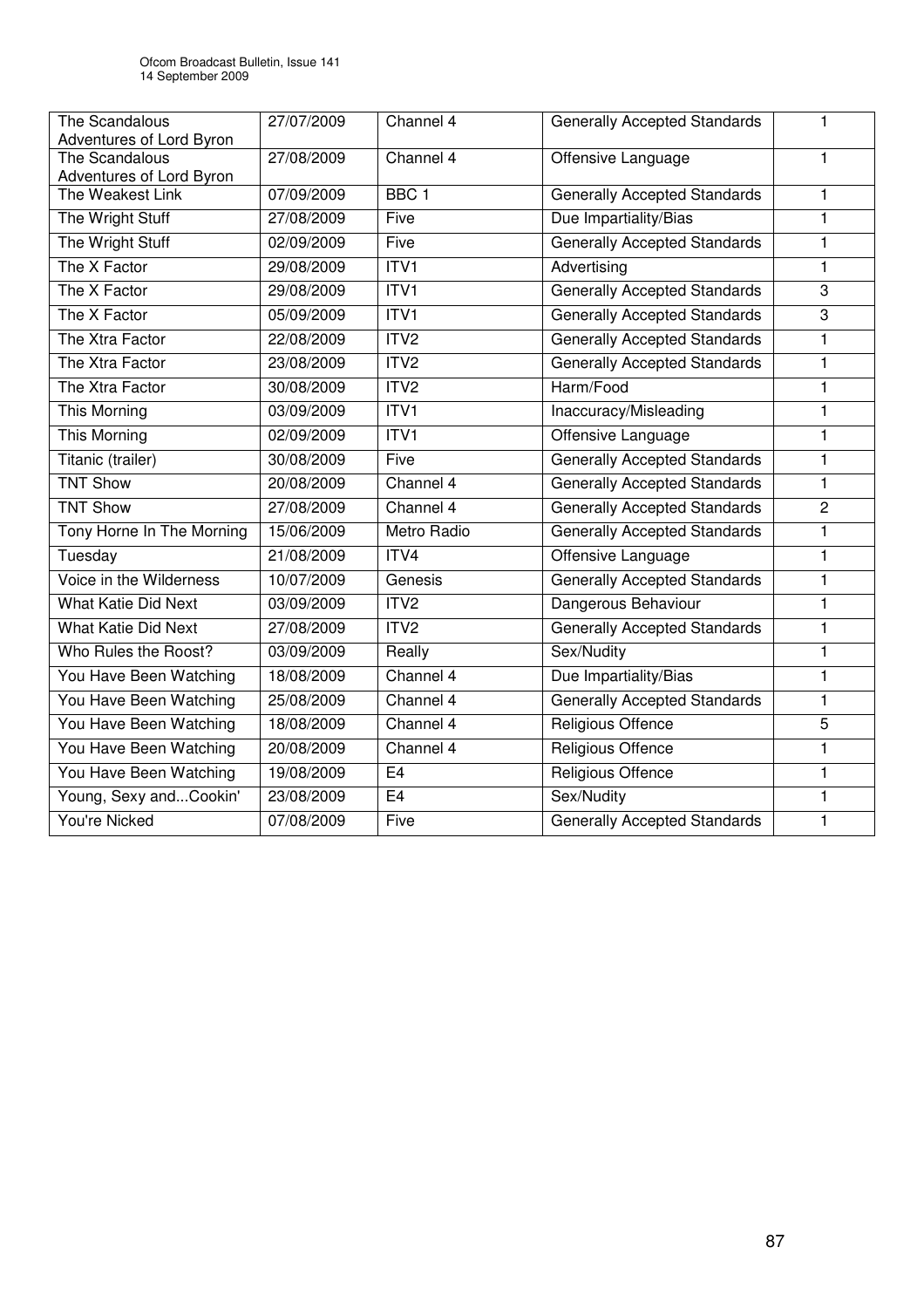| | | | | |
|---|---|---|---|---|
| The Scandalous Adventures of Lord Byron | 27/07/2009 | Channel 4 | Generally Accepted Standards | 1 |
| The Scandalous Adventures of Lord Byron | 27/08/2009 | Channel 4 | Offensive Language | 1 |
| The Weakest Link | 07/09/2009 | BBC 1 | Generally Accepted Standards | 1 |
| The Wright Stuff | 27/08/2009 | Five | Due Impartiality/Bias | 1 |
| The Wright Stuff | 02/09/2009 | Five | Generally Accepted Standards | 1 |
| The X Factor | 29/08/2009 | ITV1 | Advertising | 1 |
| The X Factor | 29/08/2009 | ITV1 | Generally Accepted Standards | 3 |
| The X Factor | 05/09/2009 | ITV1 | Generally Accepted Standards | 3 |
| The Xtra Factor | 22/08/2009 | ITV2 | Generally Accepted Standards | 1 |
| The Xtra Factor | 23/08/2009 | ITV2 | Generally Accepted Standards | 1 |
| The Xtra Factor | 30/08/2009 | ITV2 | Harm/Food | 1 |
| This Morning | 03/09/2009 | ITV1 | Inaccuracy/Misleading | 1 |
| This Morning | 02/09/2009 | ITV1 | Offensive Language | 1 |
| Titanic (trailer) | 30/08/2009 | Five | Generally Accepted Standards | 1 |
| TNT Show | 20/08/2009 | Channel 4 | Generally Accepted Standards | 1 |
| TNT Show | 27/08/2009 | Channel 4 | Generally Accepted Standards | 2 |
| Tony Horne In The Morning | 15/06/2009 | Metro Radio | Generally Accepted Standards | 1 |
| Tuesday | 21/08/2009 | ITV4 | Offensive Language | 1 |
| Voice in the Wilderness | 10/07/2009 | Genesis | Generally Accepted Standards | 1 |
| What Katie Did Next | 03/09/2009 | ITV2 | Dangerous Behaviour | 1 |
| What Katie Did Next | 27/08/2009 | ITV2 | Generally Accepted Standards | 1 |
| Who Rules the Roost? | 03/09/2009 | Really | Sex/Nudity | 1 |
| You Have Been Watching | 18/08/2009 | Channel 4 | Due Impartiality/Bias | 1 |
| You Have Been Watching | 25/08/2009 | Channel 4 | Generally Accepted Standards | 1 |
| You Have Been Watching | 18/08/2009 | Channel 4 | Religious Offence | 5 |
| You Have Been Watching | 20/08/2009 | Channel 4 | Religious Offence | 1 |
| You Have Been Watching | 19/08/2009 | E4 | Religious Offence | 1 |
| Young, Sexy and...Cookin' | 23/08/2009 | E4 | Sex/Nudity | 1 |
| You're Nicked | 07/08/2009 | Five | Generally Accepted Standards | 1 |